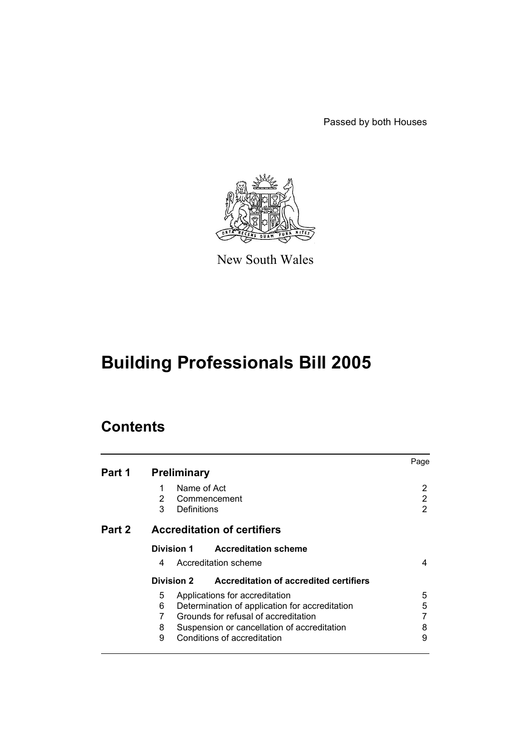Passed by both Houses

New South Wales

# Building Professionals Bill 2005

## Contents

| | | | Page |
|---|---|---|---|
| **Part 1** | **Preliminary** | | |
| | 1 | Name of Act | 2 |
| | 2 | Commencement | 2 |
| | 3 | Definitions | 2 |
| **Part 2** | **Accreditation of certifiers** | | |
| | **Division 1** | **Accreditation scheme** | |
| | 4 | Accreditation scheme | 4 |
| | **Division 2** | **Accreditation of accredited certifiers** | |
| | 5 | Applications for accreditation | 5 |
| | 6 | Determination of application for accreditation | 5 |
| | 7 | Grounds for refusal of accreditation | 7 |
| | 8 | Suspension or cancellation of accreditation | 8 |
| | 9 | Conditions of accreditation | 9 |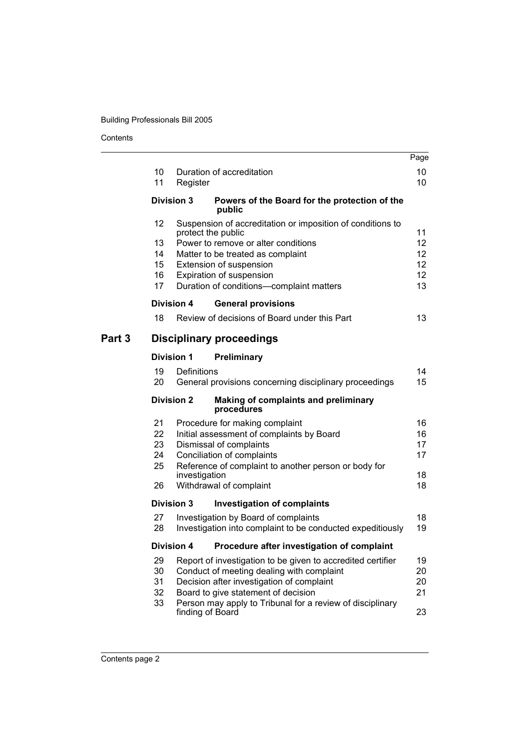| | | Page |
|---|---|---|
| 10 | Duration of accreditation | 10 |
| 11 | Register | 10 |
| **Division 3** | **Powers of the Board for the protection of the public** | |
| 12 | Suspension of accreditation or imposition of conditions to protect the public | 11 |
| 13 | Power to remove or alter conditions | 12 |
| 14 | Matter to be treated as complaint | 12 |
| 15 | Extension of suspension | 12 |
| 16 | Expiration of suspension | 12 |
| 17 | Duration of conditions—complaint matters | 13 |
| **Division 4** | **General provisions** | |
| 18 | Review of decisions of Board under this Part | 13 |

## Part 3 Disciplinary proceedings

| | | |
|---|---|---|
| **Division 1** | **Preliminary** | |
| 19 | Definitions | 14 |
| 20 | General provisions concerning disciplinary proceedings | 15 |
| **Division 2** | **Making of complaints and preliminary procedures** | |
| 21 | Procedure for making complaint | 16 |
| 22 | Initial assessment of complaints by Board | 16 |
| 23 | Dismissal of complaints | 17 |
| 24 | Conciliation of complaints | 17 |
| 25 | Reference of complaint to another person or body for investigation | 18 |
| 26 | Withdrawal of complaint | 18 |
| **Division 3** | **Investigation of complaints** | |
| 27 | Investigation by Board of complaints | 18 |
| 28 | Investigation into complaint to be conducted expeditiously | 19 |
| **Division 4** | **Procedure after investigation of complaint** | |
| 29 | Report of investigation to be given to accredited certifier | 19 |
| 30 | Conduct of meeting dealing with complaint | 20 |
| 31 | Decision after investigation of complaint | 20 |
| 32 | Board to give statement of decision | 21 |
| 33 | Person may apply to Tribunal for a review of disciplinary finding of Board | 23 |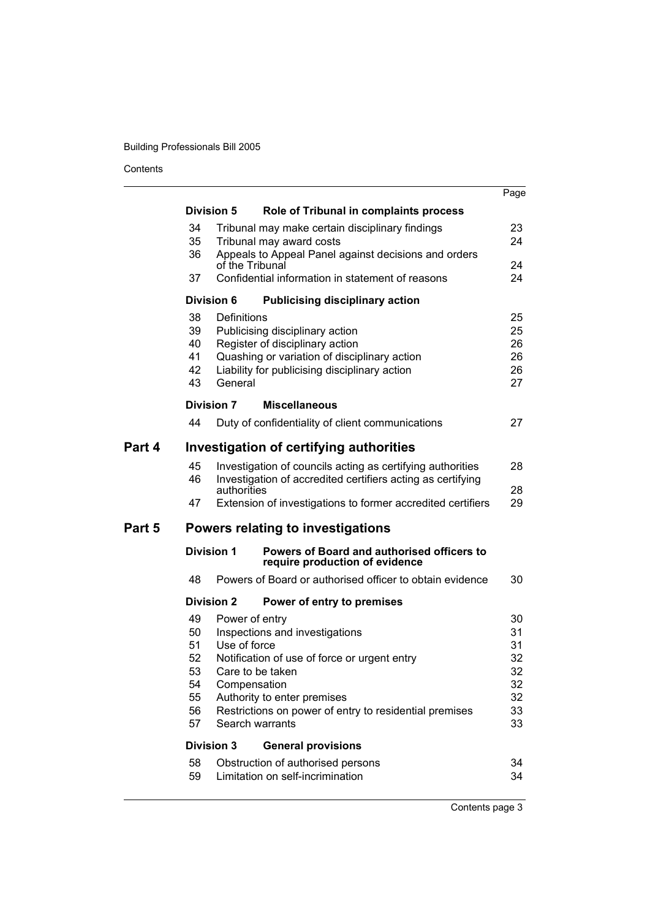| | | Page |
|---|---|---|
| **Division 5** | **Role of Tribunal in complaints process** | |
| 34 | Tribunal may make certain disciplinary findings | 23 |
| 35 | Tribunal may award costs | 24 |
| 36 | Appeals to Appeal Panel against decisions and orders of the Tribunal | 24 |
| 37 | Confidential information in statement of reasons | 24 |
| **Division 6** | **Publicising disciplinary action** | |
| 38 | Definitions | 25 |
| 39 | Publicising disciplinary action | 25 |
| 40 | Register of disciplinary action | 26 |
| 41 | Quashing or variation of disciplinary action | 26 |
| 42 | Liability for publicising disciplinary action | 26 |
| 43 | General | 27 |
| **Division 7** | **Miscellaneous** | |
| 44 | Duty of confidentiality of client communications | 27 |

## Part 4 Investigation of certifying authorities

| | | |
|---|---|---|
| 45 | Investigation of councils acting as certifying authorities | 28 |
| 46 | Investigation of accredited certifiers acting as certifying authorities | 28 |
| 47 | Extension of investigations to former accredited certifiers | 29 |

## Part 5 Powers relating to investigations

| | | |
|---|---|---|
| **Division 1** | **Powers of Board and authorised officers to require production of evidence** | |
| 48 | Powers of Board or authorised officer to obtain evidence | 30 |
| **Division 2** | **Power of entry to premises** | |
| 49 | Power of entry | 30 |
| 50 | Inspections and investigations | 31 |
| 51 | Use of force | 31 |
| 52 | Notification of use of force or urgent entry | 32 |
| 53 | Care to be taken | 32 |
| 54 | Compensation | 32 |
| 55 | Authority to enter premises | 32 |
| 56 | Restrictions on power of entry to residential premises | 33 |
| 57 | Search warrants | 33 |
| **Division 3** | **General provisions** | |
| 58 | Obstruction of authorised persons | 34 |
| 59 | Limitation on self-incrimination | 34 |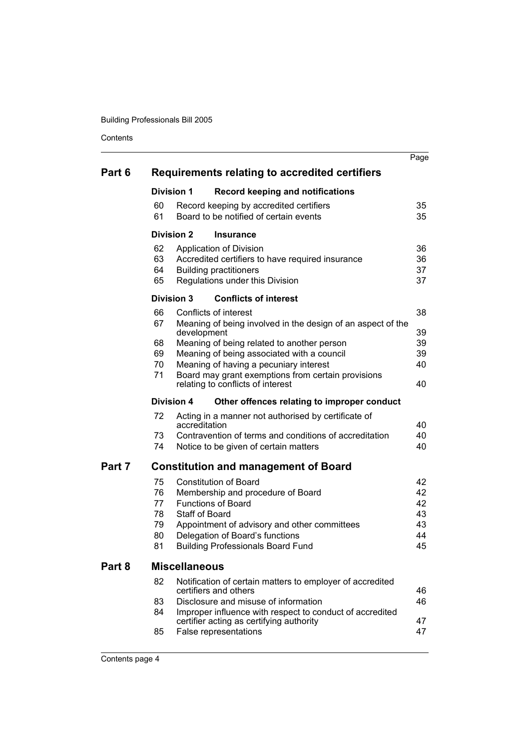| | | | Page |
|---|---|---|---|
| **Part 6** | **Requirements relating to accredited certifiers** | | |
| | **Division 1** | **Record keeping and notifications** | |
| | 60 | Record keeping by accredited certifiers | 35 |
| | 61 | Board to be notified of certain events | 35 |
| | **Division 2** | **Insurance** | |
| | 62 | Application of Division | 36 |
| | 63 | Accredited certifiers to have required insurance | 36 |
| | 64 | Building practitioners | 37 |
| | 65 | Regulations under this Division | 37 |
| | **Division 3** | **Conflicts of interest** | |
| | 66 | Conflicts of interest | 38 |
| | 67 | Meaning of being involved in the design of an aspect of the development | 39 |
| | 68 | Meaning of being related to another person | 39 |
| | 69 | Meaning of being associated with a council | 39 |
| | 70 | Meaning of having a pecuniary interest | 40 |
| | 71 | Board may grant exemptions from certain provisions relating to conflicts of interest | 40 |
| | **Division 4** | **Other offences relating to improper conduct** | |
| | 72 | Acting in a manner not authorised by certificate of accreditation | 40 |
| | 73 | Contravention of terms and conditions of accreditation | 40 |
| | 74 | Notice to be given of certain matters | 40 |
| **Part 7** | **Constitution and management of Board** | | |
| | 75 | Constitution of Board | 42 |
| | 76 | Membership and procedure of Board | 42 |
| | 77 | Functions of Board | 42 |
| | 78 | Staff of Board | 43 |
| | 79 | Appointment of advisory and other committees | 43 |
| | 80 | Delegation of Board's functions | 44 |
| | 81 | Building Professionals Board Fund | 45 |
| **Part 8** | **Miscellaneous** | | |
| | 82 | Notification of certain matters to employer of accredited certifiers and others | 46 |
| | 83 | Disclosure and misuse of information | 46 |
| | 84 | Improper influence with respect to conduct of accredited certifier acting as certifying authority | 47 |
| | 85 | False representations | 47 |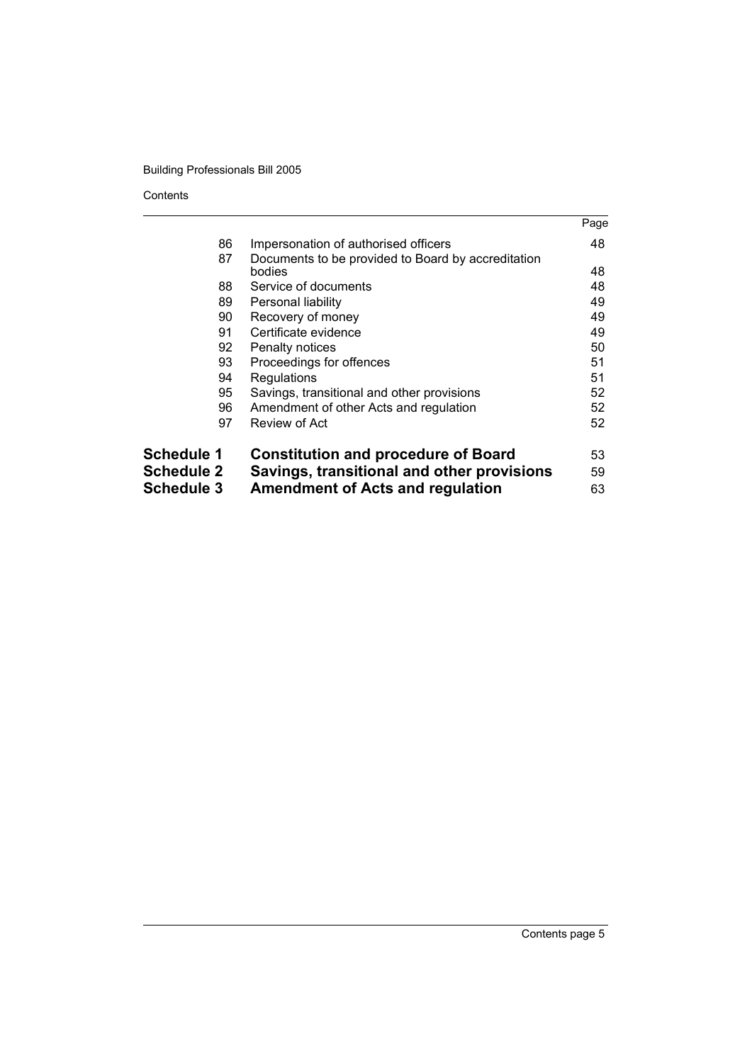| | | Page |
|---|---|---|
| 86 | Impersonation of authorised officers | 48 |
| 87 | Documents to be provided to Board by accreditation bodies | 48 |
| 88 | Service of documents | 48 |
| 89 | Personal liability | 49 |
| 90 | Recovery of money | 49 |
| 91 | Certificate evidence | 49 |
| 92 | Penalty notices | 50 |
| 93 | Proceedings for offences | 51 |
| 94 | Regulations | 51 |
| 95 | Savings, transitional and other provisions | 52 |
| 96 | Amendment of other Acts and regulation | 52 |
| 97 | Review of Act | 52 |
| **Schedule 1** | **Constitution and procedure of Board** | 53 |
| **Schedule 2** | **Savings, transitional and other provisions** | 59 |
| **Schedule 3** | **Amendment of Acts and regulation** | 63 |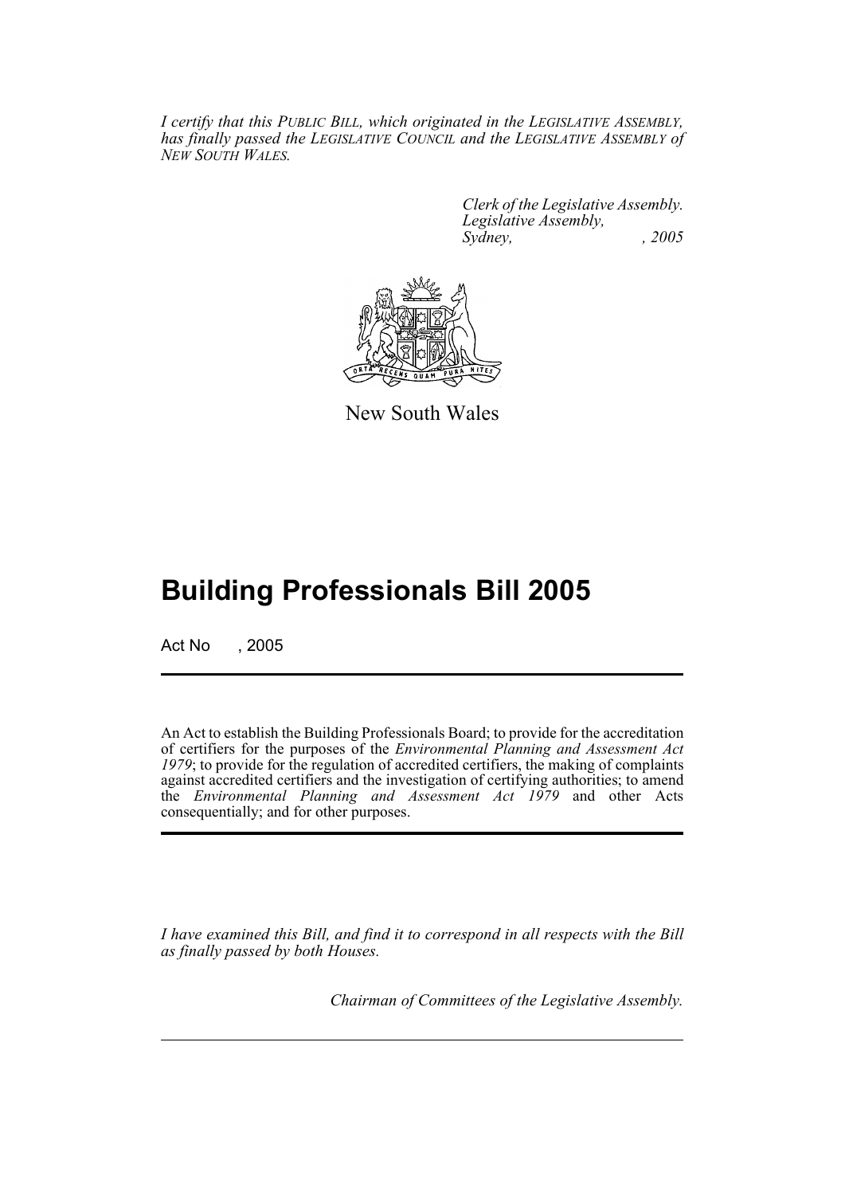*I certify that this PUBLIC BILL, which originated in the LEGISLATIVE ASSEMBLY, has finally passed the LEGISLATIVE COUNCIL and the LEGISLATIVE ASSEMBLY of NEW SOUTH WALES.*

*Clerk of the Legislative Assembly.*
*Legislative Assembly,*
*Sydney, , 2005*

New South Wales

# Building Professionals Bill 2005

Act No , 2005

An Act to establish the Building Professionals Board; to provide for the accreditation of certifiers for the purposes of the *Environmental Planning and Assessment Act 1979*; to provide for the regulation of accredited certifiers, the making of complaints against accredited certifiers and the investigation of certifying authorities; to amend the *Environmental Planning and Assessment Act 1979* and other Acts consequentially; and for other purposes.

*I have examined this Bill, and find it to correspond in all respects with the Bill as finally passed by both Houses.*

*Chairman of Committees of the Legislative Assembly.*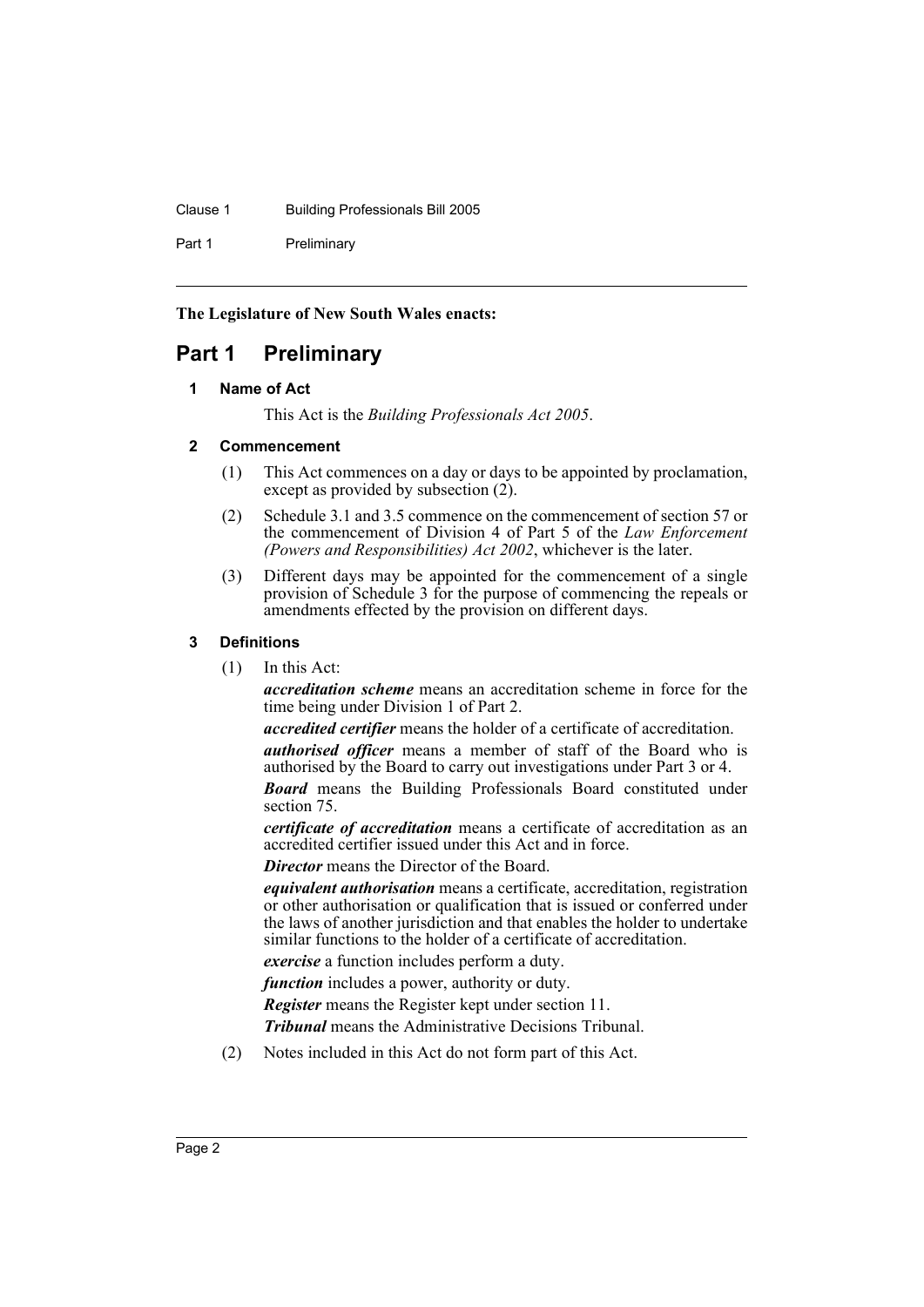**The Legislature of New South Wales enacts:**

# Part 1 Preliminary

### 1 Name of Act

This Act is the *Building Professionals Act 2005*.

### 2 Commencement

(1) This Act commences on a day or days to be appointed by proclamation, except as provided by subsection (2).

(2) Schedule 3.1 and 3.5 commence on the commencement of section 57 or the commencement of Division 4 of Part 5 of the *Law Enforcement (Powers and Responsibilities) Act 2002*, whichever is the later.

(3) Different days may be appointed for the commencement of a single provision of Schedule 3 for the purpose of commencing the repeals or amendments effected by the provision on different days.

### 3 Definitions

(1) In this Act:

***accreditation scheme*** means an accreditation scheme in force for the time being under Division 1 of Part 2.

***accredited certifier*** means the holder of a certificate of accreditation.

***authorised officer*** means a member of staff of the Board who is authorised by the Board to carry out investigations under Part 3 or 4.

***Board*** means the Building Professionals Board constituted under section 75.

***certificate of accreditation*** means a certificate of accreditation as an accredited certifier issued under this Act and in force.

***Director*** means the Director of the Board.

***equivalent authorisation*** means a certificate, accreditation, registration or other authorisation or qualification that is issued or conferred under the laws of another jurisdiction and that enables the holder to undertake similar functions to the holder of a certificate of accreditation.

***exercise*** a function includes perform a duty.

***function*** includes a power, authority or duty.

***Register*** means the Register kept under section 11.

***Tribunal*** means the Administrative Decisions Tribunal.

(2) Notes included in this Act do not form part of this Act.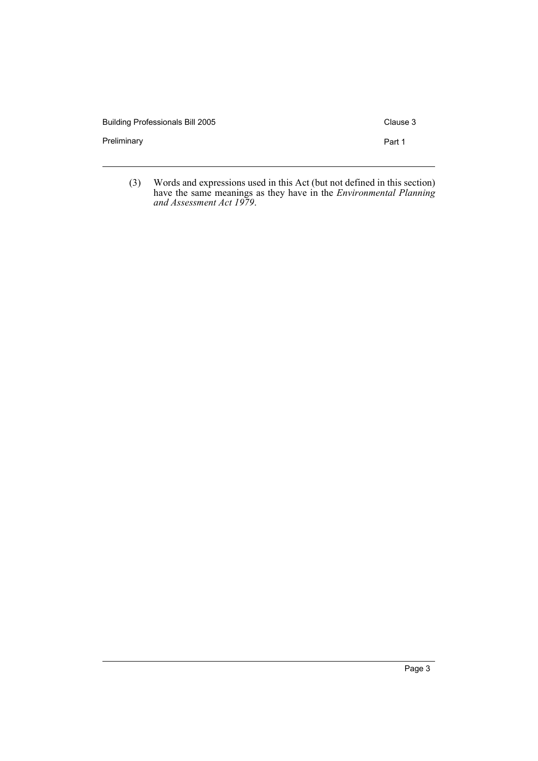(3) Words and expressions used in this Act (but not defined in this section) have the same meanings as they have in the *Environmental Planning and Assessment Act 1979*.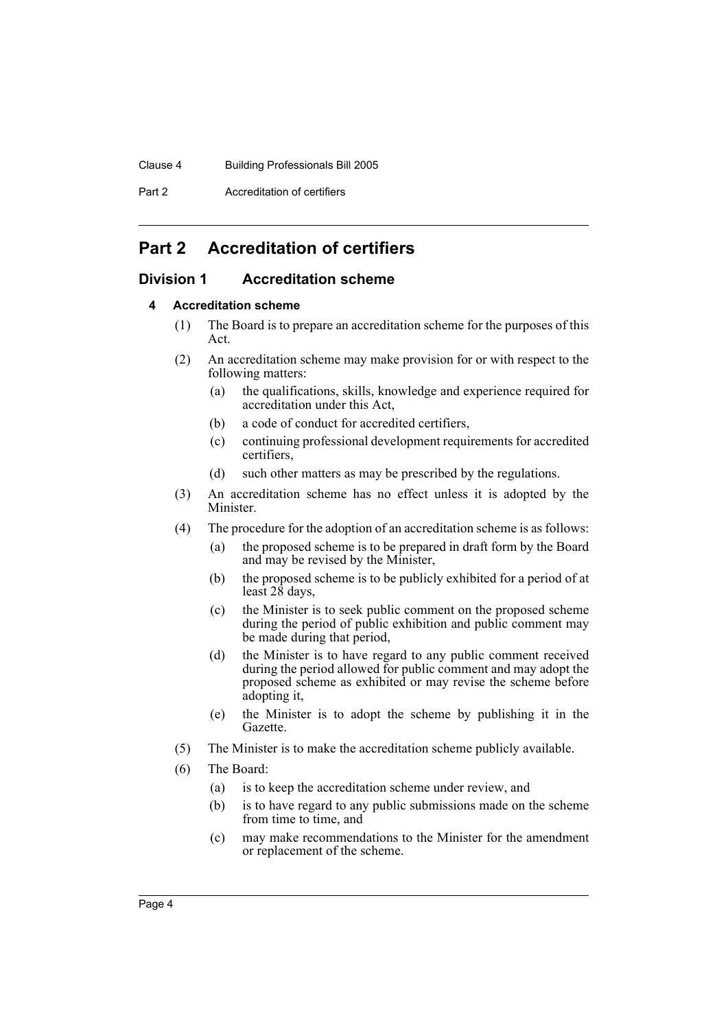# Part 2 Accreditation of certifiers

## Division 1 Accreditation scheme

### 4 Accreditation scheme

(1) The Board is to prepare an accreditation scheme for the purposes of this Act.

(2) An accreditation scheme may make provision for or with respect to the following matters:

- (a) the qualifications, skills, knowledge and experience required for accreditation under this Act,
- (b) a code of conduct for accredited certifiers,
- (c) continuing professional development requirements for accredited certifiers,
- (d) such other matters as may be prescribed by the regulations.

(3) An accreditation scheme has no effect unless it is adopted by the Minister.

(4) The procedure for the adoption of an accreditation scheme is as follows:

- (a) the proposed scheme is to be prepared in draft form by the Board and may be revised by the Minister,
- (b) the proposed scheme is to be publicly exhibited for a period of at least 28 days,
- (c) the Minister is to seek public comment on the proposed scheme during the period of public exhibition and public comment may be made during that period,
- (d) the Minister is to have regard to any public comment received during the period allowed for public comment and may adopt the proposed scheme as exhibited or may revise the scheme before adopting it,
- (e) the Minister is to adopt the scheme by publishing it in the Gazette.

(5) The Minister is to make the accreditation scheme publicly available.

(6) The Board:

- (a) is to keep the accreditation scheme under review, and
- (b) is to have regard to any public submissions made on the scheme from time to time, and
- (c) may make recommendations to the Minister for the amendment or replacement of the scheme.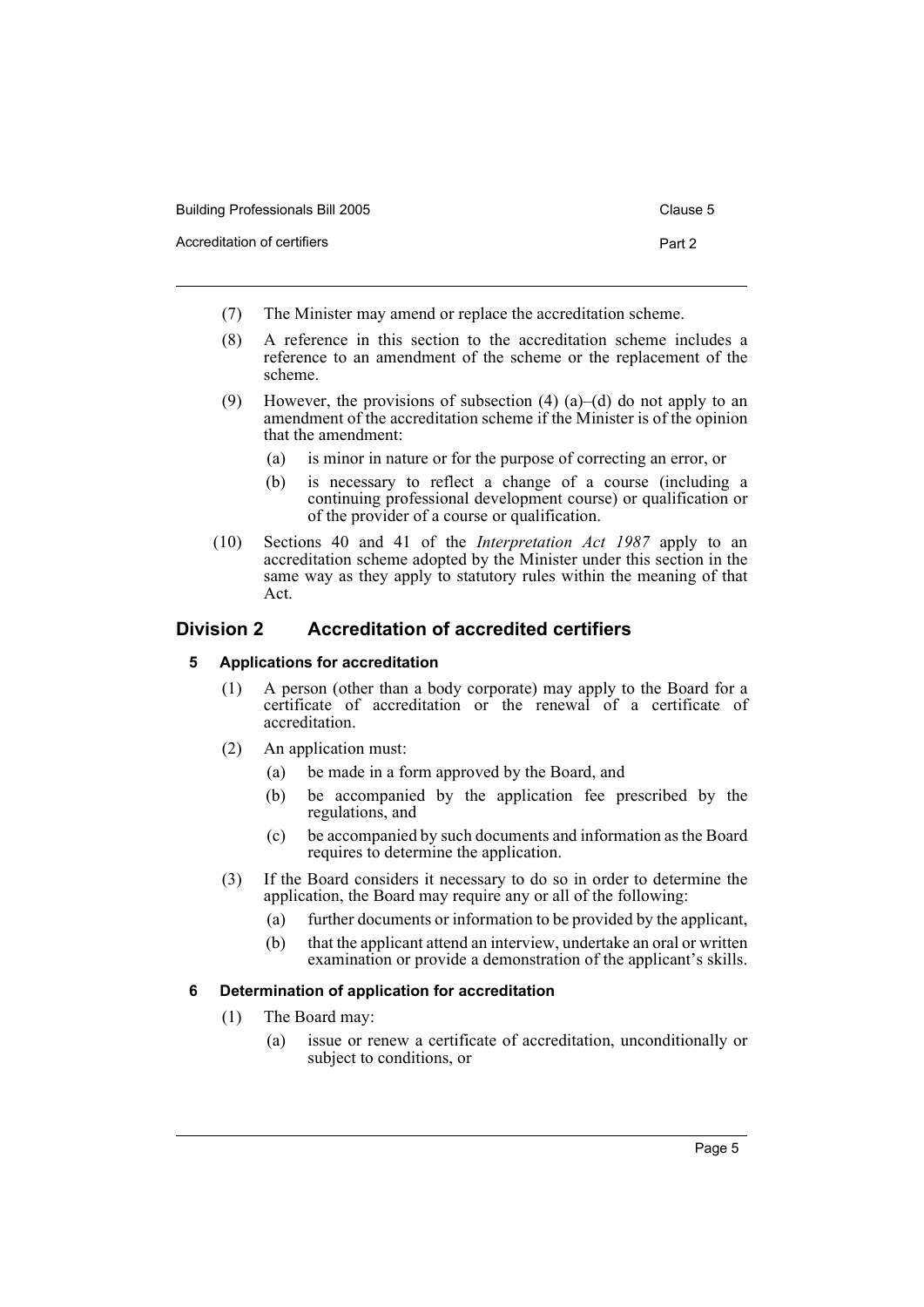(7) The Minister may amend or replace the accreditation scheme.

(8) A reference in this section to the accreditation scheme includes a reference to an amendment of the scheme or the replacement of the scheme.

(9) However, the provisions of subsection (4) (a)–(d) do not apply to an amendment of the accreditation scheme if the Minister is of the opinion that the amendment:

- (a) is minor in nature or for the purpose of correcting an error, or
- (b) is necessary to reflect a change of a course (including a continuing professional development course) or qualification or of the provider of a course or qualification.

(10) Sections 40 and 41 of the *Interpretation Act 1987* apply to an accreditation scheme adopted by the Minister under this section in the same way as they apply to statutory rules within the meaning of that Act.

## Division 2 Accreditation of accredited certifiers

### 5 Applications for accreditation

(1) A person (other than a body corporate) may apply to the Board for a certificate of accreditation or the renewal of a certificate of accreditation.

(2) An application must:

- (a) be made in a form approved by the Board, and
- (b) be accompanied by the application fee prescribed by the regulations, and
- (c) be accompanied by such documents and information as the Board requires to determine the application.

(3) If the Board considers it necessary to do so in order to determine the application, the Board may require any or all of the following:

- (a) further documents or information to be provided by the applicant,
- (b) that the applicant attend an interview, undertake an oral or written examination or provide a demonstration of the applicant's skills.

### 6 Determination of application for accreditation

(1) The Board may:

- (a) issue or renew a certificate of accreditation, unconditionally or subject to conditions, or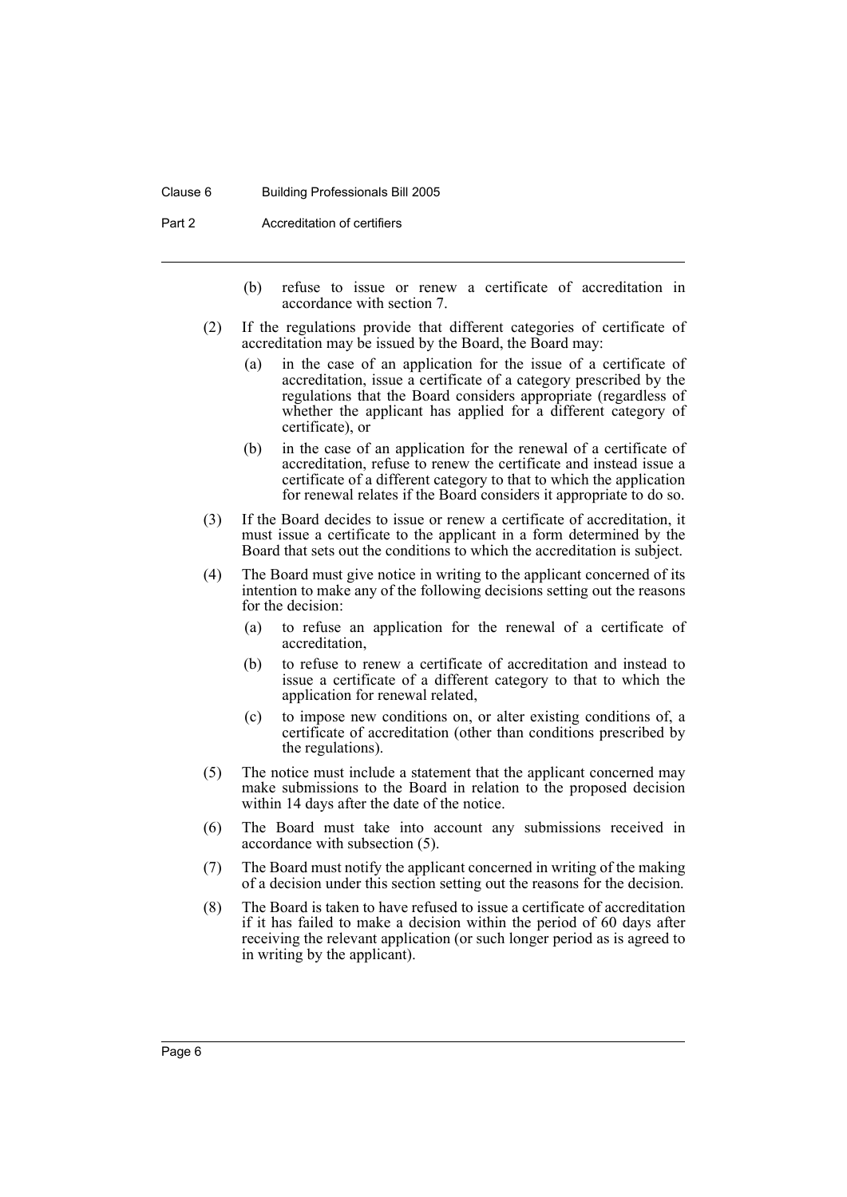(b) refuse to issue or renew a certificate of accreditation in accordance with section 7.

(2) If the regulations provide that different categories of certificate of accreditation may be issued by the Board, the Board may:

(a) in the case of an application for the issue of a certificate of accreditation, issue a certificate of a category prescribed by the regulations that the Board considers appropriate (regardless of whether the applicant has applied for a different category of certificate), or

(b) in the case of an application for the renewal of a certificate of accreditation, refuse to renew the certificate and instead issue a certificate of a different category to that to which the application for renewal relates if the Board considers it appropriate to do so.

(3) If the Board decides to issue or renew a certificate of accreditation, it must issue a certificate to the applicant in a form determined by the Board that sets out the conditions to which the accreditation is subject.

(4) The Board must give notice in writing to the applicant concerned of its intention to make any of the following decisions setting out the reasons for the decision:

(a) to refuse an application for the renewal of a certificate of accreditation,

(b) to refuse to renew a certificate of accreditation and instead to issue a certificate of a different category to that to which the application for renewal related,

(c) to impose new conditions on, or alter existing conditions of, a certificate of accreditation (other than conditions prescribed by the regulations).

(5) The notice must include a statement that the applicant concerned may make submissions to the Board in relation to the proposed decision within 14 days after the date of the notice.

(6) The Board must take into account any submissions received in accordance with subsection (5).

(7) The Board must notify the applicant concerned in writing of the making of a decision under this section setting out the reasons for the decision.

(8) The Board is taken to have refused to issue a certificate of accreditation if it has failed to make a decision within the period of 60 days after receiving the relevant application (or such longer period as is agreed to in writing by the applicant).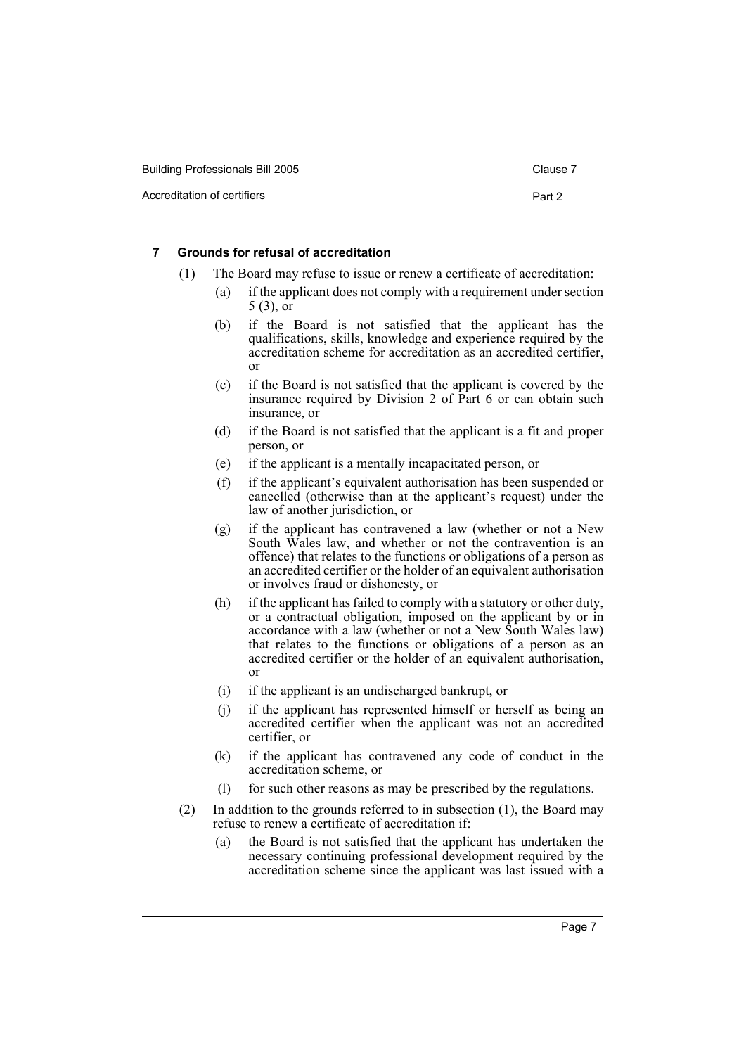### 7 Grounds for refusal of accreditation

(1) The Board may refuse to issue or renew a certificate of accreditation:

- (a) if the applicant does not comply with a requirement under section 5 (3), or
- (b) if the Board is not satisfied that the applicant has the qualifications, skills, knowledge and experience required by the accreditation scheme for accreditation as an accredited certifier, or
- (c) if the Board is not satisfied that the applicant is covered by the insurance required by Division 2 of Part 6 or can obtain such insurance, or
- (d) if the Board is not satisfied that the applicant is a fit and proper person, or
- (e) if the applicant is a mentally incapacitated person, or
- (f) if the applicant's equivalent authorisation has been suspended or cancelled (otherwise than at the applicant's request) under the law of another jurisdiction, or
- (g) if the applicant has contravened a law (whether or not a New South Wales law, and whether or not the contravention is an offence) that relates to the functions or obligations of a person as an accredited certifier or the holder of an equivalent authorisation or involves fraud or dishonesty, or
- (h) if the applicant has failed to comply with a statutory or other duty, or a contractual obligation, imposed on the applicant by or in accordance with a law (whether or not a New South Wales law) that relates to the functions or obligations of a person as an accredited certifier or the holder of an equivalent authorisation, or
- (i) if the applicant is an undischarged bankrupt, or
- (j) if the applicant has represented himself or herself as being an accredited certifier when the applicant was not an accredited certifier, or
- (k) if the applicant has contravened any code of conduct in the accreditation scheme, or
- (l) for such other reasons as may be prescribed by the regulations.

(2) In addition to the grounds referred to in subsection (1), the Board may refuse to renew a certificate of accreditation if:

- (a) the Board is not satisfied that the applicant has undertaken the necessary continuing professional development required by the accreditation scheme since the applicant was last issued with a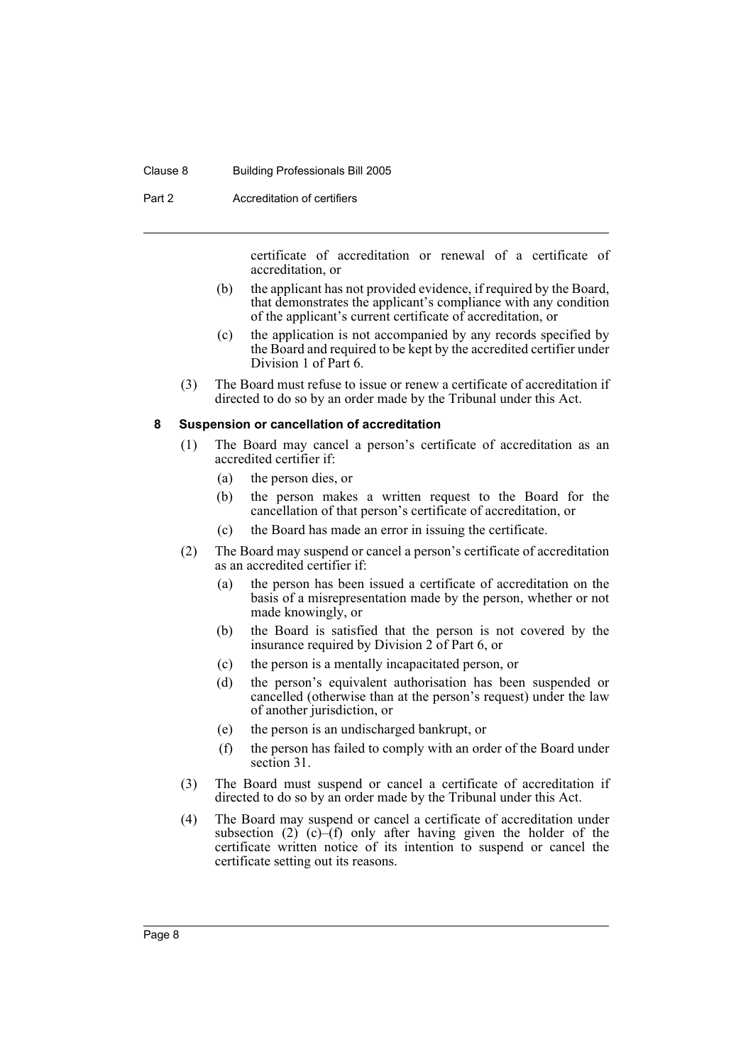certificate of accreditation or renewal of a certificate of accreditation, or

(b) the applicant has not provided evidence, if required by the Board, that demonstrates the applicant's compliance with any condition of the applicant's current certificate of accreditation, or

(c) the application is not accompanied by any records specified by the Board and required to be kept by the accredited certifier under Division 1 of Part 6.

(3) The Board must refuse to issue or renew a certificate of accreditation if directed to do so by an order made by the Tribunal under this Act.

#### 8 Suspension or cancellation of accreditation

(1) The Board may cancel a person's certificate of accreditation as an accredited certifier if:

(a) the person dies, or

(b) the person makes a written request to the Board for the cancellation of that person's certificate of accreditation, or

(c) the Board has made an error in issuing the certificate.

(2) The Board may suspend or cancel a person's certificate of accreditation as an accredited certifier if:

(a) the person has been issued a certificate of accreditation on the basis of a misrepresentation made by the person, whether or not made knowingly, or

(b) the Board is satisfied that the person is not covered by the insurance required by Division 2 of Part 6, or

(c) the person is a mentally incapacitated person, or

(d) the person's equivalent authorisation has been suspended or cancelled (otherwise than at the person's request) under the law of another jurisdiction, or

(e) the person is an undischarged bankrupt, or

(f) the person has failed to comply with an order of the Board under section 31.

(3) The Board must suspend or cancel a certificate of accreditation if directed to do so by an order made by the Tribunal under this Act.

(4) The Board may suspend or cancel a certificate of accreditation under subsection (2) (c)–(f) only after having given the holder of the certificate written notice of its intention to suspend or cancel the certificate setting out its reasons.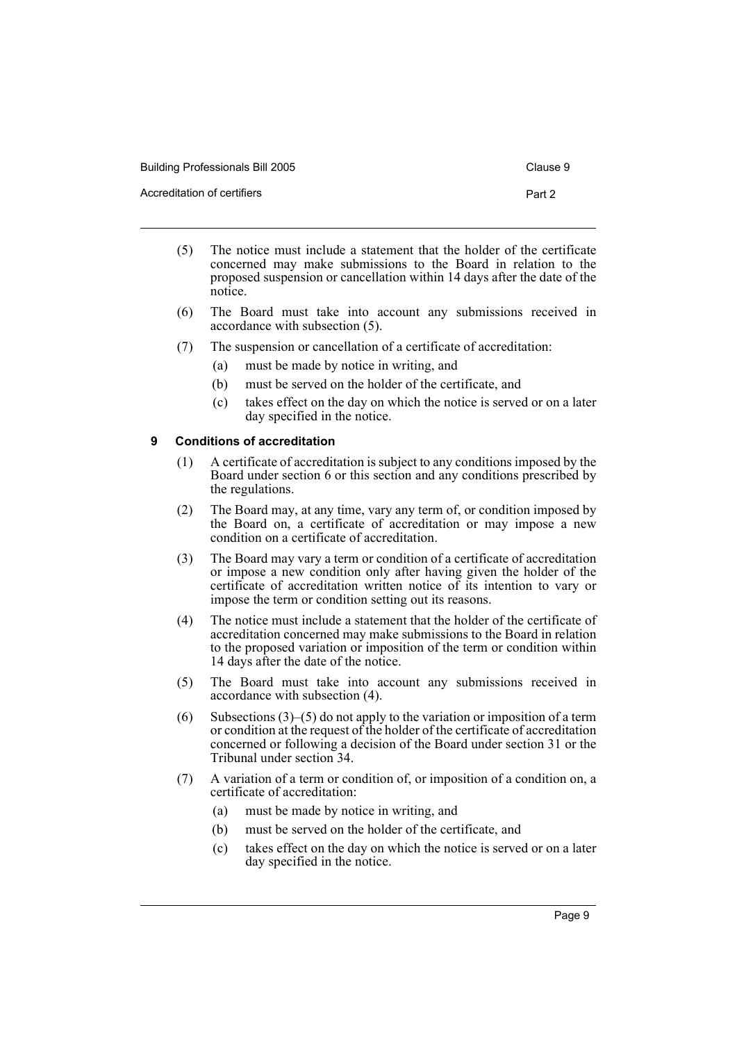(5) The notice must include a statement that the holder of the certificate concerned may make submissions to the Board in relation to the proposed suspension or cancellation within 14 days after the date of the notice.

(6) The Board must take into account any submissions received in accordance with subsection (5).

(7) The suspension or cancellation of a certificate of accreditation:

- (a) must be made by notice in writing, and
- (b) must be served on the holder of the certificate, and
- (c) takes effect on the day on which the notice is served or on a later day specified in the notice.

### 9 Conditions of accreditation

(1) A certificate of accreditation is subject to any conditions imposed by the Board under section 6 or this section and any conditions prescribed by the regulations.

(2) The Board may, at any time, vary any term of, or condition imposed by the Board on, a certificate of accreditation or may impose a new condition on a certificate of accreditation.

(3) The Board may vary a term or condition of a certificate of accreditation or impose a new condition only after having given the holder of the certificate of accreditation written notice of its intention to vary or impose the term or condition setting out its reasons.

(4) The notice must include a statement that the holder of the certificate of accreditation concerned may make submissions to the Board in relation to the proposed variation or imposition of the term or condition within 14 days after the date of the notice.

(5) The Board must take into account any submissions received in accordance with subsection (4).

(6) Subsections (3)–(5) do not apply to the variation or imposition of a term or condition at the request of the holder of the certificate of accreditation concerned or following a decision of the Board under section 31 or the Tribunal under section 34.

(7) A variation of a term or condition of, or imposition of a condition on, a certificate of accreditation:

- (a) must be made by notice in writing, and
- (b) must be served on the holder of the certificate, and
- (c) takes effect on the day on which the notice is served or on a later day specified in the notice.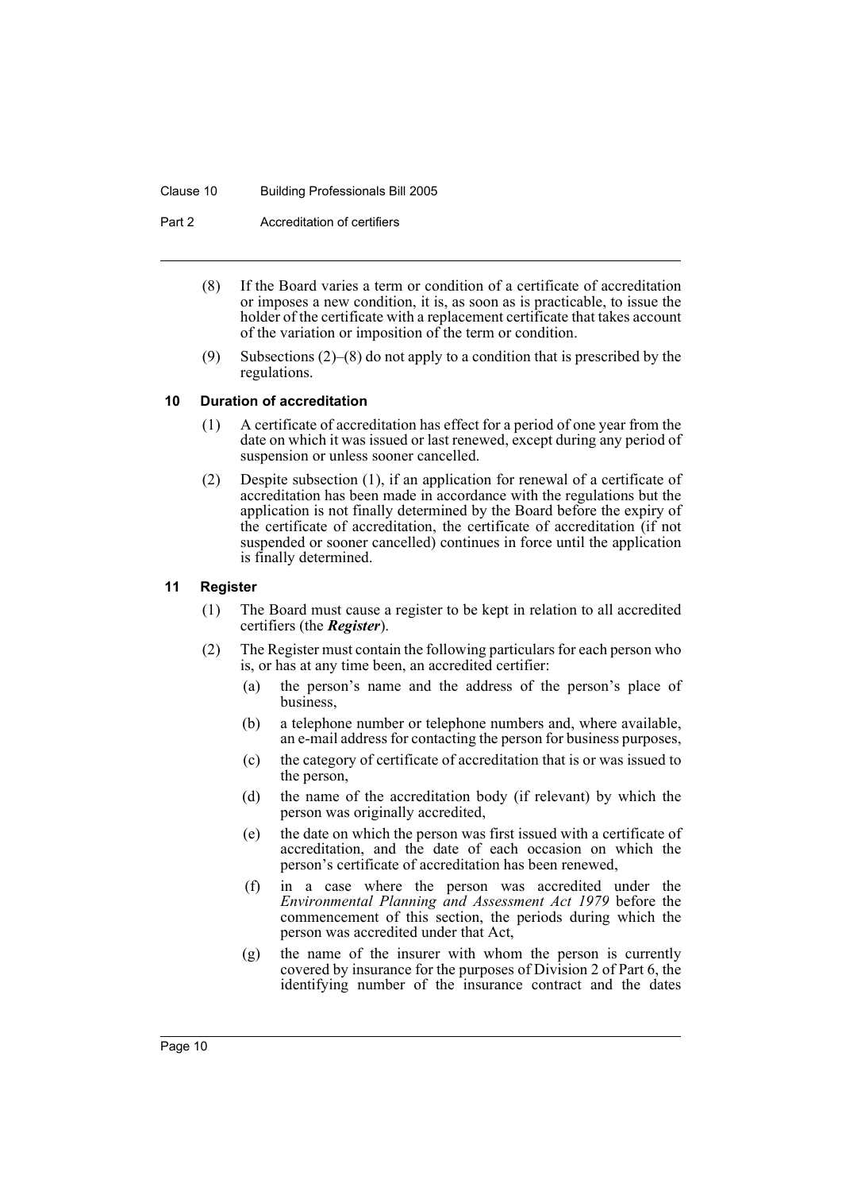(8) If the Board varies a term or condition of a certificate of accreditation or imposes a new condition, it is, as soon as is practicable, to issue the holder of the certificate with a replacement certificate that takes account of the variation or imposition of the term or condition.

(9) Subsections (2)–(8) do not apply to a condition that is prescribed by the regulations.

#### 10 Duration of accreditation

(1) A certificate of accreditation has effect for a period of one year from the date on which it was issued or last renewed, except during any period of suspension or unless sooner cancelled.

(2) Despite subsection (1), if an application for renewal of a certificate of accreditation has been made in accordance with the regulations but the application is not finally determined by the Board before the expiry of the certificate of accreditation, the certificate of accreditation (if not suspended or sooner cancelled) continues in force until the application is finally determined.

#### 11 Register

(1) The Board must cause a register to be kept in relation to all accredited certifiers (the ***Register***).

(2) The Register must contain the following particulars for each person who is, or has at any time been, an accredited certifier:

- (a) the person's name and the address of the person's place of business,
- (b) a telephone number or telephone numbers and, where available, an e-mail address for contacting the person for business purposes,
- (c) the category of certificate of accreditation that is or was issued to the person,
- (d) the name of the accreditation body (if relevant) by which the person was originally accredited,
- (e) the date on which the person was first issued with a certificate of accreditation, and the date of each occasion on which the person's certificate of accreditation has been renewed,
- (f) in a case where the person was accredited under the *Environmental Planning and Assessment Act 1979* before the commencement of this section, the periods during which the person was accredited under that Act,
- (g) the name of the insurer with whom the person is currently covered by insurance for the purposes of Division 2 of Part 6, the identifying number of the insurance contract and the dates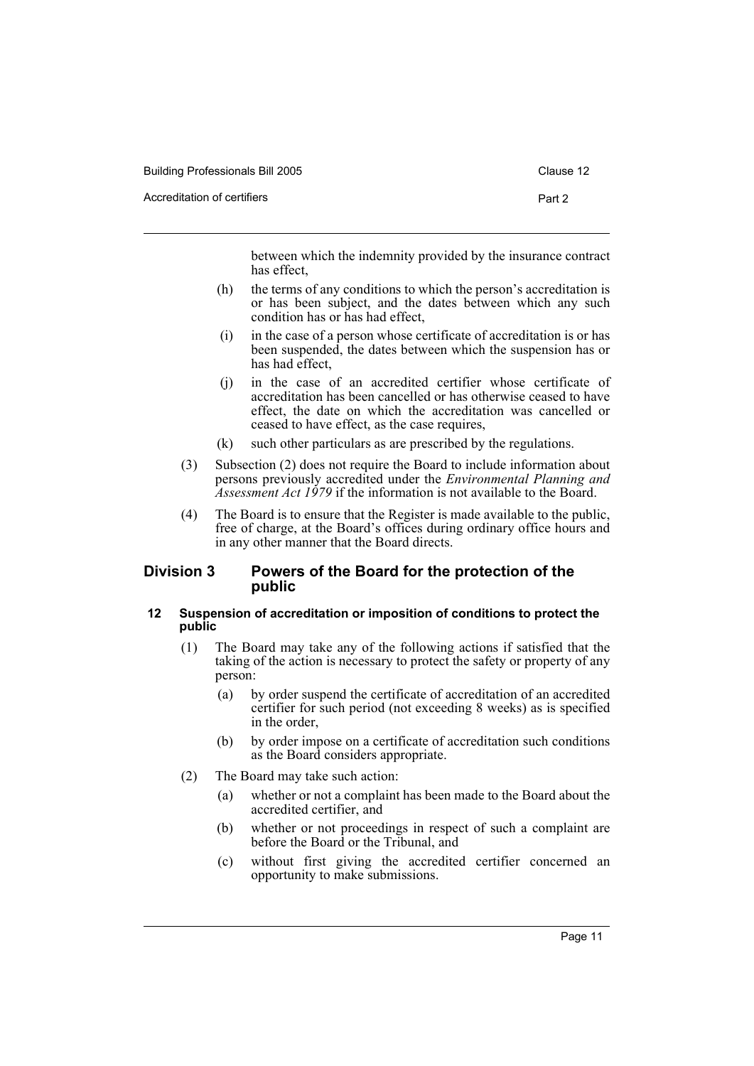between which the indemnity provided by the insurance contract has effect,

(h) the terms of any conditions to which the person's accreditation is or has been subject, and the dates between which any such condition has or has had effect,

(i) in the case of a person whose certificate of accreditation is or has been suspended, the dates between which the suspension has or has had effect,

(j) in the case of an accredited certifier whose certificate of accreditation has been cancelled or has otherwise ceased to have effect, the date on which the accreditation was cancelled or ceased to have effect, as the case requires,

(k) such other particulars as are prescribed by the regulations.

(3) Subsection (2) does not require the Board to include information about persons previously accredited under the *Environmental Planning and Assessment Act 1979* if the information is not available to the Board.

(4) The Board is to ensure that the Register is made available to the public, free of charge, at the Board's offices during ordinary office hours and in any other manner that the Board directs.

## Division 3 Powers of the Board for the protection of the public

### 12 Suspension of accreditation or imposition of conditions to protect the public

(1) The Board may take any of the following actions if satisfied that the taking of the action is necessary to protect the safety or property of any person:

(a) by order suspend the certificate of accreditation of an accredited certifier for such period (not exceeding 8 weeks) as is specified in the order,

(b) by order impose on a certificate of accreditation such conditions as the Board considers appropriate.

(2) The Board may take such action:

(a) whether or not a complaint has been made to the Board about the accredited certifier, and

(b) whether or not proceedings in respect of such a complaint are before the Board or the Tribunal, and

(c) without first giving the accredited certifier concerned an opportunity to make submissions.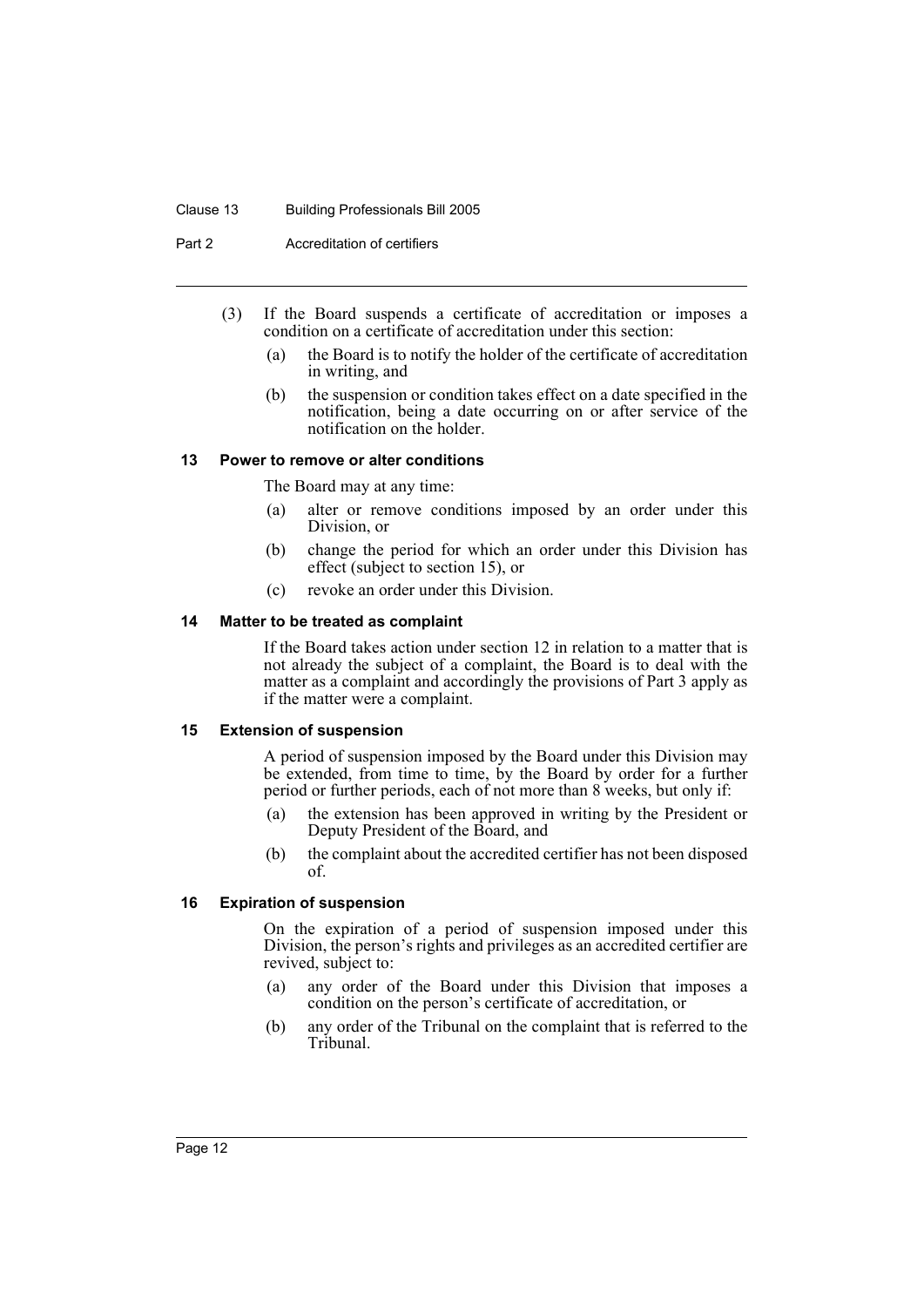(3) If the Board suspends a certificate of accreditation or imposes a condition on a certificate of accreditation under this section:

(a) the Board is to notify the holder of the certificate of accreditation in writing, and

(b) the suspension or condition takes effect on a date specified in the notification, being a date occurring on or after service of the notification on the holder.

### 13 Power to remove or alter conditions

The Board may at any time:

(a) alter or remove conditions imposed by an order under this Division, or

(b) change the period for which an order under this Division has effect (subject to section 15), or

(c) revoke an order under this Division.

### 14 Matter to be treated as complaint

If the Board takes action under section 12 in relation to a matter that is not already the subject of a complaint, the Board is to deal with the matter as a complaint and accordingly the provisions of Part 3 apply as if the matter were a complaint.

### 15 Extension of suspension

A period of suspension imposed by the Board under this Division may be extended, from time to time, by the Board by order for a further period or further periods, each of not more than 8 weeks, but only if:

(a) the extension has been approved in writing by the President or Deputy President of the Board, and

(b) the complaint about the accredited certifier has not been disposed of.

### 16 Expiration of suspension

On the expiration of a period of suspension imposed under this Division, the person's rights and privileges as an accredited certifier are revived, subject to:

(a) any order of the Board under this Division that imposes a condition on the person's certificate of accreditation, or

(b) any order of the Tribunal on the complaint that is referred to the Tribunal.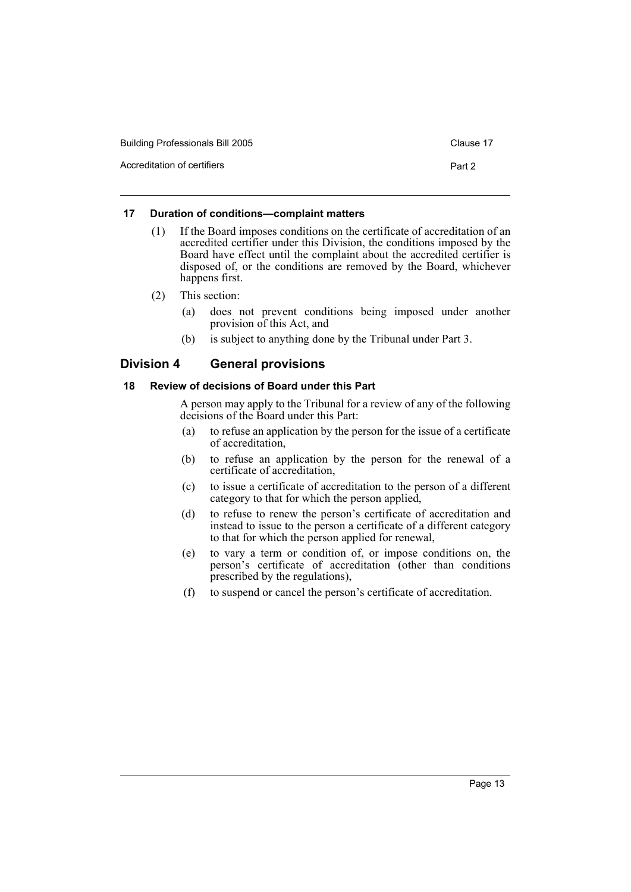#### 17 Duration of conditions—complaint matters

(1) If the Board imposes conditions on the certificate of accreditation of an accredited certifier under this Division, the conditions imposed by the Board have effect until the complaint about the accredited certifier is disposed of, or the conditions are removed by the Board, whichever happens first.

(2) This section:

(a) does not prevent conditions being imposed under another provision of this Act, and

(b) is subject to anything done by the Tribunal under Part 3.

### Division 4 General provisions

#### 18 Review of decisions of Board under this Part

A person may apply to the Tribunal for a review of any of the following decisions of the Board under this Part:

(a) to refuse an application by the person for the issue of a certificate of accreditation,

(b) to refuse an application by the person for the renewal of a certificate of accreditation,

(c) to issue a certificate of accreditation to the person of a different category to that for which the person applied,

(d) to refuse to renew the person's certificate of accreditation and instead to issue to the person a certificate of a different category to that for which the person applied for renewal,

(e) to vary a term or condition of, or impose conditions on, the person's certificate of accreditation (other than conditions prescribed by the regulations),

(f) to suspend or cancel the person's certificate of accreditation.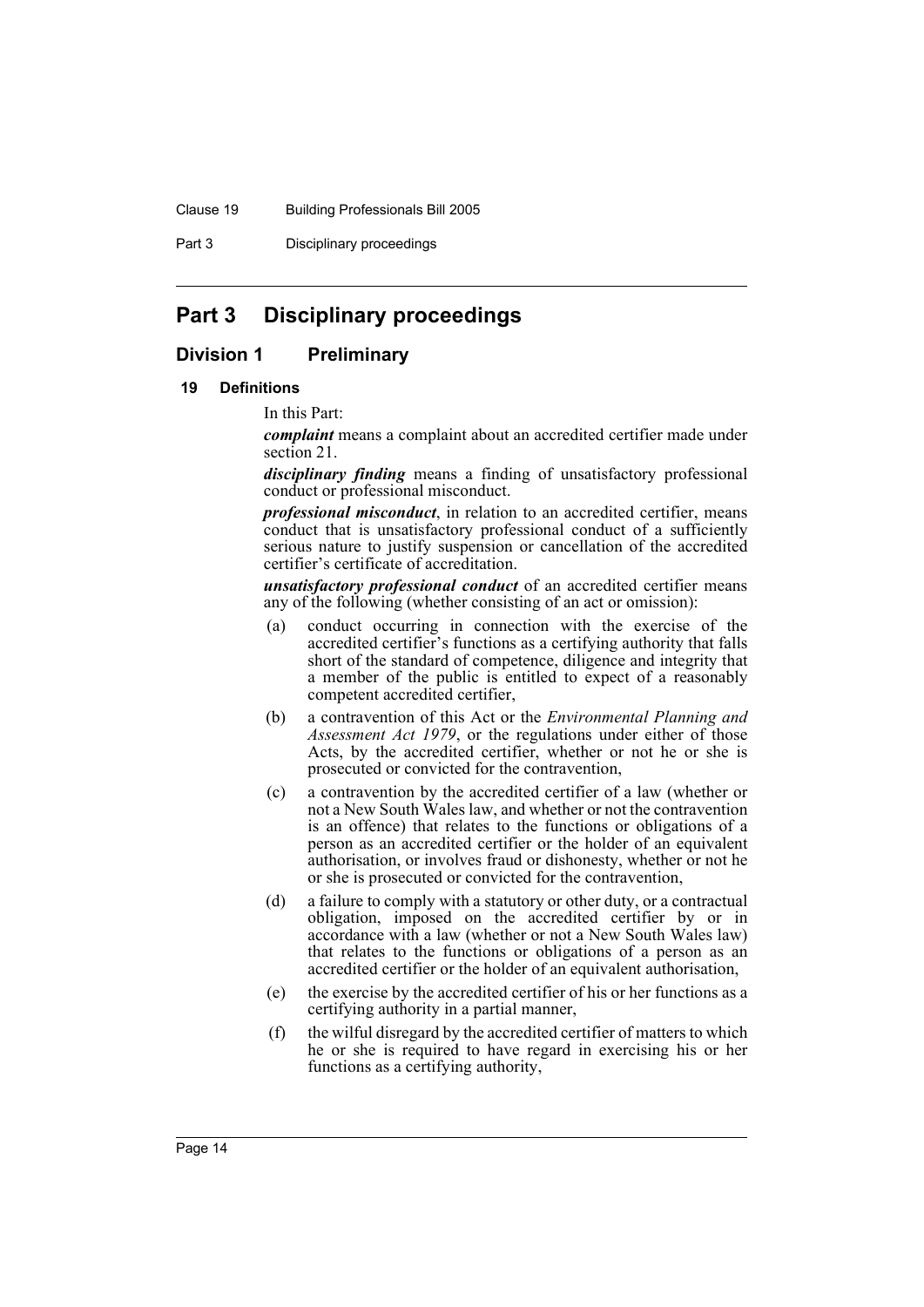# Part 3 Disciplinary proceedings

## Division 1 Preliminary

### 19 Definitions

In this Part:

***complaint*** means a complaint about an accredited certifier made under section 21.

***disciplinary finding*** means a finding of unsatisfactory professional conduct or professional misconduct.

***professional misconduct***, in relation to an accredited certifier, means conduct that is unsatisfactory professional conduct of a sufficiently serious nature to justify suspension or cancellation of the accredited certifier's certificate of accreditation.

***unsatisfactory professional conduct*** of an accredited certifier means any of the following (whether consisting of an act or omission):

(a) conduct occurring in connection with the exercise of the accredited certifier's functions as a certifying authority that falls short of the standard of competence, diligence and integrity that a member of the public is entitled to expect of a reasonably competent accredited certifier,

(b) a contravention of this Act or the *Environmental Planning and Assessment Act 1979*, or the regulations under either of those Acts, by the accredited certifier, whether or not he or she is prosecuted or convicted for the contravention,

(c) a contravention by the accredited certifier of a law (whether or not a New South Wales law, and whether or not the contravention is an offence) that relates to the functions or obligations of a person as an accredited certifier or the holder of an equivalent authorisation, or involves fraud or dishonesty, whether or not he or she is prosecuted or convicted for the contravention,

(d) a failure to comply with a statutory or other duty, or a contractual obligation, imposed on the accredited certifier by or in accordance with a law (whether or not a New South Wales law) that relates to the functions or obligations of a person as an accredited certifier or the holder of an equivalent authorisation,

(e) the exercise by the accredited certifier of his or her functions as a certifying authority in a partial manner,

(f) the wilful disregard by the accredited certifier of matters to which he or she is required to have regard in exercising his or her functions as a certifying authority,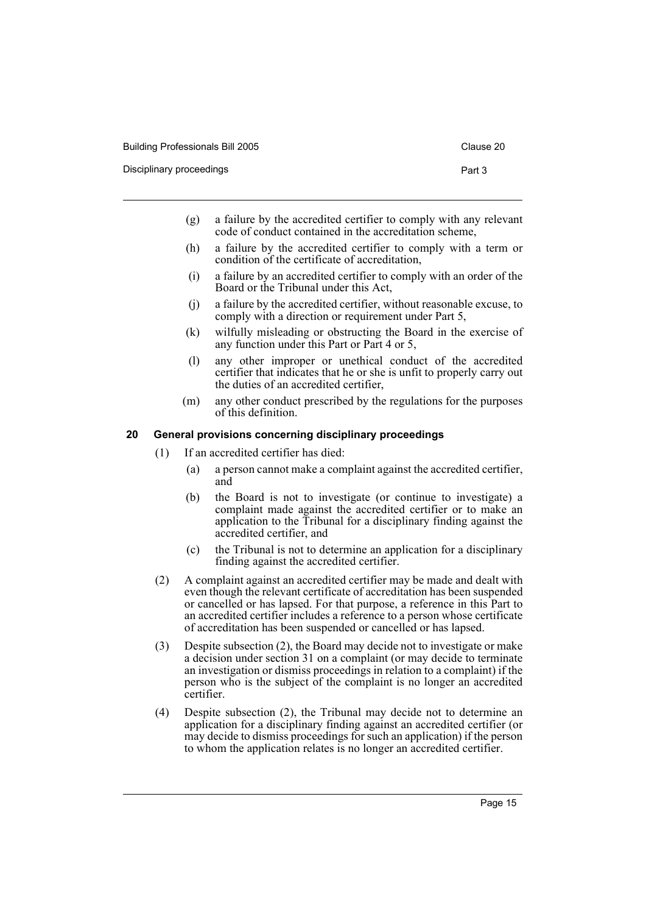(g) a failure by the accredited certifier to comply with any relevant code of conduct contained in the accreditation scheme,

(h) a failure by the accredited certifier to comply with a term or condition of the certificate of accreditation,

(i) a failure by an accredited certifier to comply with an order of the Board or the Tribunal under this Act,

(j) a failure by the accredited certifier, without reasonable excuse, to comply with a direction or requirement under Part 5,

(k) wilfully misleading or obstructing the Board in the exercise of any function under this Part or Part 4 or 5,

(l) any other improper or unethical conduct of the accredited certifier that indicates that he or she is unfit to properly carry out the duties of an accredited certifier,

(m) any other conduct prescribed by the regulations for the purposes of this definition.

### 20 General provisions concerning disciplinary proceedings

(1) If an accredited certifier has died:

(a) a person cannot make a complaint against the accredited certifier, and

(b) the Board is not to investigate (or continue to investigate) a complaint made against the accredited certifier or to make an application to the Tribunal for a disciplinary finding against the accredited certifier, and

(c) the Tribunal is not to determine an application for a disciplinary finding against the accredited certifier.

(2) A complaint against an accredited certifier may be made and dealt with even though the relevant certificate of accreditation has been suspended or cancelled or has lapsed. For that purpose, a reference in this Part to an accredited certifier includes a reference to a person whose certificate of accreditation has been suspended or cancelled or has lapsed.

(3) Despite subsection (2), the Board may decide not to investigate or make a decision under section 31 on a complaint (or may decide to terminate an investigation or dismiss proceedings in relation to a complaint) if the person who is the subject of the complaint is no longer an accredited certifier.

(4) Despite subsection (2), the Tribunal may decide not to determine an application for a disciplinary finding against an accredited certifier (or may decide to dismiss proceedings for such an application) if the person to whom the application relates is no longer an accredited certifier.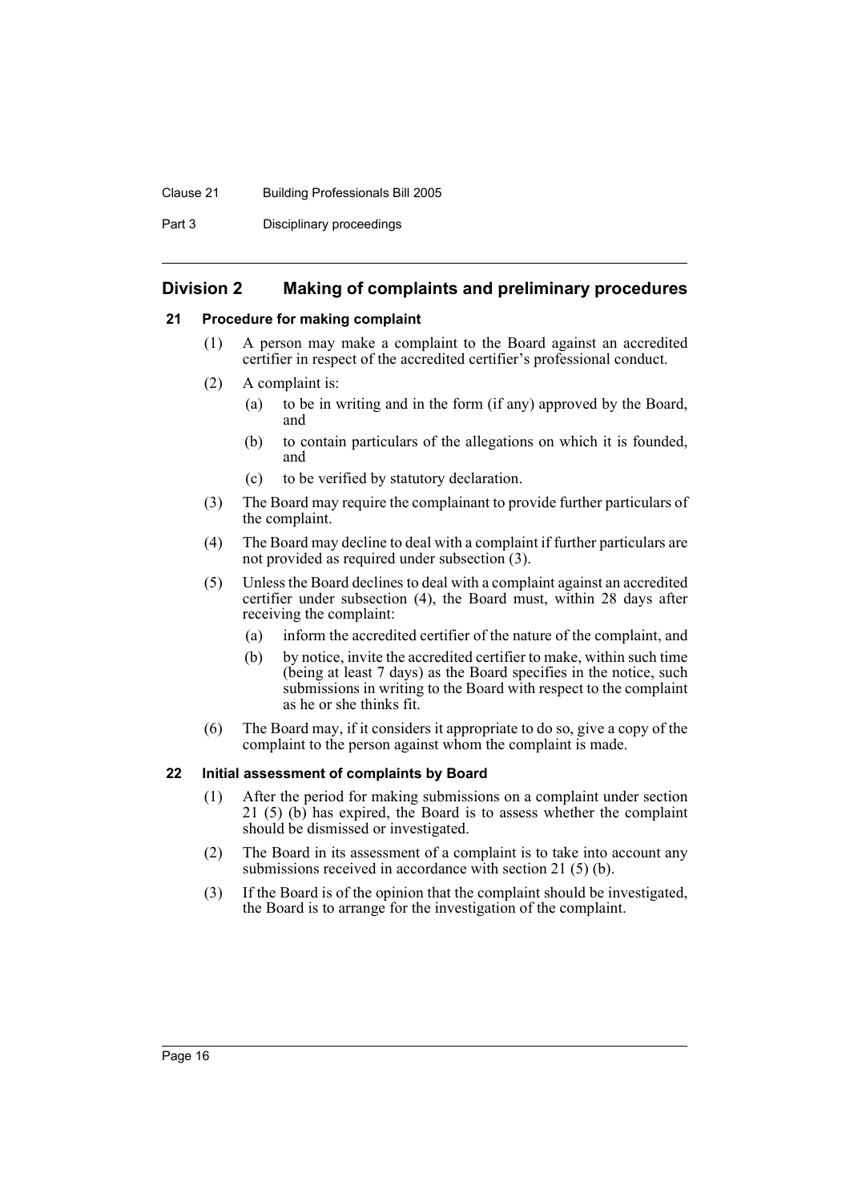## Division 2 Making of complaints and preliminary procedures

### 21 Procedure for making complaint

(1) A person may make a complaint to the Board against an accredited certifier in respect of the accredited certifier's professional conduct.

(2) A complaint is:

(a) to be in writing and in the form (if any) approved by the Board, and

(b) to contain particulars of the allegations on which it is founded, and

(c) to be verified by statutory declaration.

(3) The Board may require the complainant to provide further particulars of the complaint.

(4) The Board may decline to deal with a complaint if further particulars are not provided as required under subsection (3).

(5) Unless the Board declines to deal with a complaint against an accredited certifier under subsection (4), the Board must, within 28 days after receiving the complaint:

(a) inform the accredited certifier of the nature of the complaint, and

(b) by notice, invite the accredited certifier to make, within such time (being at least 7 days) as the Board specifies in the notice, such submissions in writing to the Board with respect to the complaint as he or she thinks fit.

(6) The Board may, if it considers it appropriate to do so, give a copy of the complaint to the person against whom the complaint is made.

### 22 Initial assessment of complaints by Board

(1) After the period for making submissions on a complaint under section 21 (5) (b) has expired, the Board is to assess whether the complaint should be dismissed or investigated.

(2) The Board in its assessment of a complaint is to take into account any submissions received in accordance with section 21 (5) (b).

(3) If the Board is of the opinion that the complaint should be investigated, the Board is to arrange for the investigation of the complaint.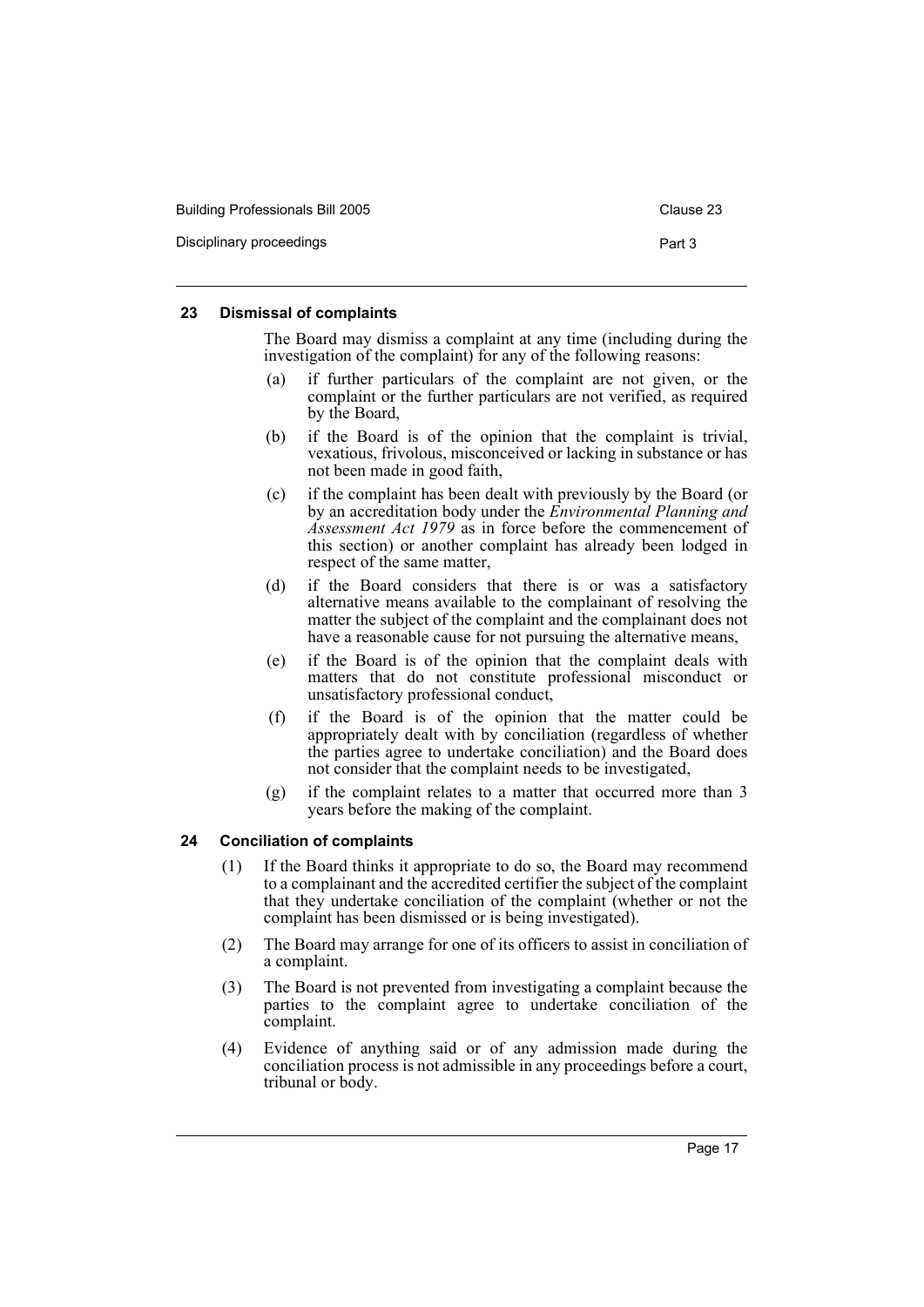### 23 Dismissal of complaints

The Board may dismiss a complaint at any time (including during the investigation of the complaint) for any of the following reasons:

(a) if further particulars of the complaint are not given, or the complaint or the further particulars are not verified, as required by the Board,

(b) if the Board is of the opinion that the complaint is trivial, vexatious, frivolous, misconceived or lacking in substance or has not been made in good faith,

(c) if the complaint has been dealt with previously by the Board (or by an accreditation body under the *Environmental Planning and Assessment Act 1979* as in force before the commencement of this section) or another complaint has already been lodged in respect of the same matter,

(d) if the Board considers that there is or was a satisfactory alternative means available to the complainant of resolving the matter the subject of the complaint and the complainant does not have a reasonable cause for not pursuing the alternative means,

(e) if the Board is of the opinion that the complaint deals with matters that do not constitute professional misconduct or unsatisfactory professional conduct,

(f) if the Board is of the opinion that the matter could be appropriately dealt with by conciliation (regardless of whether the parties agree to undertake conciliation) and the Board does not consider that the complaint needs to be investigated,

(g) if the complaint relates to a matter that occurred more than 3 years before the making of the complaint.

### 24 Conciliation of complaints

(1) If the Board thinks it appropriate to do so, the Board may recommend to a complainant and the accredited certifier the subject of the complaint that they undertake conciliation of the complaint (whether or not the complaint has been dismissed or is being investigated).

(2) The Board may arrange for one of its officers to assist in conciliation of a complaint.

(3) The Board is not prevented from investigating a complaint because the parties to the complaint agree to undertake conciliation of the complaint.

(4) Evidence of anything said or of any admission made during the conciliation process is not admissible in any proceedings before a court, tribunal or body.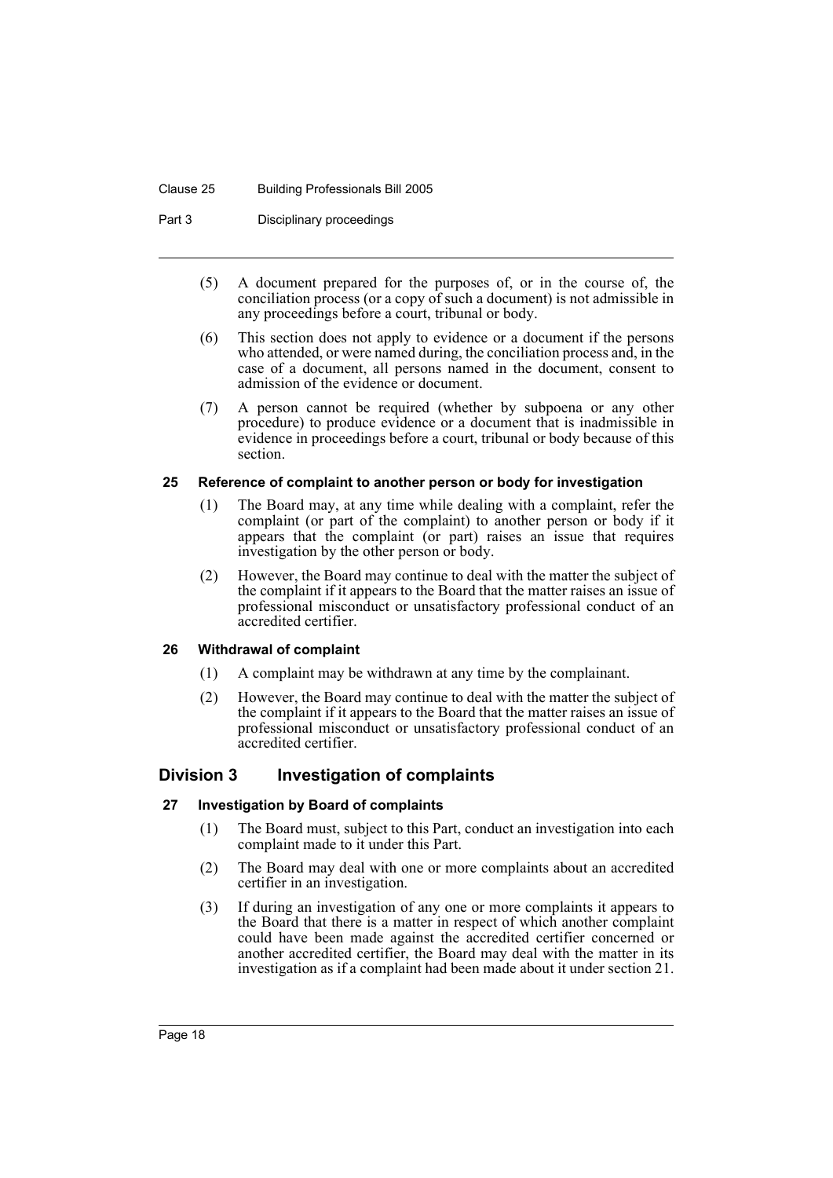(5) A document prepared for the purposes of, or in the course of, the conciliation process (or a copy of such a document) is not admissible in any proceedings before a court, tribunal or body.

(6) This section does not apply to evidence or a document if the persons who attended, or were named during, the conciliation process and, in the case of a document, all persons named in the document, consent to admission of the evidence or document.

(7) A person cannot be required (whether by subpoena or any other procedure) to produce evidence or a document that is inadmissible in evidence in proceedings before a court, tribunal or body because of this section.

#### 25 Reference of complaint to another person or body for investigation

(1) The Board may, at any time while dealing with a complaint, refer the complaint (or part of the complaint) to another person or body if it appears that the complaint (or part) raises an issue that requires investigation by the other person or body.

(2) However, the Board may continue to deal with the matter the subject of the complaint if it appears to the Board that the matter raises an issue of professional misconduct or unsatisfactory professional conduct of an accredited certifier.

#### 26 Withdrawal of complaint

(1) A complaint may be withdrawn at any time by the complainant.

(2) However, the Board may continue to deal with the matter the subject of the complaint if it appears to the Board that the matter raises an issue of professional misconduct or unsatisfactory professional conduct of an accredited certifier.

### Division 3 Investigation of complaints

#### 27 Investigation by Board of complaints

(1) The Board must, subject to this Part, conduct an investigation into each complaint made to it under this Part.

(2) The Board may deal with one or more complaints about an accredited certifier in an investigation.

(3) If during an investigation of any one or more complaints it appears to the Board that there is a matter in respect of which another complaint could have been made against the accredited certifier concerned or another accredited certifier, the Board may deal with the matter in its investigation as if a complaint had been made about it under section 21.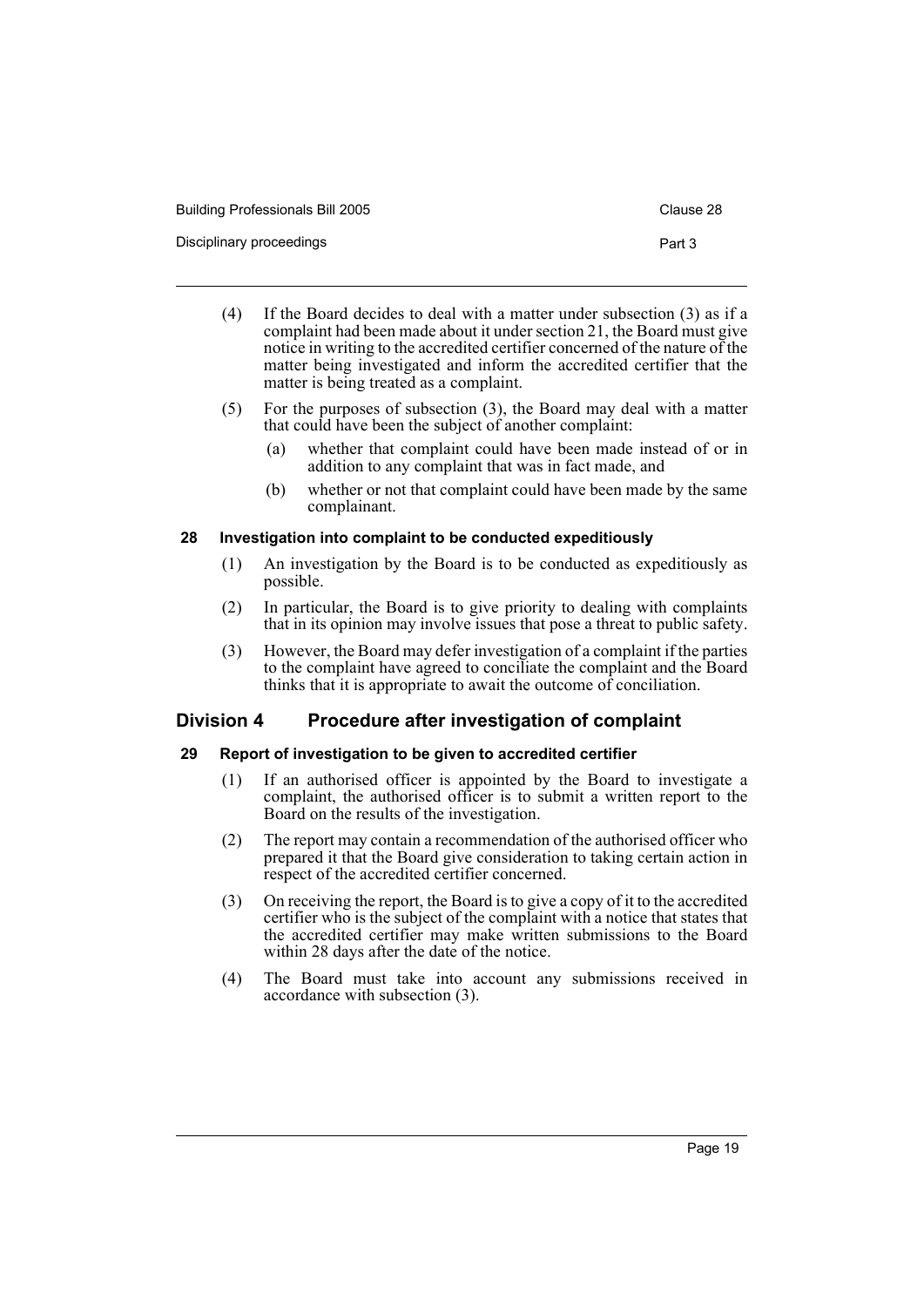(4) If the Board decides to deal with a matter under subsection (3) as if a complaint had been made about it under section 21, the Board must give notice in writing to the accredited certifier concerned of the nature of the matter being investigated and inform the accredited certifier that the matter is being treated as a complaint.

(5) For the purposes of subsection (3), the Board may deal with a matter that could have been the subject of another complaint:

(a) whether that complaint could have been made instead of or in addition to any complaint that was in fact made, and

(b) whether or not that complaint could have been made by the same complainant.

#### 28 Investigation into complaint to be conducted expeditiously

(1) An investigation by the Board is to be conducted as expeditiously as possible.

(2) In particular, the Board is to give priority to dealing with complaints that in its opinion may involve issues that pose a threat to public safety.

(3) However, the Board may defer investigation of a complaint if the parties to the complaint have agreed to conciliate the complaint and the Board thinks that it is appropriate to await the outcome of conciliation.

### Division 4 Procedure after investigation of complaint

#### 29 Report of investigation to be given to accredited certifier

(1) If an authorised officer is appointed by the Board to investigate a complaint, the authorised officer is to submit a written report to the Board on the results of the investigation.

(2) The report may contain a recommendation of the authorised officer who prepared it that the Board give consideration to taking certain action in respect of the accredited certifier concerned.

(3) On receiving the report, the Board is to give a copy of it to the accredited certifier who is the subject of the complaint with a notice that states that the accredited certifier may make written submissions to the Board within 28 days after the date of the notice.

(4) The Board must take into account any submissions received in accordance with subsection (3).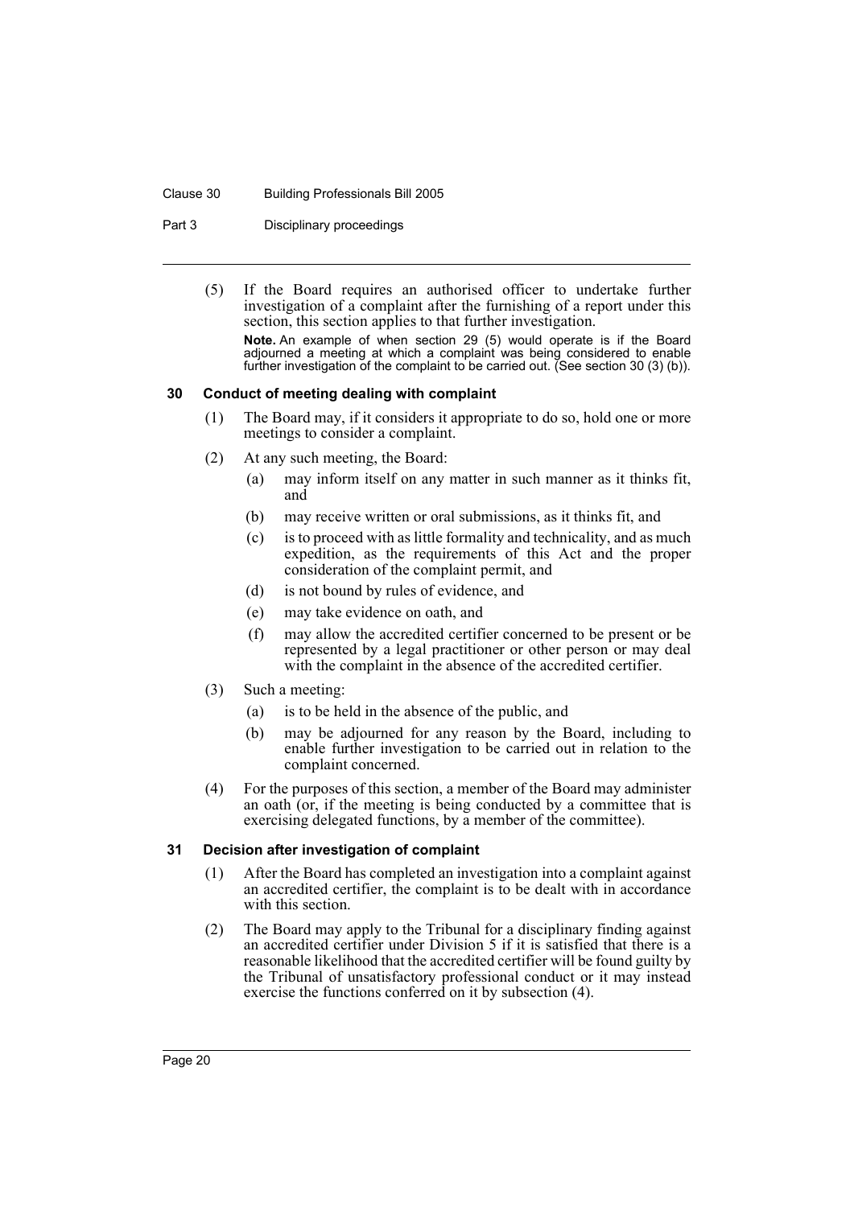(5) If the Board requires an authorised officer to undertake further investigation of a complaint after the furnishing of a report under this section, this section applies to that further investigation.

**Note.** An example of when section 29 (5) would operate is if the Board adjourned a meeting at which a complaint was being considered to enable further investigation of the complaint to be carried out. (See section 30 (3) (b)).

### 30 Conduct of meeting dealing with complaint

(1) The Board may, if it considers it appropriate to do so, hold one or more meetings to consider a complaint.

(2) At any such meeting, the Board:

- (a) may inform itself on any matter in such manner as it thinks fit, and
- (b) may receive written or oral submissions, as it thinks fit, and
- (c) is to proceed with as little formality and technicality, and as much expedition, as the requirements of this Act and the proper consideration of the complaint permit, and
- (d) is not bound by rules of evidence, and
- (e) may take evidence on oath, and
- (f) may allow the accredited certifier concerned to be present or be represented by a legal practitioner or other person or may deal with the complaint in the absence of the accredited certifier.

(3) Such a meeting:

- (a) is to be held in the absence of the public, and
- (b) may be adjourned for any reason by the Board, including to enable further investigation to be carried out in relation to the complaint concerned.

(4) For the purposes of this section, a member of the Board may administer an oath (or, if the meeting is being conducted by a committee that is exercising delegated functions, by a member of the committee).

### 31 Decision after investigation of complaint

(1) After the Board has completed an investigation into a complaint against an accredited certifier, the complaint is to be dealt with in accordance with this section.

(2) The Board may apply to the Tribunal for a disciplinary finding against an accredited certifier under Division 5 if it is satisfied that there is a reasonable likelihood that the accredited certifier will be found guilty by the Tribunal of unsatisfactory professional conduct or it may instead exercise the functions conferred on it by subsection (4).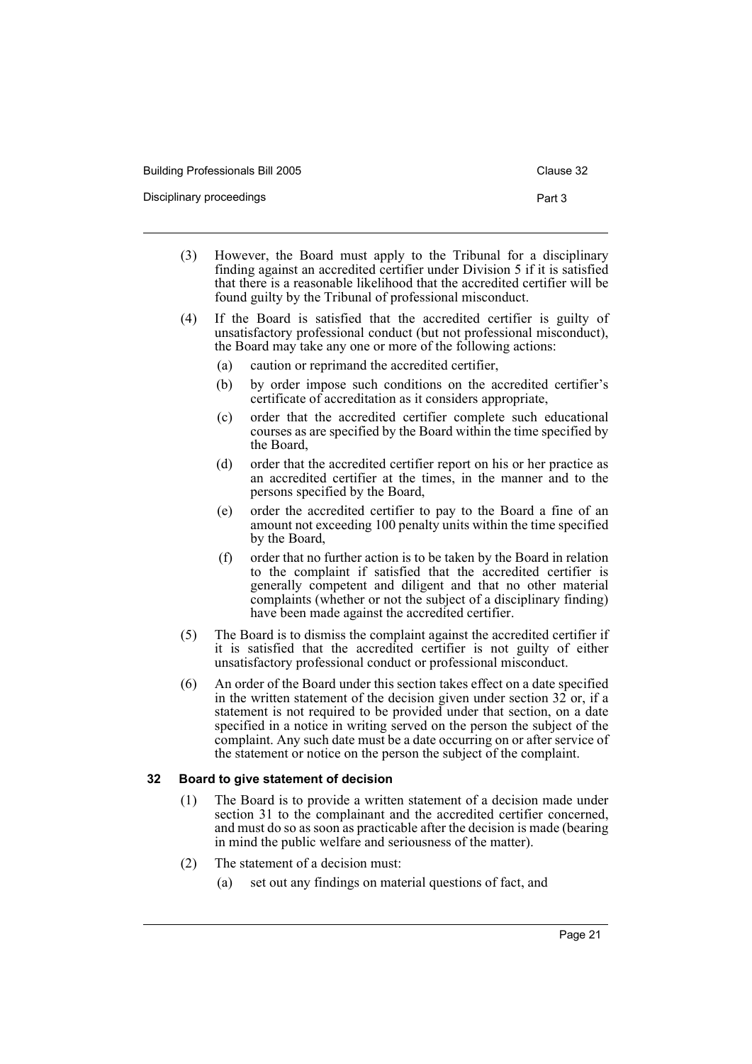(3) However, the Board must apply to the Tribunal for a disciplinary finding against an accredited certifier under Division 5 if it is satisfied that there is a reasonable likelihood that the accredited certifier will be found guilty by the Tribunal of professional misconduct.

(4) If the Board is satisfied that the accredited certifier is guilty of unsatisfactory professional conduct (but not professional misconduct), the Board may take any one or more of the following actions:

(a) caution or reprimand the accredited certifier,

(b) by order impose such conditions on the accredited certifier's certificate of accreditation as it considers appropriate,

(c) order that the accredited certifier complete such educational courses as are specified by the Board within the time specified by the Board,

(d) order that the accredited certifier report on his or her practice as an accredited certifier at the times, in the manner and to the persons specified by the Board,

(e) order the accredited certifier to pay to the Board a fine of an amount not exceeding 100 penalty units within the time specified by the Board,

(f) order that no further action is to be taken by the Board in relation to the complaint if satisfied that the accredited certifier is generally competent and diligent and that no other material complaints (whether or not the subject of a disciplinary finding) have been made against the accredited certifier.

(5) The Board is to dismiss the complaint against the accredited certifier if it is satisfied that the accredited certifier is not guilty of either unsatisfactory professional conduct or professional misconduct.

(6) An order of the Board under this section takes effect on a date specified in the written statement of the decision given under section 32 or, if a statement is not required to be provided under that section, on a date specified in a notice in writing served on the person the subject of the complaint. Any such date must be a date occurring on or after service of the statement or notice on the person the subject of the complaint.

### 32 Board to give statement of decision

(1) The Board is to provide a written statement of a decision made under section 31 to the complainant and the accredited certifier concerned, and must do so as soon as practicable after the decision is made (bearing in mind the public welfare and seriousness of the matter).

(2) The statement of a decision must:

(a) set out any findings on material questions of fact, and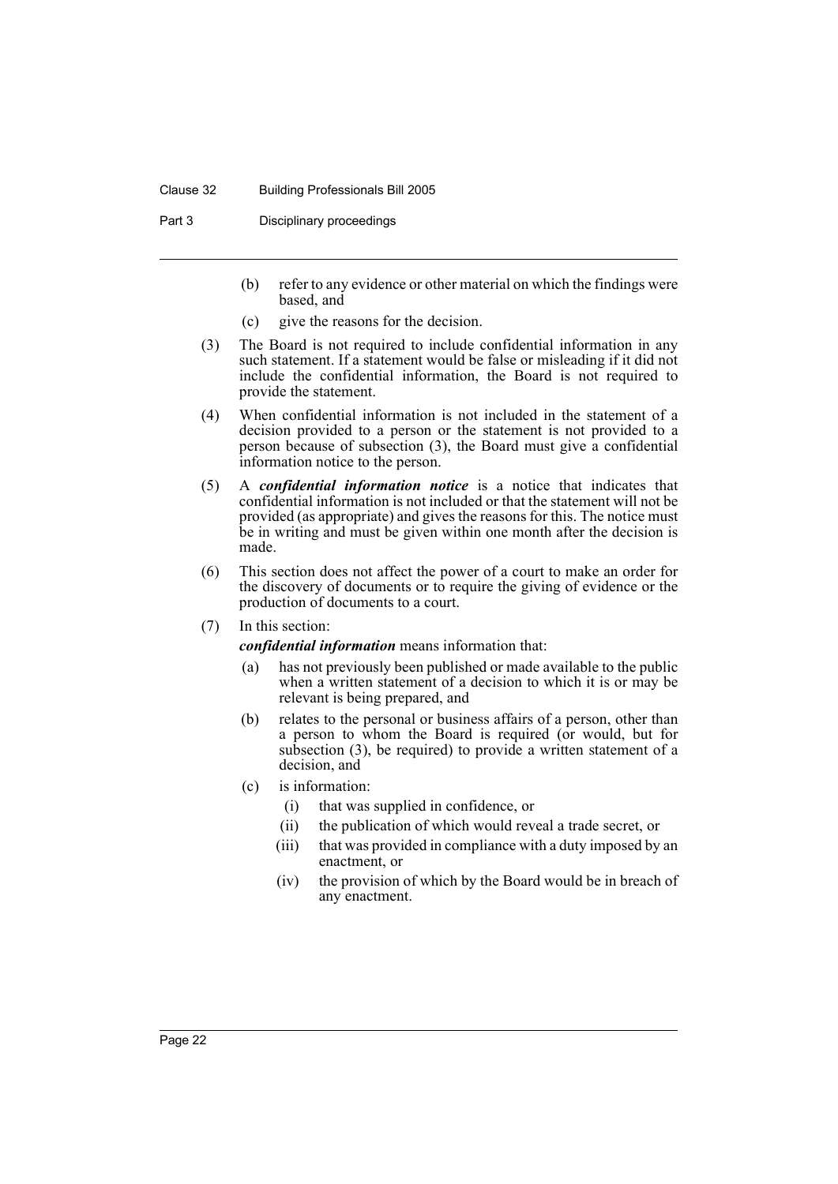(b) refer to any evidence or other material on which the findings were based, and

(c) give the reasons for the decision.

(3) The Board is not required to include confidential information in any such statement. If a statement would be false or misleading if it did not include the confidential information, the Board is not required to provide the statement.

(4) When confidential information is not included in the statement of a decision provided to a person or the statement is not provided to a person because of subsection (3), the Board must give a confidential information notice to the person.

(5) A ***confidential information notice*** is a notice that indicates that confidential information is not included or that the statement will not be provided (as appropriate) and gives the reasons for this. The notice must be in writing and must be given within one month after the decision is made.

(6) This section does not affect the power of a court to make an order for the discovery of documents or to require the giving of evidence or the production of documents to a court.

(7) In this section:

***confidential information*** means information that:

(a) has not previously been published or made available to the public when a written statement of a decision to which it is or may be relevant is being prepared, and

(b) relates to the personal or business affairs of a person, other than a person to whom the Board is required (or would, but for subsection (3), be required) to provide a written statement of a decision, and

(c) is information:

  (i) that was supplied in confidence, or

  (ii) the publication of which would reveal a trade secret, or

  (iii) that was provided in compliance with a duty imposed by an enactment, or

  (iv) the provision of which by the Board would be in breach of any enactment.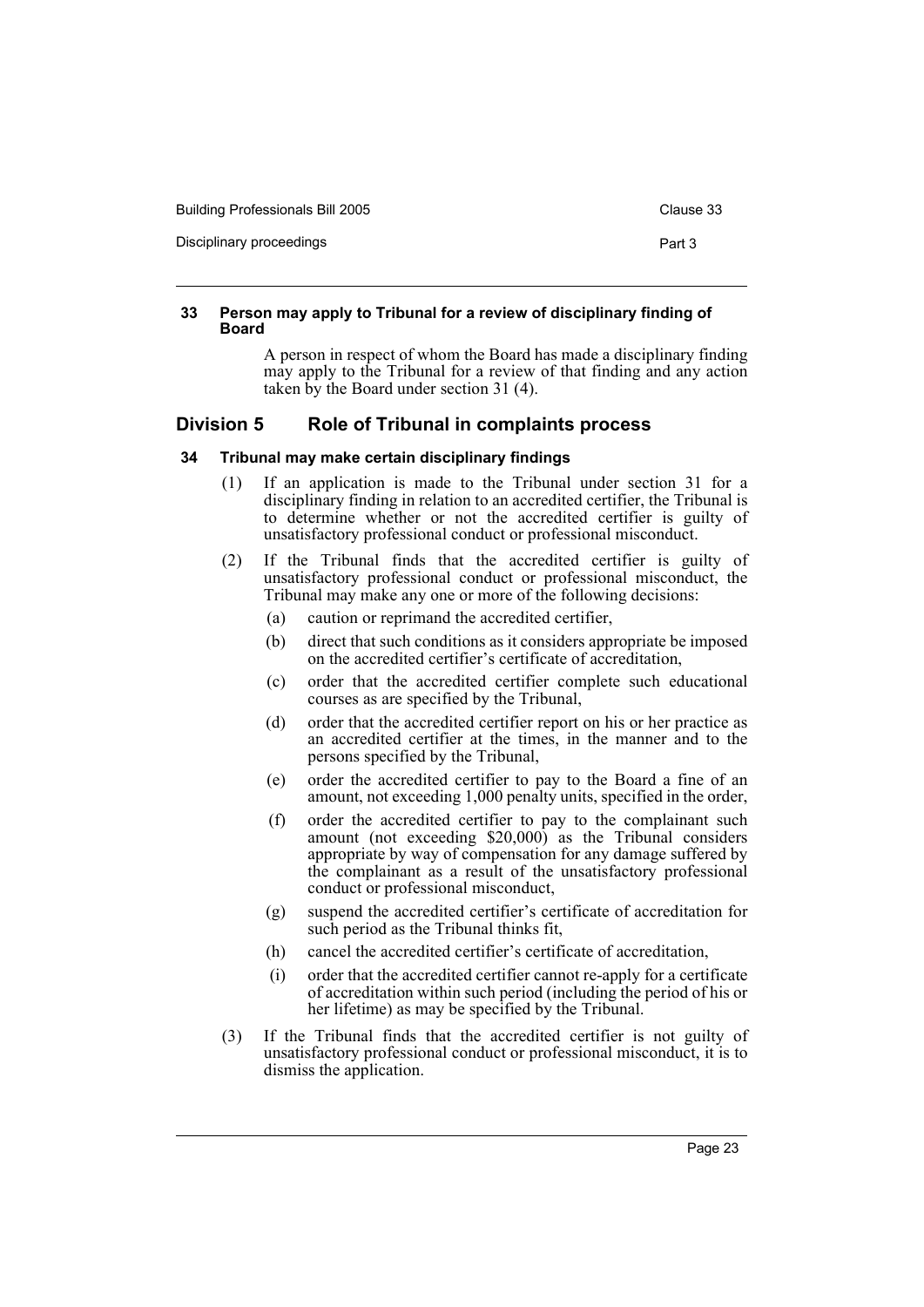#### 33 Person may apply to Tribunal for a review of disciplinary finding of Board

A person in respect of whom the Board has made a disciplinary finding may apply to the Tribunal for a review of that finding and any action taken by the Board under section 31 (4).

## Division 5 Role of Tribunal in complaints process

#### 34 Tribunal may make certain disciplinary findings

(1) If an application is made to the Tribunal under section 31 for a disciplinary finding in relation to an accredited certifier, the Tribunal is to determine whether or not the accredited certifier is guilty of unsatisfactory professional conduct or professional misconduct.

(2) If the Tribunal finds that the accredited certifier is guilty of unsatisfactory professional conduct or professional misconduct, the Tribunal may make any one or more of the following decisions:

(a) caution or reprimand the accredited certifier,

(b) direct that such conditions as it considers appropriate be imposed on the accredited certifier's certificate of accreditation,

(c) order that the accredited certifier complete such educational courses as are specified by the Tribunal,

(d) order that the accredited certifier report on his or her practice as an accredited certifier at the times, in the manner and to the persons specified by the Tribunal,

(e) order the accredited certifier to pay to the Board a fine of an amount, not exceeding 1,000 penalty units, specified in the order,

(f) order the accredited certifier to pay to the complainant such amount (not exceeding $20,000) as the Tribunal considers appropriate by way of compensation for any damage suffered by the complainant as a result of the unsatisfactory professional conduct or professional misconduct,

(g) suspend the accredited certifier's certificate of accreditation for such period as the Tribunal thinks fit,

(h) cancel the accredited certifier's certificate of accreditation,

(i) order that the accredited certifier cannot re-apply for a certificate of accreditation within such period (including the period of his or her lifetime) as may be specified by the Tribunal.

(3) If the Tribunal finds that the accredited certifier is not guilty of unsatisfactory professional conduct or professional misconduct, it is to dismiss the application.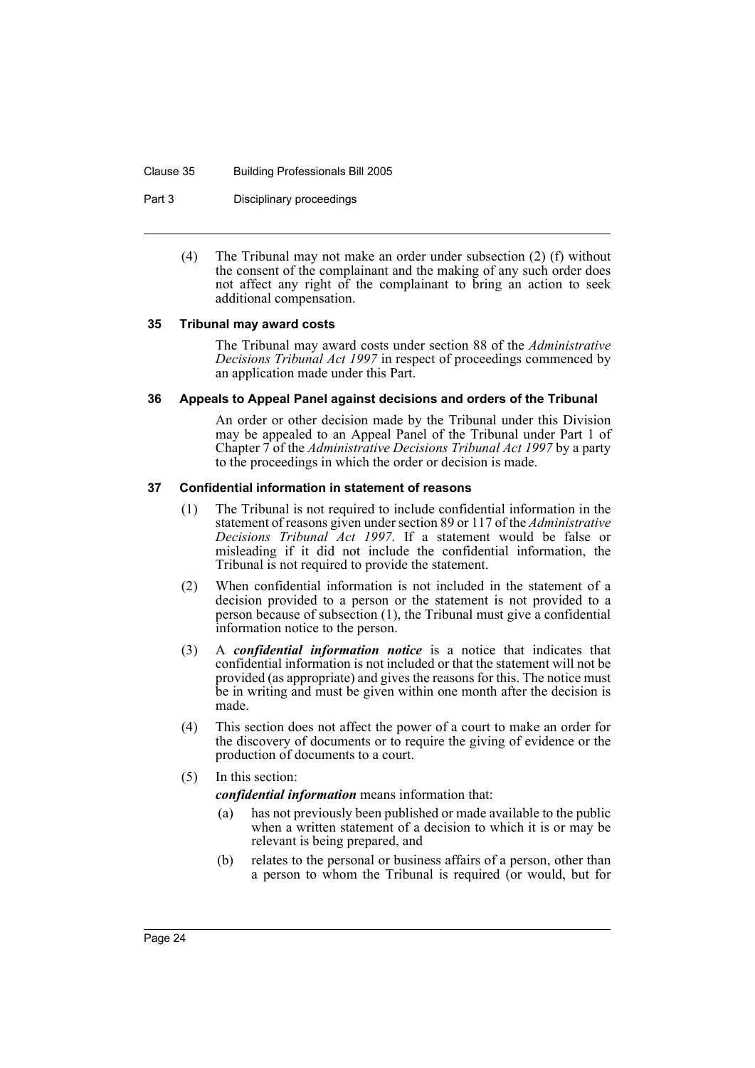(4) The Tribunal may not make an order under subsection (2) (f) without the consent of the complainant and the making of any such order does not affect any right of the complainant to bring an action to seek additional compensation.

### 35 Tribunal may award costs

The Tribunal may award costs under section 88 of the *Administrative Decisions Tribunal Act 1997* in respect of proceedings commenced by an application made under this Part.

### 36 Appeals to Appeal Panel against decisions and orders of the Tribunal

An order or other decision made by the Tribunal under this Division may be appealed to an Appeal Panel of the Tribunal under Part 1 of Chapter 7 of the *Administrative Decisions Tribunal Act 1997* by a party to the proceedings in which the order or decision is made.

### 37 Confidential information in statement of reasons

(1) The Tribunal is not required to include confidential information in the statement of reasons given under section 89 or 117 of the *Administrative Decisions Tribunal Act 1997*. If a statement would be false or misleading if it did not include the confidential information, the Tribunal is not required to provide the statement.

(2) When confidential information is not included in the statement of a decision provided to a person or the statement is not provided to a person because of subsection (1), the Tribunal must give a confidential information notice to the person.

(3) A ***confidential information notice*** is a notice that indicates that confidential information is not included or that the statement will not be provided (as appropriate) and gives the reasons for this. The notice must be in writing and must be given within one month after the decision is made.

(4) This section does not affect the power of a court to make an order for the discovery of documents or to require the giving of evidence or the production of documents to a court.

(5) In this section:

***confidential information*** means information that:

(a) has not previously been published or made available to the public when a written statement of a decision to which it is or may be relevant is being prepared, and

(b) relates to the personal or business affairs of a person, other than a person to whom the Tribunal is required (or would, but for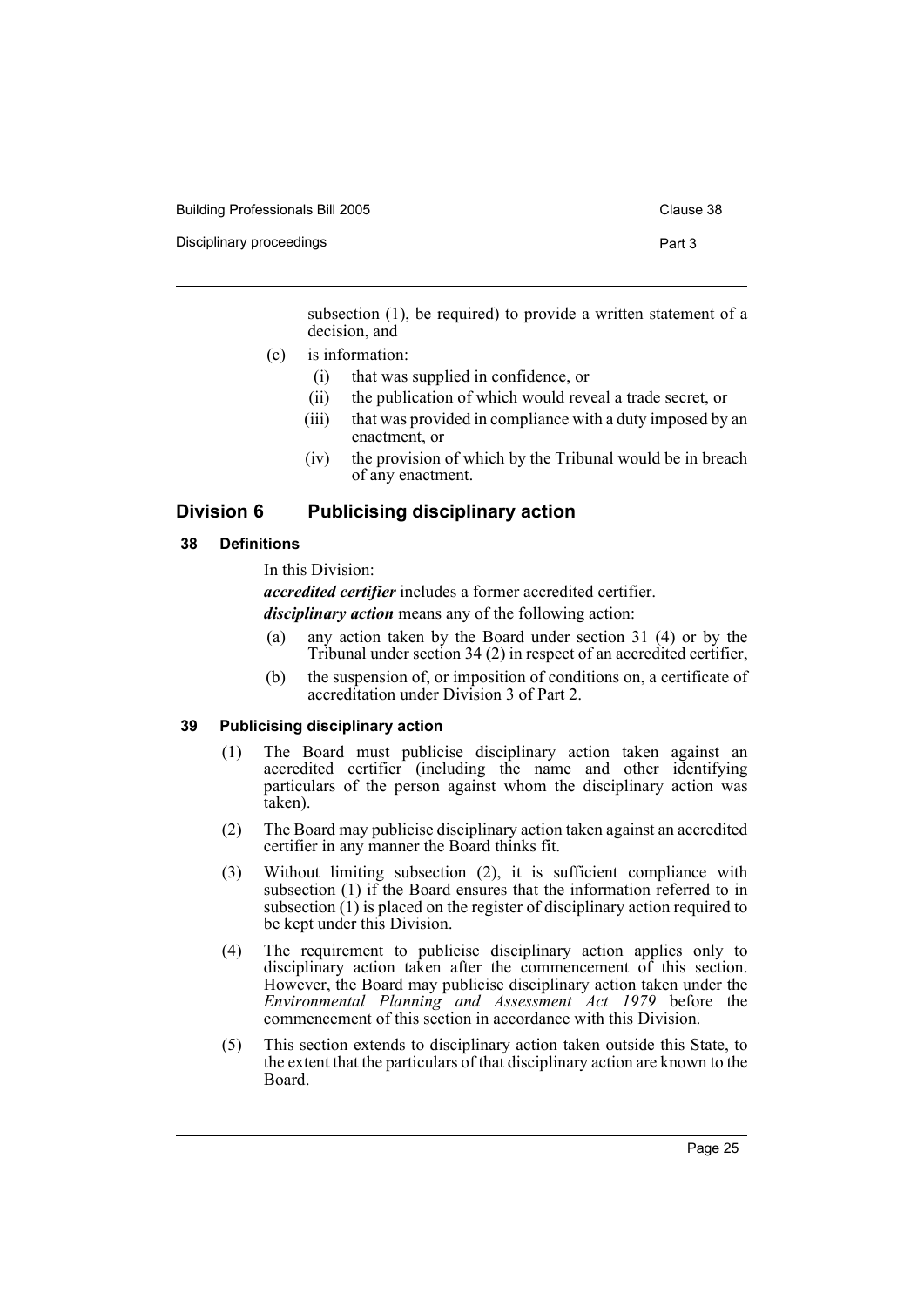subsection (1), be required) to provide a written statement of a decision, and

- (c) is information:
  - (i) that was supplied in confidence, or
  - (ii) the publication of which would reveal a trade secret, or
  - (iii) that was provided in compliance with a duty imposed by an enactment, or
  - (iv) the provision of which by the Tribunal would be in breach of any enactment.

## Division 6 Publicising disciplinary action

### 38 Definitions

In this Division:

***accredited certifier*** includes a former accredited certifier.

***disciplinary action*** means any of the following action:

- (a) any action taken by the Board under section 31 (4) or by the Tribunal under section 34 (2) in respect of an accredited certifier,
- (b) the suspension of, or imposition of conditions on, a certificate of accreditation under Division 3 of Part 2.

### 39 Publicising disciplinary action

(1) The Board must publicise disciplinary action taken against an accredited certifier (including the name and other identifying particulars of the person against whom the disciplinary action was taken).

(2) The Board may publicise disciplinary action taken against an accredited certifier in any manner the Board thinks fit.

(3) Without limiting subsection (2), it is sufficient compliance with subsection (1) if the Board ensures that the information referred to in subsection (1) is placed on the register of disciplinary action required to be kept under this Division.

(4) The requirement to publicise disciplinary action applies only to disciplinary action taken after the commencement of this section. However, the Board may publicise disciplinary action taken under the *Environmental Planning and Assessment Act 1979* before the commencement of this section in accordance with this Division.

(5) This section extends to disciplinary action taken outside this State, to the extent that the particulars of that disciplinary action are known to the Board.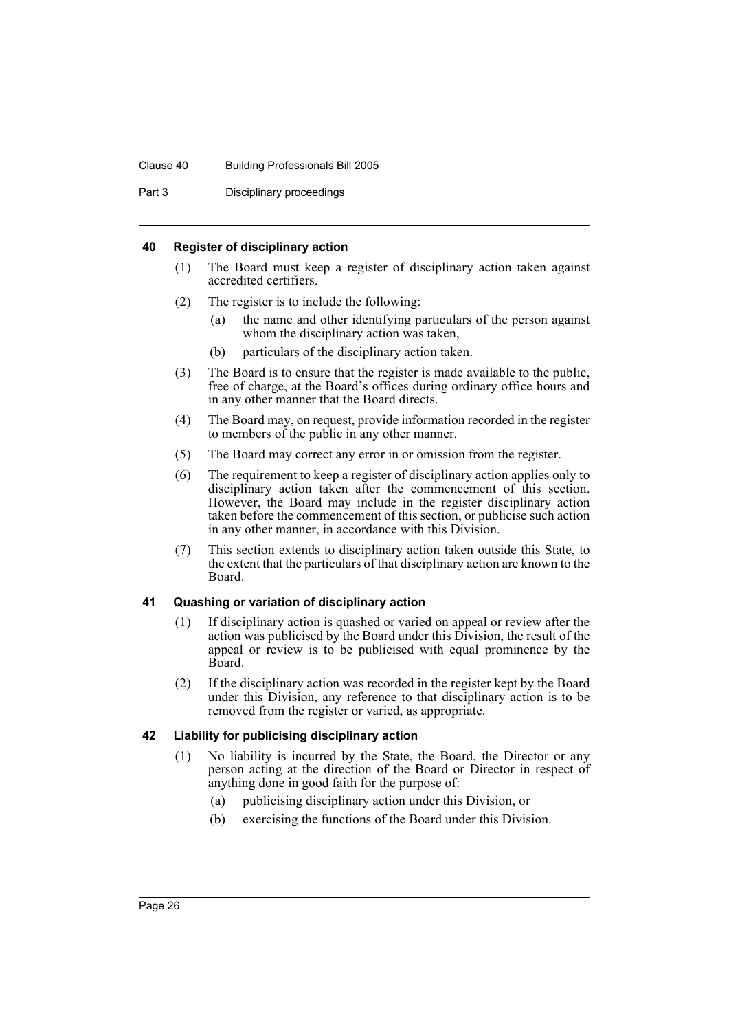### 40 Register of disciplinary action

(1) The Board must keep a register of disciplinary action taken against accredited certifiers.

(2) The register is to include the following:

- (a) the name and other identifying particulars of the person against whom the disciplinary action was taken,
- (b) particulars of the disciplinary action taken.

(3) The Board is to ensure that the register is made available to the public, free of charge, at the Board's offices during ordinary office hours and in any other manner that the Board directs.

(4) The Board may, on request, provide information recorded in the register to members of the public in any other manner.

(5) The Board may correct any error in or omission from the register.

(6) The requirement to keep a register of disciplinary action applies only to disciplinary action taken after the commencement of this section. However, the Board may include in the register disciplinary action taken before the commencement of this section, or publicise such action in any other manner, in accordance with this Division.

(7) This section extends to disciplinary action taken outside this State, to the extent that the particulars of that disciplinary action are known to the Board.

### 41 Quashing or variation of disciplinary action

(1) If disciplinary action is quashed or varied on appeal or review after the action was publicised by the Board under this Division, the result of the appeal or review is to be publicised with equal prominence by the Board.

(2) If the disciplinary action was recorded in the register kept by the Board under this Division, any reference to that disciplinary action is to be removed from the register or varied, as appropriate.

### 42 Liability for publicising disciplinary action

(1) No liability is incurred by the State, the Board, the Director or any person acting at the direction of the Board or Director in respect of anything done in good faith for the purpose of:

- (a) publicising disciplinary action under this Division, or
- (b) exercising the functions of the Board under this Division.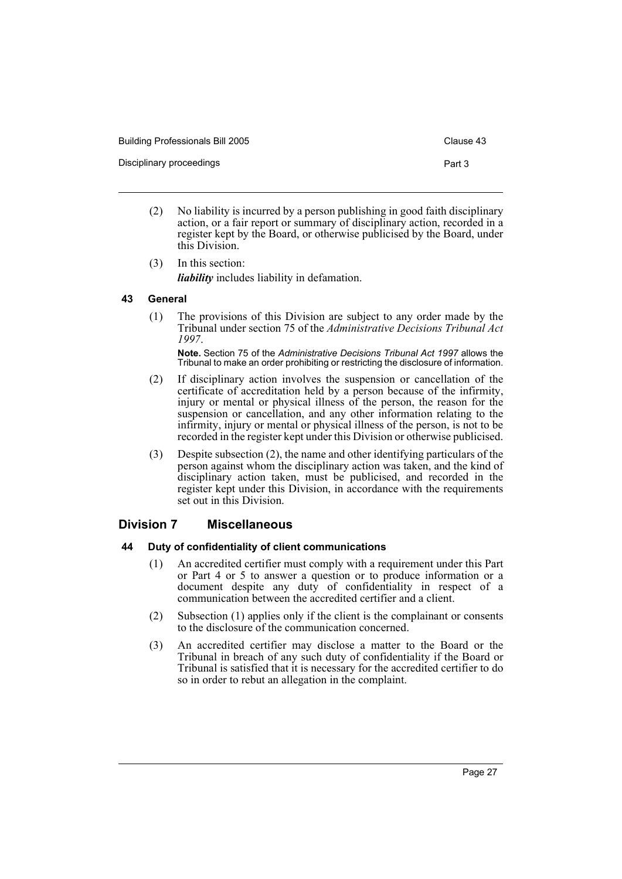(2) No liability is incurred by a person publishing in good faith disciplinary action, or a fair report or summary of disciplinary action, recorded in a register kept by the Board, or otherwise publicised by the Board, under this Division.

(3) In this section:

***liability*** includes liability in defamation.

### 43 General

(1) The provisions of this Division are subject to any order made by the Tribunal under section 75 of the *Administrative Decisions Tribunal Act 1997*.

**Note.** Section 75 of the *Administrative Decisions Tribunal Act 1997* allows the Tribunal to make an order prohibiting or restricting the disclosure of information.

(2) If disciplinary action involves the suspension or cancellation of the certificate of accreditation held by a person because of the infirmity, injury or mental or physical illness of the person, the reason for the suspension or cancellation, and any other information relating to the infirmity, injury or mental or physical illness of the person, is not to be recorded in the register kept under this Division or otherwise publicised.

(3) Despite subsection (2), the name and other identifying particulars of the person against whom the disciplinary action was taken, and the kind of disciplinary action taken, must be publicised, and recorded in the register kept under this Division, in accordance with the requirements set out in this Division.

## Division 7 Miscellaneous

### 44 Duty of confidentiality of client communications

(1) An accredited certifier must comply with a requirement under this Part or Part 4 or 5 to answer a question or to produce information or a document despite any duty of confidentiality in respect of a communication between the accredited certifier and a client.

(2) Subsection (1) applies only if the client is the complainant or consents to the disclosure of the communication concerned.

(3) An accredited certifier may disclose a matter to the Board or the Tribunal in breach of any such duty of confidentiality if the Board or Tribunal is satisfied that it is necessary for the accredited certifier to do so in order to rebut an allegation in the complaint.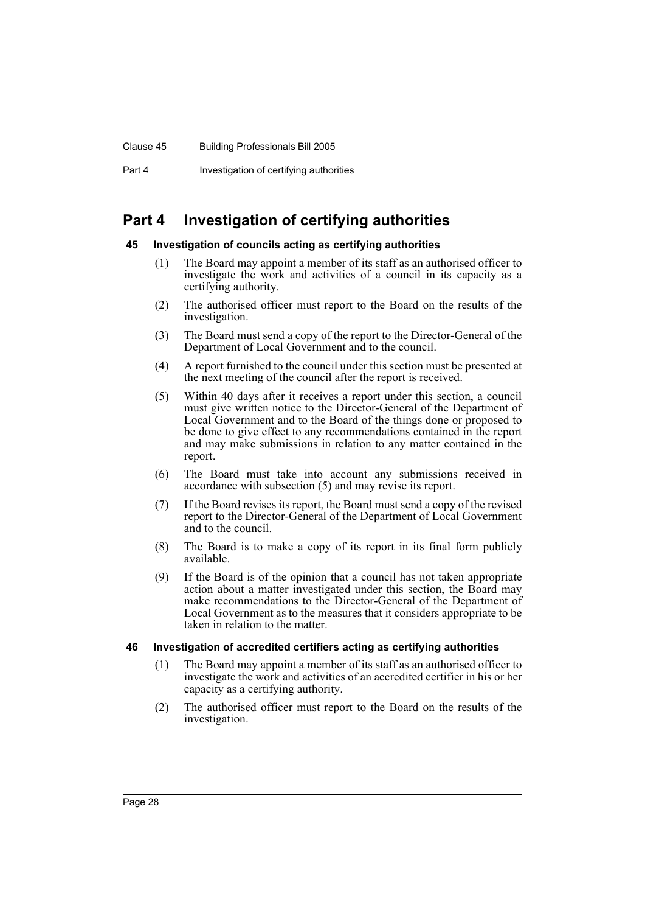# Part 4 Investigation of certifying authorities

### 45 Investigation of councils acting as certifying authorities

(1) The Board may appoint a member of its staff as an authorised officer to investigate the work and activities of a council in its capacity as a certifying authority.

(2) The authorised officer must report to the Board on the results of the investigation.

(3) The Board must send a copy of the report to the Director-General of the Department of Local Government and to the council.

(4) A report furnished to the council under this section must be presented at the next meeting of the council after the report is received.

(5) Within 40 days after it receives a report under this section, a council must give written notice to the Director-General of the Department of Local Government and to the Board of the things done or proposed to be done to give effect to any recommendations contained in the report and may make submissions in relation to any matter contained in the report.

(6) The Board must take into account any submissions received in accordance with subsection (5) and may revise its report.

(7) If the Board revises its report, the Board must send a copy of the revised report to the Director-General of the Department of Local Government and to the council.

(8) The Board is to make a copy of its report in its final form publicly available.

(9) If the Board is of the opinion that a council has not taken appropriate action about a matter investigated under this section, the Board may make recommendations to the Director-General of the Department of Local Government as to the measures that it considers appropriate to be taken in relation to the matter.

### 46 Investigation of accredited certifiers acting as certifying authorities

(1) The Board may appoint a member of its staff as an authorised officer to investigate the work and activities of an accredited certifier in his or her capacity as a certifying authority.

(2) The authorised officer must report to the Board on the results of the investigation.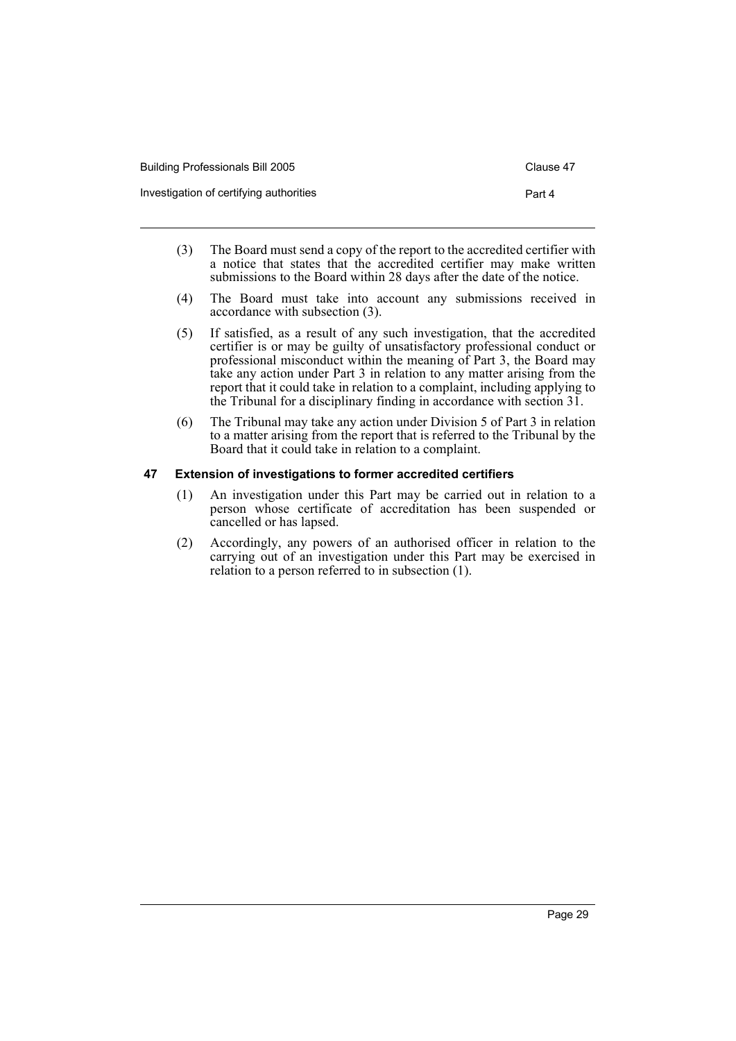(3) The Board must send a copy of the report to the accredited certifier with a notice that states that the accredited certifier may make written submissions to the Board within 28 days after the date of the notice.

(4) The Board must take into account any submissions received in accordance with subsection (3).

(5) If satisfied, as a result of any such investigation, that the accredited certifier is or may be guilty of unsatisfactory professional conduct or professional misconduct within the meaning of Part 3, the Board may take any action under Part 3 in relation to any matter arising from the report that it could take in relation to a complaint, including applying to the Tribunal for a disciplinary finding in accordance with section 31.

(6) The Tribunal may take any action under Division 5 of Part 3 in relation to a matter arising from the report that is referred to the Tribunal by the Board that it could take in relation to a complaint.

### 47 Extension of investigations to former accredited certifiers

(1) An investigation under this Part may be carried out in relation to a person whose certificate of accreditation has been suspended or cancelled or has lapsed.

(2) Accordingly, any powers of an authorised officer in relation to the carrying out of an investigation under this Part may be exercised in relation to a person referred to in subsection (1).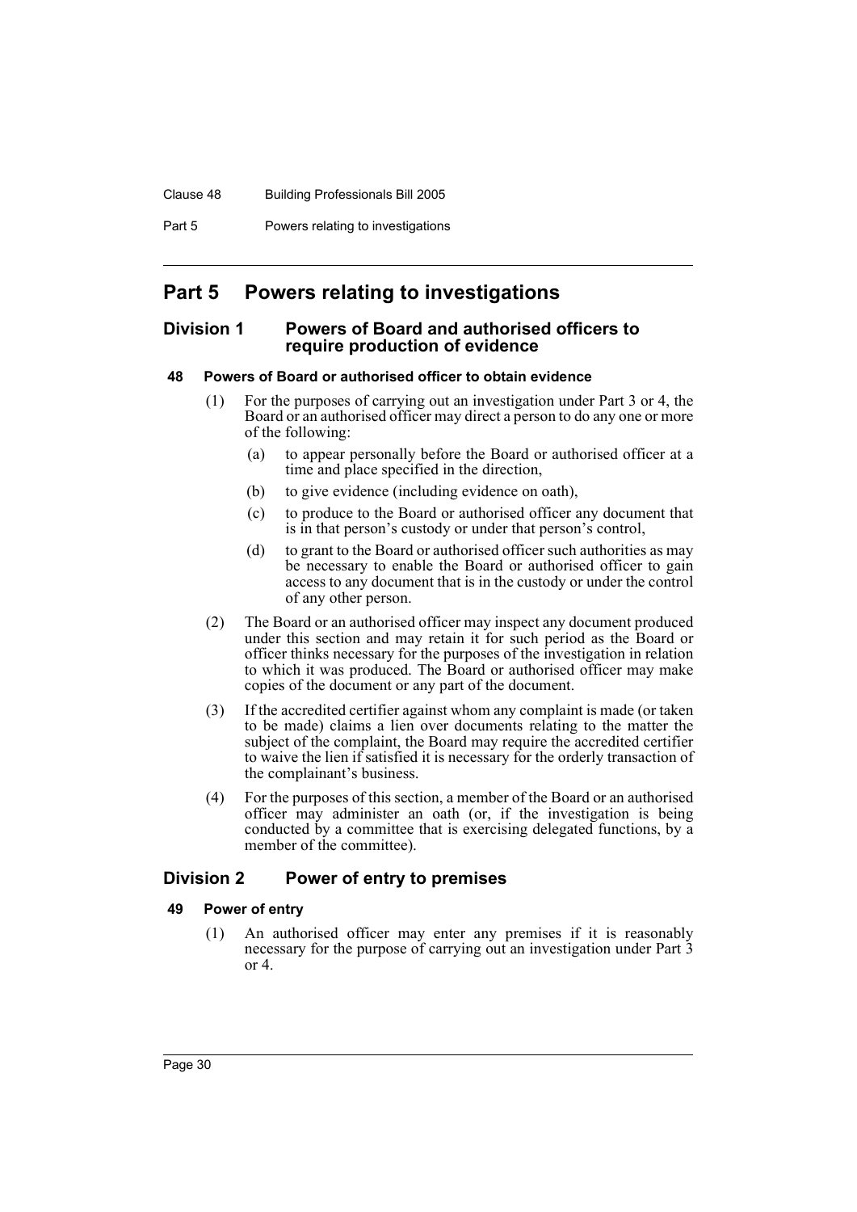# Part 5 Powers relating to investigations

## Division 1 Powers of Board and authorised officers to require production of evidence

### 48 Powers of Board or authorised officer to obtain evidence

(1) For the purposes of carrying out an investigation under Part 3 or 4, the Board or an authorised officer may direct a person to do any one or more of the following:

(a) to appear personally before the Board or authorised officer at a time and place specified in the direction,

(b) to give evidence (including evidence on oath),

(c) to produce to the Board or authorised officer any document that is in that person's custody or under that person's control,

(d) to grant to the Board or authorised officer such authorities as may be necessary to enable the Board or authorised officer to gain access to any document that is in the custody or under the control of any other person.

(2) The Board or an authorised officer may inspect any document produced under this section and may retain it for such period as the Board or officer thinks necessary for the purposes of the investigation in relation to which it was produced. The Board or authorised officer may make copies of the document or any part of the document.

(3) If the accredited certifier against whom any complaint is made (or taken to be made) claims a lien over documents relating to the matter the subject of the complaint, the Board may require the accredited certifier to waive the lien if satisfied it is necessary for the orderly transaction of the complainant's business.

(4) For the purposes of this section, a member of the Board or an authorised officer may administer an oath (or, if the investigation is being conducted by a committee that is exercising delegated functions, by a member of the committee).

## Division 2 Power of entry to premises

### 49 Power of entry

(1) An authorised officer may enter any premises if it is reasonably necessary for the purpose of carrying out an investigation under Part 3 or 4.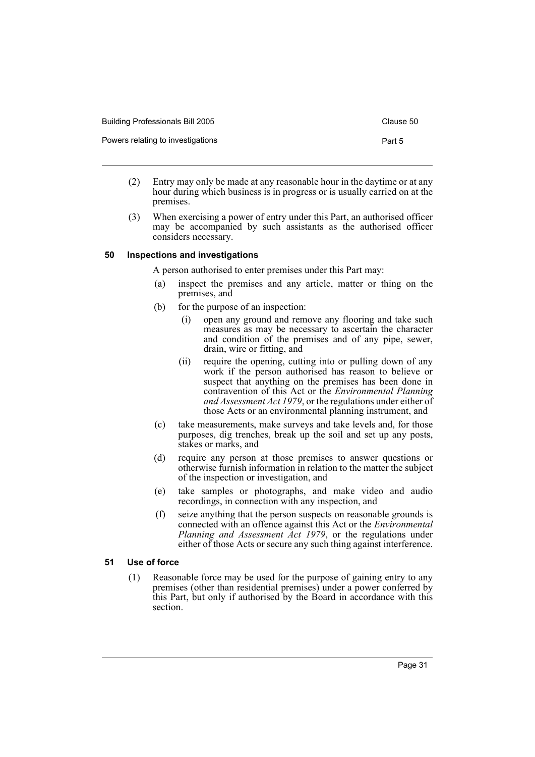(2) Entry may only be made at any reasonable hour in the daytime or at any hour during which business is in progress or is usually carried on at the premises.

(3) When exercising a power of entry under this Part, an authorised officer may be accompanied by such assistants as the authorised officer considers necessary.

### 50 Inspections and investigations

A person authorised to enter premises under this Part may:

(a) inspect the premises and any article, matter or thing on the premises, and

(b) for the purpose of an inspection:

(i) open any ground and remove any flooring and take such measures as may be necessary to ascertain the character and condition of the premises and of any pipe, sewer, drain, wire or fitting, and

(ii) require the opening, cutting into or pulling down of any work if the person authorised has reason to believe or suspect that anything on the premises has been done in contravention of this Act or the *Environmental Planning and Assessment Act 1979*, or the regulations under either of those Acts or an environmental planning instrument, and

(c) take measurements, make surveys and take levels and, for those purposes, dig trenches, break up the soil and set up any posts, stakes or marks, and

(d) require any person at those premises to answer questions or otherwise furnish information in relation to the matter the subject of the inspection or investigation, and

(e) take samples or photographs, and make video and audio recordings, in connection with any inspection, and

(f) seize anything that the person suspects on reasonable grounds is connected with an offence against this Act or the *Environmental Planning and Assessment Act 1979*, or the regulations under either of those Acts or secure any such thing against interference.

### 51 Use of force

(1) Reasonable force may be used for the purpose of gaining entry to any premises (other than residential premises) under a power conferred by this Part, but only if authorised by the Board in accordance with this section.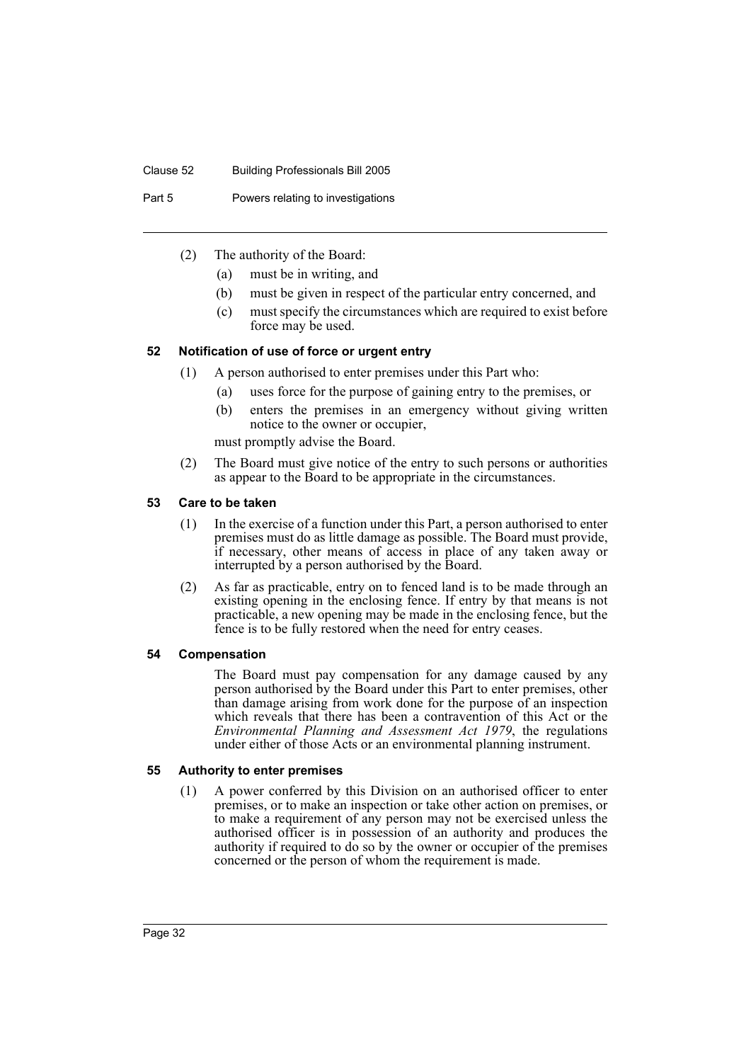(2) The authority of the Board:

(a) must be in writing, and

(b) must be given in respect of the particular entry concerned, and

(c) must specify the circumstances which are required to exist before force may be used.

### 52 Notification of use of force or urgent entry

(1) A person authorised to enter premises under this Part who:

(a) uses force for the purpose of gaining entry to the premises, or

(b) enters the premises in an emergency without giving written notice to the owner or occupier,

must promptly advise the Board.

(2) The Board must give notice of the entry to such persons or authorities as appear to the Board to be appropriate in the circumstances.

### 53 Care to be taken

(1) In the exercise of a function under this Part, a person authorised to enter premises must do as little damage as possible. The Board must provide, if necessary, other means of access in place of any taken away or interrupted by a person authorised by the Board.

(2) As far as practicable, entry on to fenced land is to be made through an existing opening in the enclosing fence. If entry by that means is not practicable, a new opening may be made in the enclosing fence, but the fence is to be fully restored when the need for entry ceases.

### 54 Compensation

The Board must pay compensation for any damage caused by any person authorised by the Board under this Part to enter premises, other than damage arising from work done for the purpose of an inspection which reveals that there has been a contravention of this Act or the *Environmental Planning and Assessment Act 1979*, the regulations under either of those Acts or an environmental planning instrument.

### 55 Authority to enter premises

(1) A power conferred by this Division on an authorised officer to enter premises, or to make an inspection or take other action on premises, or to make a requirement of any person may not be exercised unless the authorised officer is in possession of an authority and produces the authority if required to do so by the owner or occupier of the premises concerned or the person of whom the requirement is made.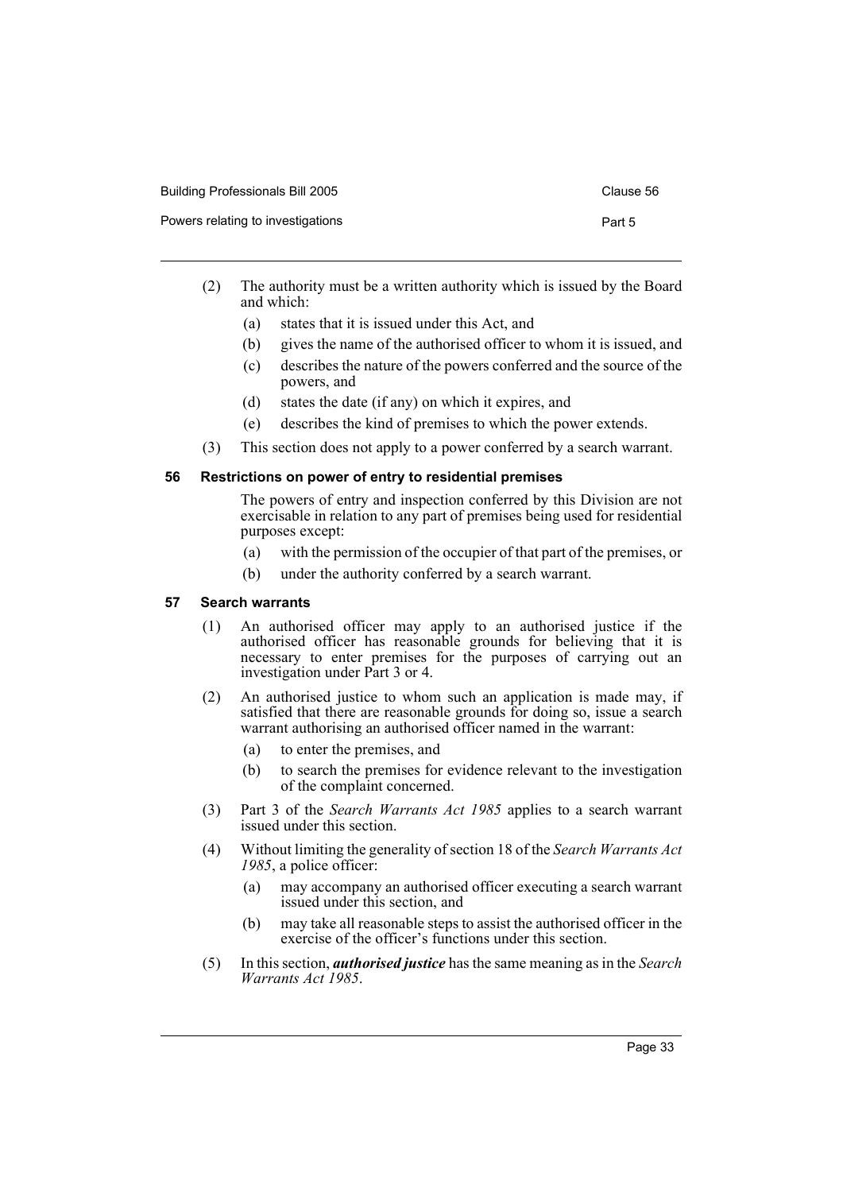(2) The authority must be a written authority which is issued by the Board and which:

- (a) states that it is issued under this Act, and
- (b) gives the name of the authorised officer to whom it is issued, and
- (c) describes the nature of the powers conferred and the source of the powers, and
- (d) states the date (if any) on which it expires, and
- (e) describes the kind of premises to which the power extends.

(3) This section does not apply to a power conferred by a search warrant.

### 56 Restrictions on power of entry to residential premises

The powers of entry and inspection conferred by this Division are not exercisable in relation to any part of premises being used for residential purposes except:

- (a) with the permission of the occupier of that part of the premises, or
- (b) under the authority conferred by a search warrant.

### 57 Search warrants

(1) An authorised officer may apply to an authorised justice if the authorised officer has reasonable grounds for believing that it is necessary to enter premises for the purposes of carrying out an investigation under Part 3 or 4.

(2) An authorised justice to whom such an application is made may, if satisfied that there are reasonable grounds for doing so, issue a search warrant authorising an authorised officer named in the warrant:

- (a) to enter the premises, and
- (b) to search the premises for evidence relevant to the investigation of the complaint concerned.

(3) Part 3 of the *Search Warrants Act 1985* applies to a search warrant issued under this section.

(4) Without limiting the generality of section 18 of the *Search Warrants Act 1985*, a police officer:

- (a) may accompany an authorised officer executing a search warrant issued under this section, and
- (b) may take all reasonable steps to assist the authorised officer in the exercise of the officer's functions under this section.

(5) In this section, ***authorised justice*** has the same meaning as in the *Search Warrants Act 1985*.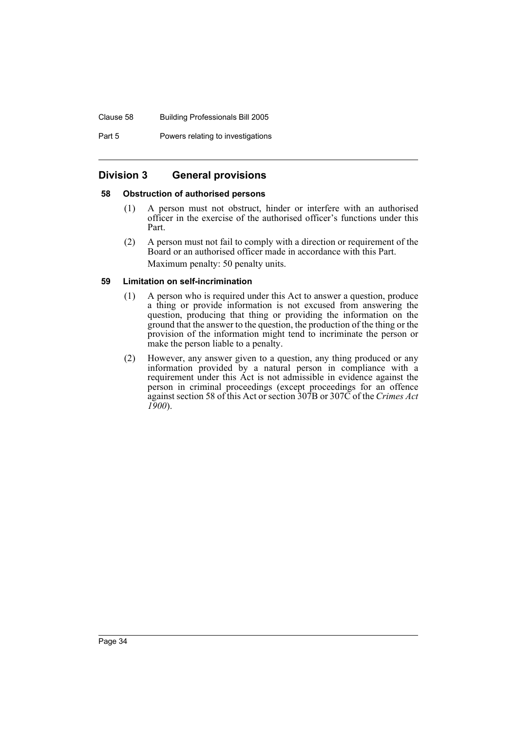## Division 3 General provisions

### 58 Obstruction of authorised persons

(1) A person must not obstruct, hinder or interfere with an authorised officer in the exercise of the authorised officer's functions under this Part.

(2) A person must not fail to comply with a direction or requirement of the Board or an authorised officer made in accordance with this Part.

Maximum penalty: 50 penalty units.

### 59 Limitation on self-incrimination

(1) A person who is required under this Act to answer a question, produce a thing or provide information is not excused from answering the question, producing that thing or providing the information on the ground that the answer to the question, the production of the thing or the provision of the information might tend to incriminate the person or make the person liable to a penalty.

(2) However, any answer given to a question, any thing produced or any information provided by a natural person in compliance with a requirement under this Act is not admissible in evidence against the person in criminal proceedings (except proceedings for an offence against section 58 of this Act or section 307B or 307C of the *Crimes Act 1900*).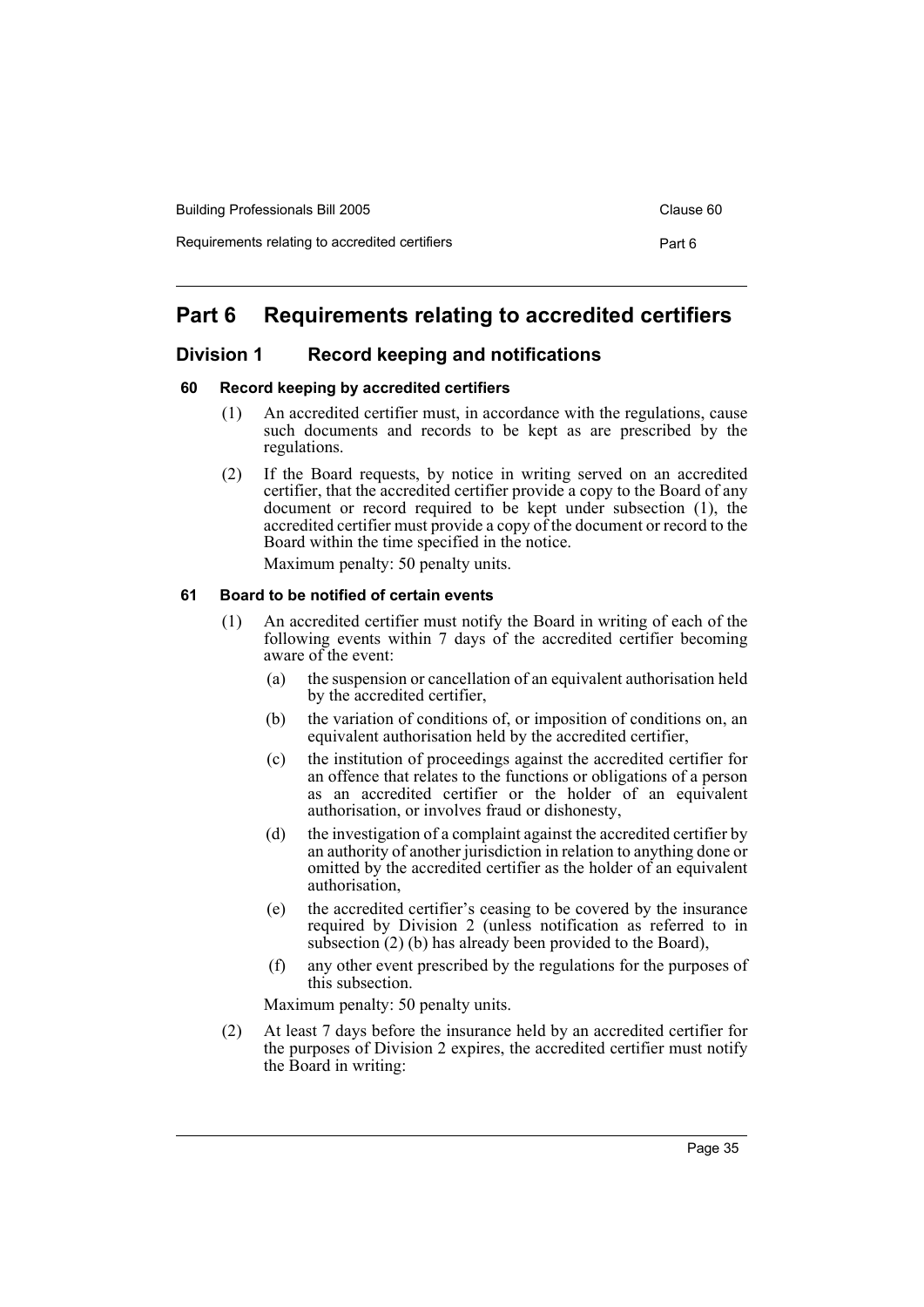# Part 6 Requirements relating to accredited certifiers

## Division 1 Record keeping and notifications

### 60 Record keeping by accredited certifiers

(1) An accredited certifier must, in accordance with the regulations, cause such documents and records to be kept as are prescribed by the regulations.

(2) If the Board requests, by notice in writing served on an accredited certifier, that the accredited certifier provide a copy to the Board of any document or record required to be kept under subsection (1), the accredited certifier must provide a copy of the document or record to the Board within the time specified in the notice.

Maximum penalty: 50 penalty units.

### 61 Board to be notified of certain events

(1) An accredited certifier must notify the Board in writing of each of the following events within 7 days of the accredited certifier becoming aware of the event:

- (a) the suspension or cancellation of an equivalent authorisation held by the accredited certifier,
- (b) the variation of conditions of, or imposition of conditions on, an equivalent authorisation held by the accredited certifier,
- (c) the institution of proceedings against the accredited certifier for an offence that relates to the functions or obligations of a person as an accredited certifier or the holder of an equivalent authorisation, or involves fraud or dishonesty,
- (d) the investigation of a complaint against the accredited certifier by an authority of another jurisdiction in relation to anything done or omitted by the accredited certifier as the holder of an equivalent authorisation,
- (e) the accredited certifier's ceasing to be covered by the insurance required by Division 2 (unless notification as referred to in subsection (2) (b) has already been provided to the Board),
- (f) any other event prescribed by the regulations for the purposes of this subsection.

Maximum penalty: 50 penalty units.

(2) At least 7 days before the insurance held by an accredited certifier for the purposes of Division 2 expires, the accredited certifier must notify the Board in writing: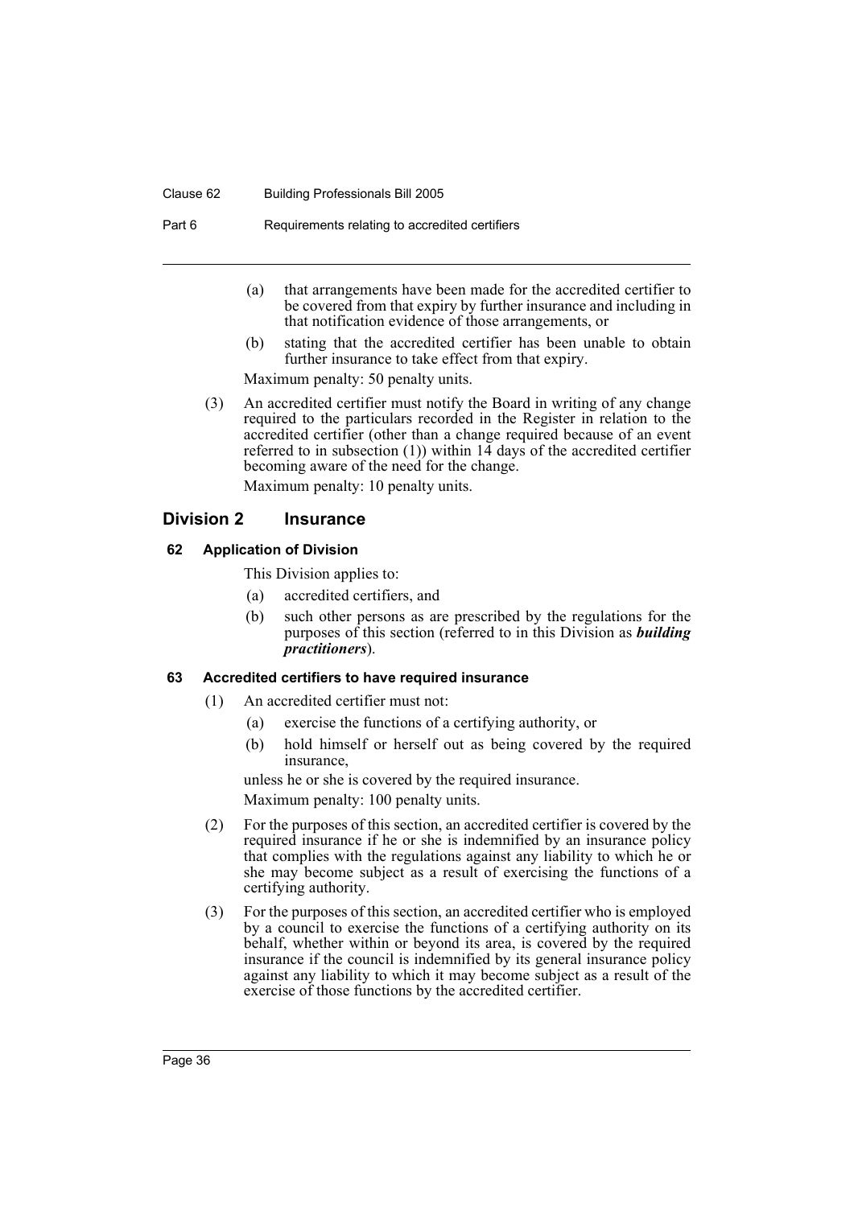(a) that arrangements have been made for the accredited certifier to be covered from that expiry by further insurance and including in that notification evidence of those arrangements, or

(b) stating that the accredited certifier has been unable to obtain further insurance to take effect from that expiry.

Maximum penalty: 50 penalty units.

(3) An accredited certifier must notify the Board in writing of any change required to the particulars recorded in the Register in relation to the accredited certifier (other than a change required because of an event referred to in subsection (1)) within 14 days of the accredited certifier becoming aware of the need for the change.

Maximum penalty: 10 penalty units.

## Division 2 Insurance

### 62 Application of Division

This Division applies to:

(a) accredited certifiers, and

(b) such other persons as are prescribed by the regulations for the purposes of this section (referred to in this Division as ***building practitioners***).

### 63 Accredited certifiers to have required insurance

(1) An accredited certifier must not:

(a) exercise the functions of a certifying authority, or

(b) hold himself or herself out as being covered by the required insurance,

unless he or she is covered by the required insurance.

Maximum penalty: 100 penalty units.

(2) For the purposes of this section, an accredited certifier is covered by the required insurance if he or she is indemnified by an insurance policy that complies with the regulations against any liability to which he or she may become subject as a result of exercising the functions of a certifying authority.

(3) For the purposes of this section, an accredited certifier who is employed by a council to exercise the functions of a certifying authority on its behalf, whether within or beyond its area, is covered by the required insurance if the council is indemnified by its general insurance policy against any liability to which it may become subject as a result of the exercise of those functions by the accredited certifier.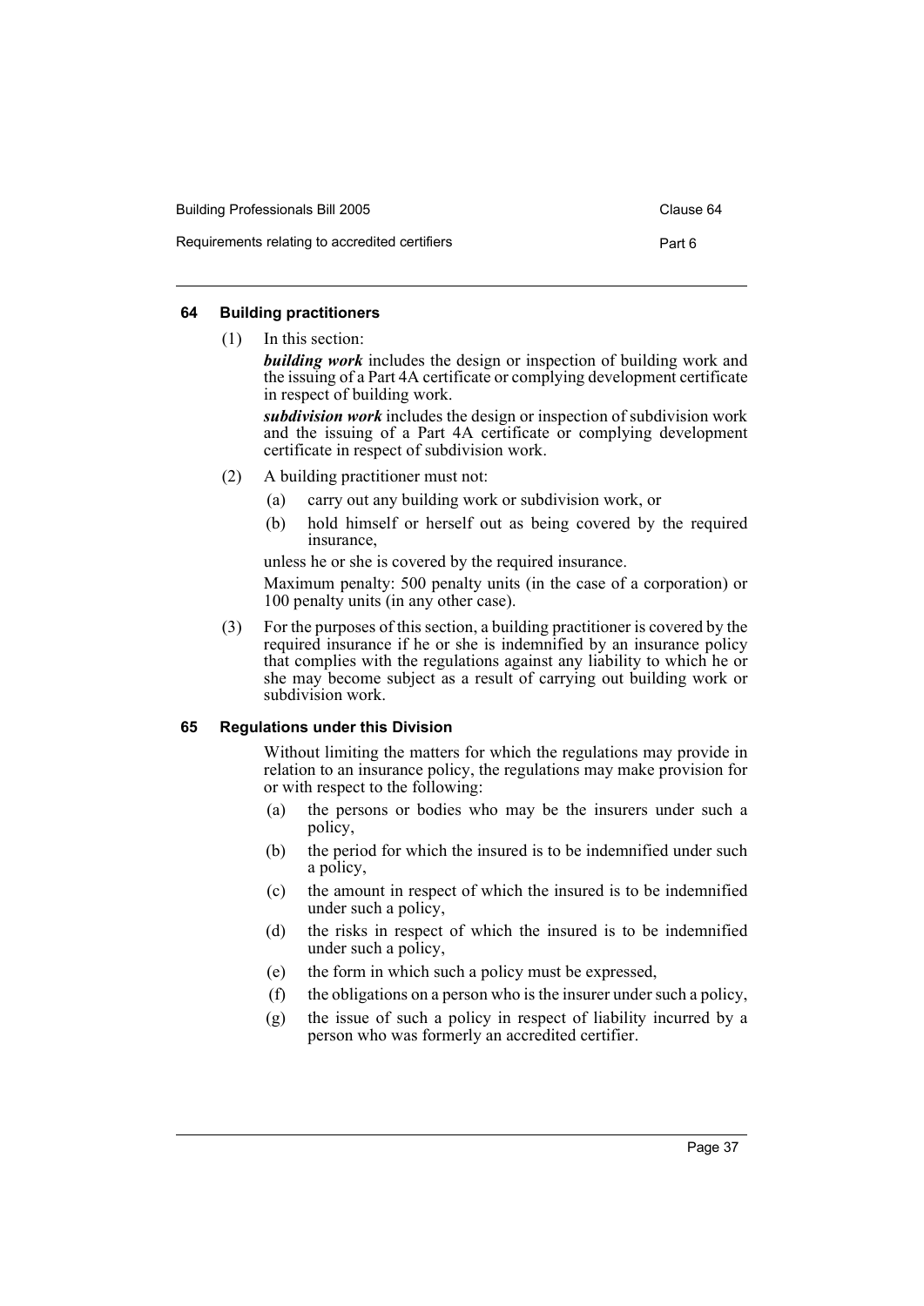### 64 Building practitioners

(1) In this section:

***building work*** includes the design or inspection of building work and the issuing of a Part 4A certificate or complying development certificate in respect of building work.

***subdivision work*** includes the design or inspection of subdivision work and the issuing of a Part 4A certificate or complying development certificate in respect of subdivision work.

(2) A building practitioner must not:

- (a) carry out any building work or subdivision work, or
- (b) hold himself or herself out as being covered by the required insurance,

unless he or she is covered by the required insurance.

Maximum penalty: 500 penalty units (in the case of a corporation) or 100 penalty units (in any other case).

(3) For the purposes of this section, a building practitioner is covered by the required insurance if he or she is indemnified by an insurance policy that complies with the regulations against any liability to which he or she may become subject as a result of carrying out building work or subdivision work.

### 65 Regulations under this Division

Without limiting the matters for which the regulations may provide in relation to an insurance policy, the regulations may make provision for or with respect to the following:

- (a) the persons or bodies who may be the insurers under such a policy,
- (b) the period for which the insured is to be indemnified under such a policy,
- (c) the amount in respect of which the insured is to be indemnified under such a policy,
- (d) the risks in respect of which the insured is to be indemnified under such a policy,
- (e) the form in which such a policy must be expressed,
- (f) the obligations on a person who is the insurer under such a policy,
- (g) the issue of such a policy in respect of liability incurred by a person who was formerly an accredited certifier.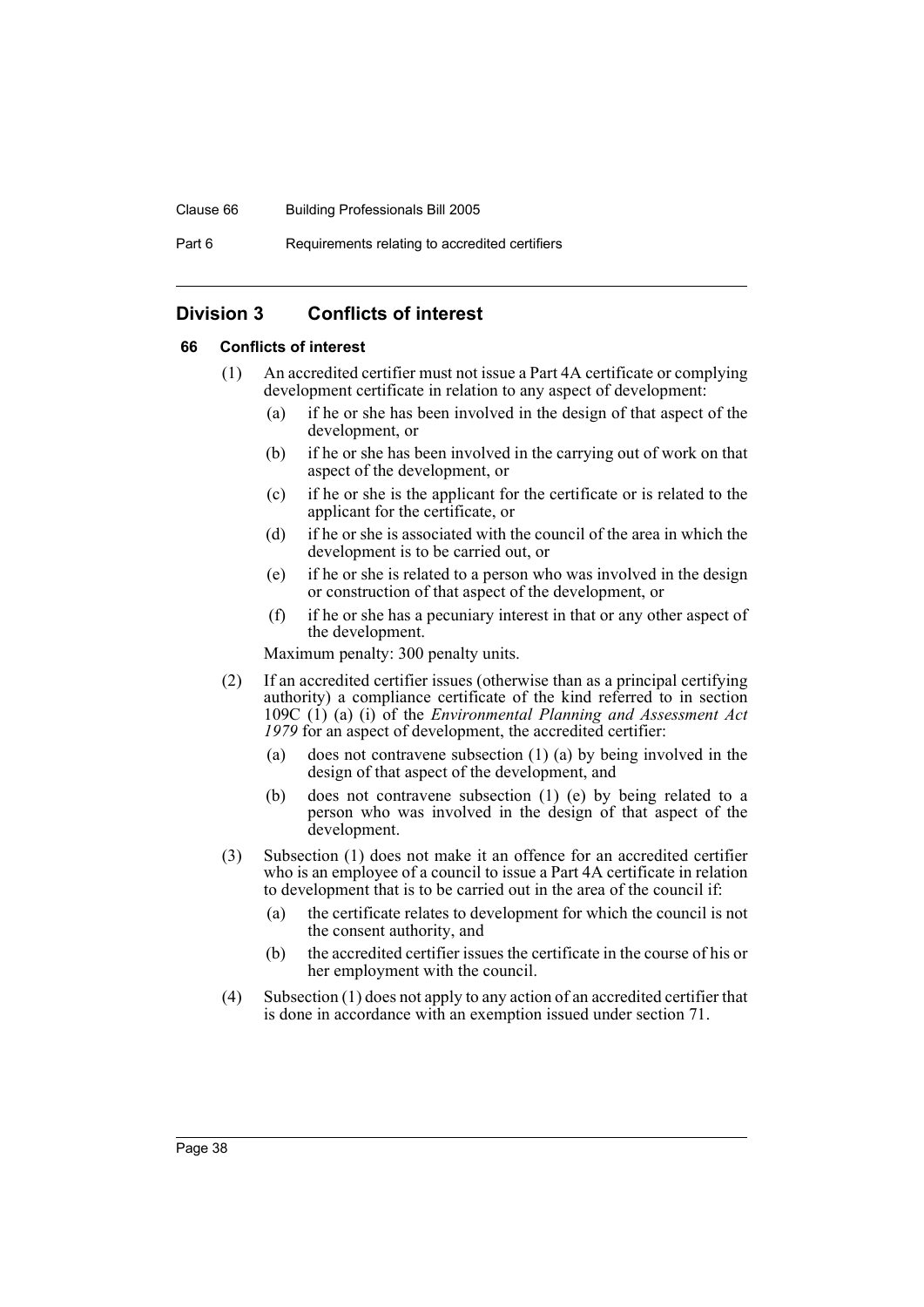## Division 3 Conflicts of interest

### 66 Conflicts of interest

(1) An accredited certifier must not issue a Part 4A certificate or complying development certificate in relation to any aspect of development:

   (a) if he or she has been involved in the design of that aspect of the development, or

   (b) if he or she has been involved in the carrying out of work on that aspect of the development, or

   (c) if he or she is the applicant for the certificate or is related to the applicant for the certificate, or

   (d) if he or she is associated with the council of the area in which the development is to be carried out, or

   (e) if he or she is related to a person who was involved in the design or construction of that aspect of the development, or

   (f) if he or she has a pecuniary interest in that or any other aspect of the development.

Maximum penalty: 300 penalty units.

(2) If an accredited certifier issues (otherwise than as a principal certifying authority) a compliance certificate of the kind referred to in section 109C (1) (a) (i) of the *Environmental Planning and Assessment Act 1979* for an aspect of development, the accredited certifier:

   (a) does not contravene subsection (1) (a) by being involved in the design of that aspect of the development, and

   (b) does not contravene subsection (1) (e) by being related to a person who was involved in the design of that aspect of the development.

(3) Subsection (1) does not make it an offence for an accredited certifier who is an employee of a council to issue a Part 4A certificate in relation to development that is to be carried out in the area of the council if:

   (a) the certificate relates to development for which the council is not the consent authority, and

   (b) the accredited certifier issues the certificate in the course of his or her employment with the council.

(4) Subsection (1) does not apply to any action of an accredited certifier that is done in accordance with an exemption issued under section 71.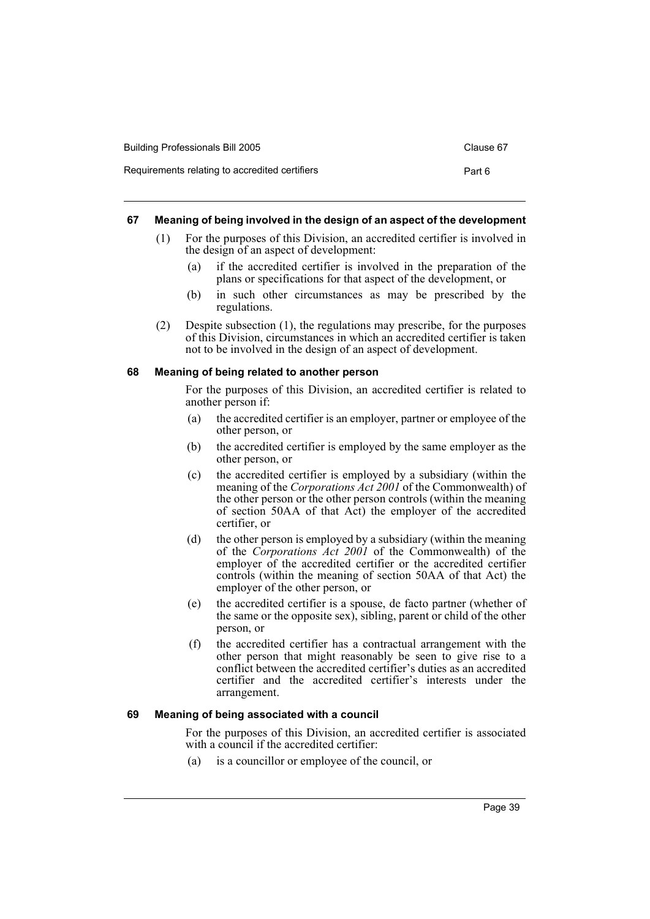#### 67 Meaning of being involved in the design of an aspect of the development

(1) For the purposes of this Division, an accredited certifier is involved in the design of an aspect of development:

- (a) if the accredited certifier is involved in the preparation of the plans or specifications for that aspect of the development, or
- (b) in such other circumstances as may be prescribed by the regulations.

(2) Despite subsection (1), the regulations may prescribe, for the purposes of this Division, circumstances in which an accredited certifier is taken not to be involved in the design of an aspect of development.

#### 68 Meaning of being related to another person

For the purposes of this Division, an accredited certifier is related to another person if:

- (a) the accredited certifier is an employer, partner or employee of the other person, or
- (b) the accredited certifier is employed by the same employer as the other person, or
- (c) the accredited certifier is employed by a subsidiary (within the meaning of the *Corporations Act 2001* of the Commonwealth) of the other person or the other person controls (within the meaning of section 50AA of that Act) the employer of the accredited certifier, or
- (d) the other person is employed by a subsidiary (within the meaning of the *Corporations Act 2001* of the Commonwealth) of the employer of the accredited certifier or the accredited certifier controls (within the meaning of section 50AA of that Act) the employer of the other person, or
- (e) the accredited certifier is a spouse, de facto partner (whether of the same or the opposite sex), sibling, parent or child of the other person, or
- (f) the accredited certifier has a contractual arrangement with the other person that might reasonably be seen to give rise to a conflict between the accredited certifier's duties as an accredited certifier and the accredited certifier's interests under the arrangement.

#### 69 Meaning of being associated with a council

For the purposes of this Division, an accredited certifier is associated with a council if the accredited certifier:

- (a) is a councillor or employee of the council, or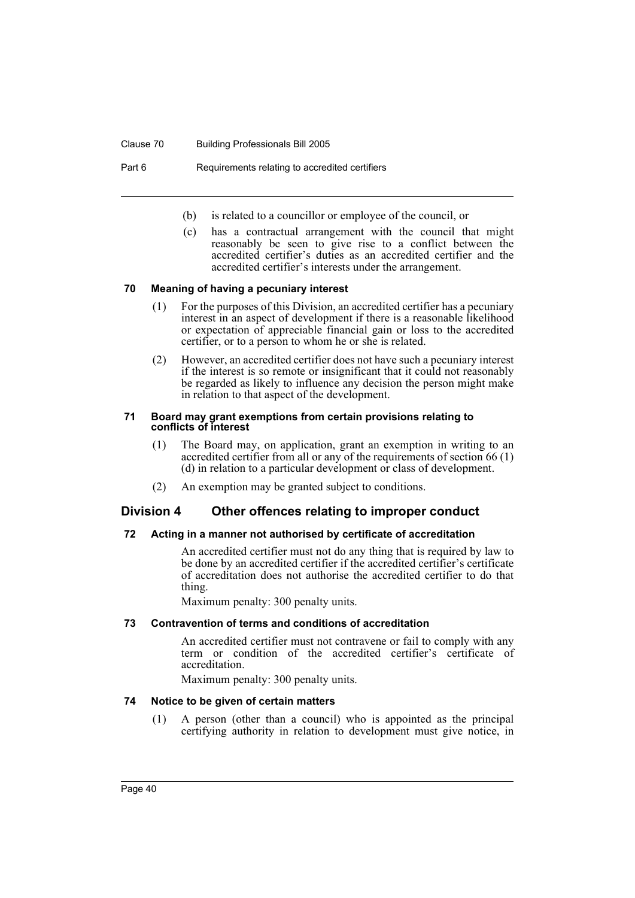(b) is related to a councillor or employee of the council, or

(c) has a contractual arrangement with the council that might reasonably be seen to give rise to a conflict between the accredited certifier's duties as an accredited certifier and the accredited certifier's interests under the arrangement.

### 70 Meaning of having a pecuniary interest

(1) For the purposes of this Division, an accredited certifier has a pecuniary interest in an aspect of development if there is a reasonable likelihood or expectation of appreciable financial gain or loss to the accredited certifier, or to a person to whom he or she is related.

(2) However, an accredited certifier does not have such a pecuniary interest if the interest is so remote or insignificant that it could not reasonably be regarded as likely to influence any decision the person might make in relation to that aspect of the development.

### 71 Board may grant exemptions from certain provisions relating to conflicts of interest

(1) The Board may, on application, grant an exemption in writing to an accredited certifier from all or any of the requirements of section 66 (1) (d) in relation to a particular development or class of development.

(2) An exemption may be granted subject to conditions.

## Division 4 Other offences relating to improper conduct

### 72 Acting in a manner not authorised by certificate of accreditation

An accredited certifier must not do any thing that is required by law to be done by an accredited certifier if the accredited certifier's certificate of accreditation does not authorise the accredited certifier to do that thing.

Maximum penalty: 300 penalty units.

### 73 Contravention of terms and conditions of accreditation

An accredited certifier must not contravene or fail to comply with any term or condition of the accredited certifier's certificate of accreditation.

Maximum penalty: 300 penalty units.

### 74 Notice to be given of certain matters

(1) A person (other than a council) who is appointed as the principal certifying authority in relation to development must give notice, in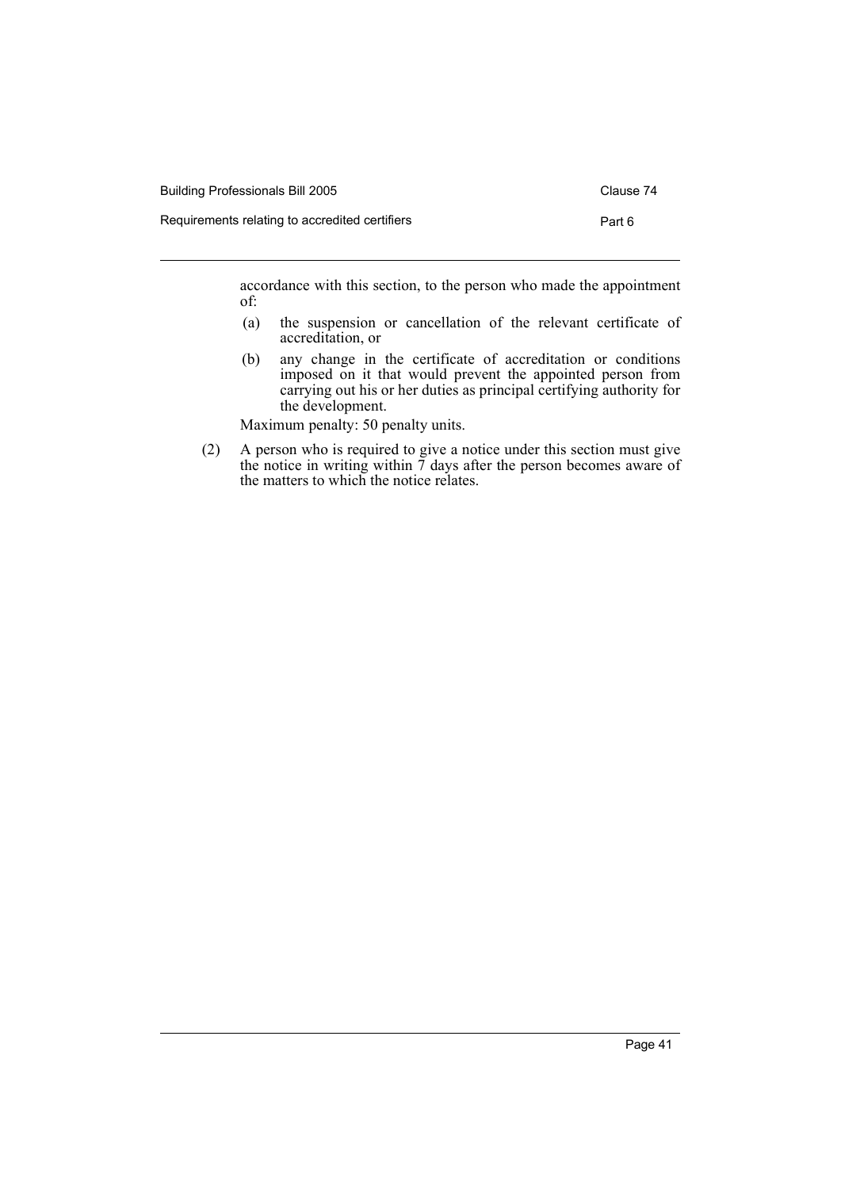accordance with this section, to the person who made the appointment of:

(a) the suspension or cancellation of the relevant certificate of accreditation, or

(b) any change in the certificate of accreditation or conditions imposed on it that would prevent the appointed person from carrying out his or her duties as principal certifying authority for the development.

Maximum penalty: 50 penalty units.

(2) A person who is required to give a notice under this section must give the notice in writing within 7 days after the person becomes aware of the matters to which the notice relates.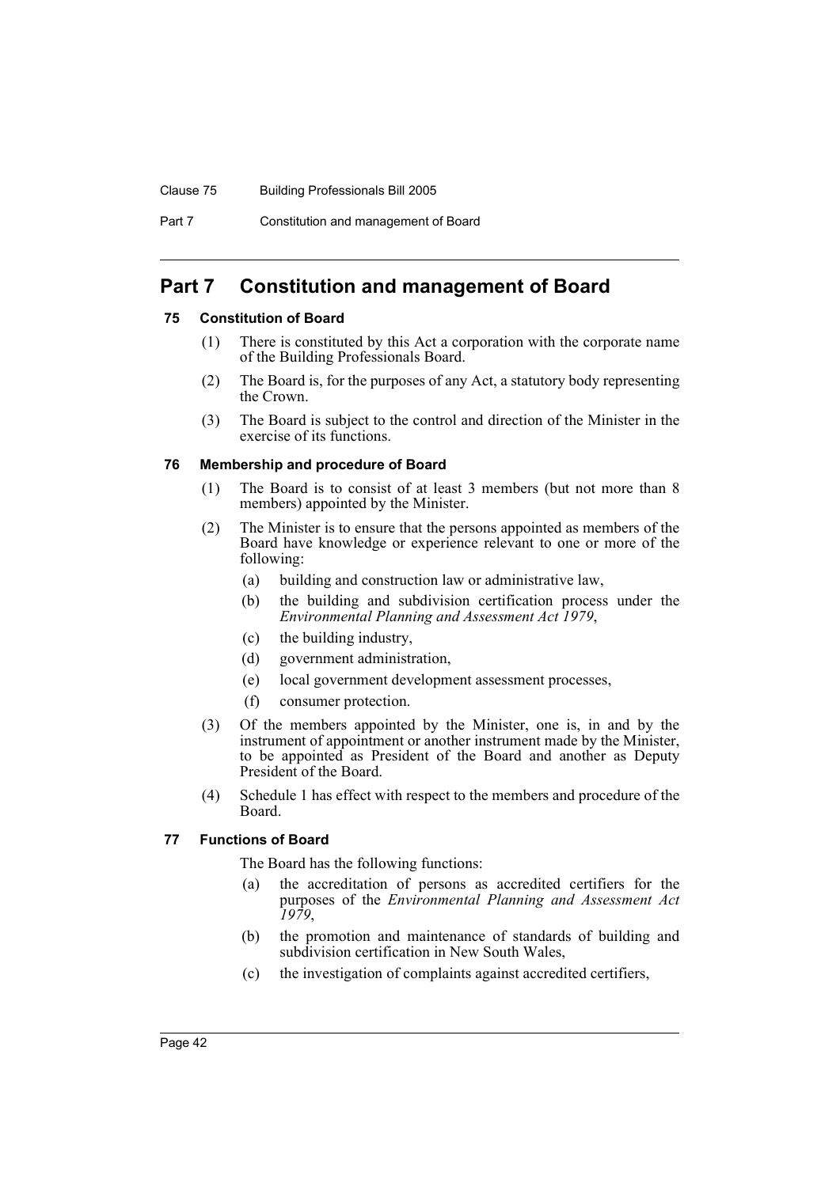# Part 7 Constitution and management of Board

### 75 Constitution of Board

(1) There is constituted by this Act a corporation with the corporate name of the Building Professionals Board.

(2) The Board is, for the purposes of any Act, a statutory body representing the Crown.

(3) The Board is subject to the control and direction of the Minister in the exercise of its functions.

### 76 Membership and procedure of Board

(1) The Board is to consist of at least 3 members (but not more than 8 members) appointed by the Minister.

(2) The Minister is to ensure that the persons appointed as members of the Board have knowledge or experience relevant to one or more of the following:

- (a) building and construction law or administrative law,
- (b) the building and subdivision certification process under the *Environmental Planning and Assessment Act 1979*,
- (c) the building industry,
- (d) government administration,
- (e) local government development assessment processes,
- (f) consumer protection.

(3) Of the members appointed by the Minister, one is, in and by the instrument of appointment or another instrument made by the Minister, to be appointed as President of the Board and another as Deputy President of the Board.

(4) Schedule 1 has effect with respect to the members and procedure of the Board.

### 77 Functions of Board

The Board has the following functions:

- (a) the accreditation of persons as accredited certifiers for the purposes of the *Environmental Planning and Assessment Act 1979*,
- (b) the promotion and maintenance of standards of building and subdivision certification in New South Wales,
- (c) the investigation of complaints against accredited certifiers,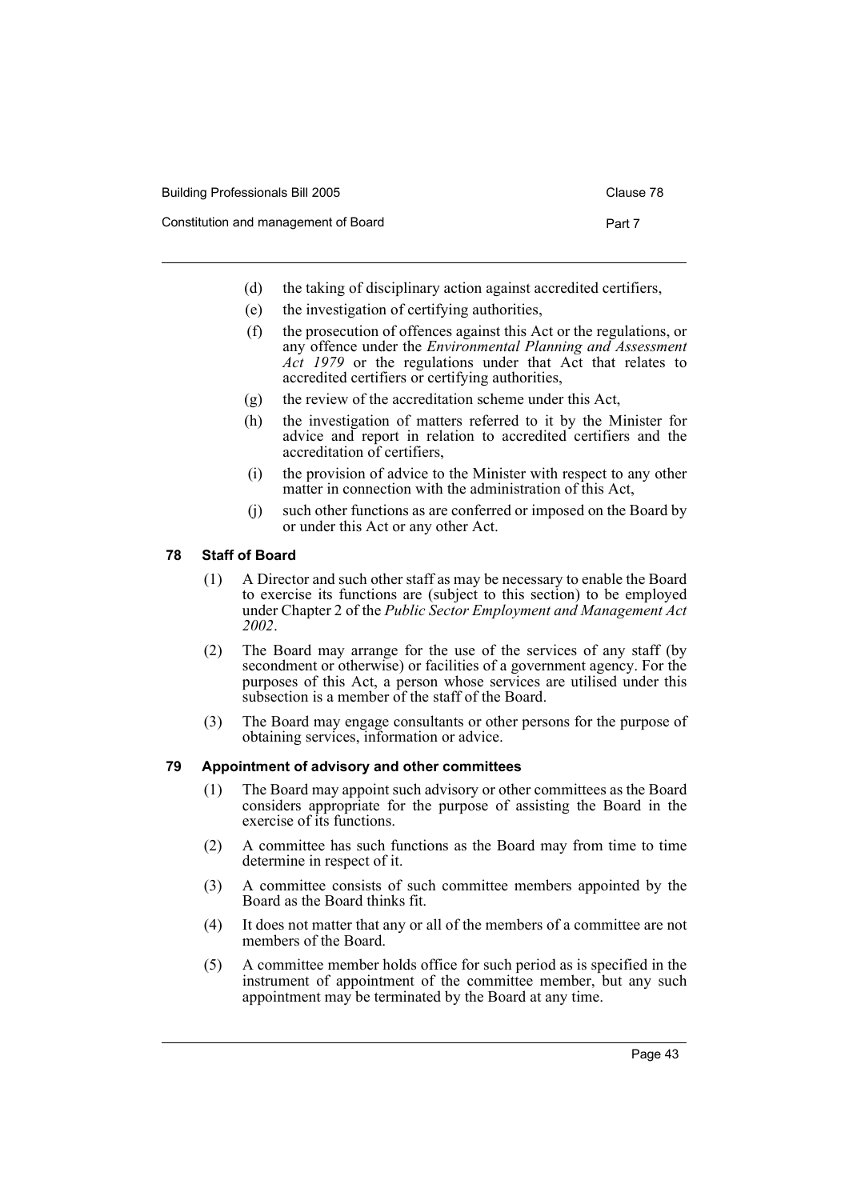(d) the taking of disciplinary action against accredited certifiers,

(e) the investigation of certifying authorities,

(f) the prosecution of offences against this Act or the regulations, or any offence under the *Environmental Planning and Assessment Act 1979* or the regulations under that Act that relates to accredited certifiers or certifying authorities,

(g) the review of the accreditation scheme under this Act,

(h) the investigation of matters referred to it by the Minister for advice and report in relation to accredited certifiers and the accreditation of certifiers,

(i) the provision of advice to the Minister with respect to any other matter in connection with the administration of this Act,

(j) such other functions as are conferred or imposed on the Board by or under this Act or any other Act.

### 78 Staff of Board

(1) A Director and such other staff as may be necessary to enable the Board to exercise its functions are (subject to this section) to be employed under Chapter 2 of the *Public Sector Employment and Management Act 2002*.

(2) The Board may arrange for the use of the services of any staff (by secondment or otherwise) or facilities of a government agency. For the purposes of this Act, a person whose services are utilised under this subsection is a member of the staff of the Board.

(3) The Board may engage consultants or other persons for the purpose of obtaining services, information or advice.

### 79 Appointment of advisory and other committees

(1) The Board may appoint such advisory or other committees as the Board considers appropriate for the purpose of assisting the Board in the exercise of its functions.

(2) A committee has such functions as the Board may from time to time determine in respect of it.

(3) A committee consists of such committee members appointed by the Board as the Board thinks fit.

(4) It does not matter that any or all of the members of a committee are not members of the Board.

(5) A committee member holds office for such period as is specified in the instrument of appointment of the committee member, but any such appointment may be terminated by the Board at any time.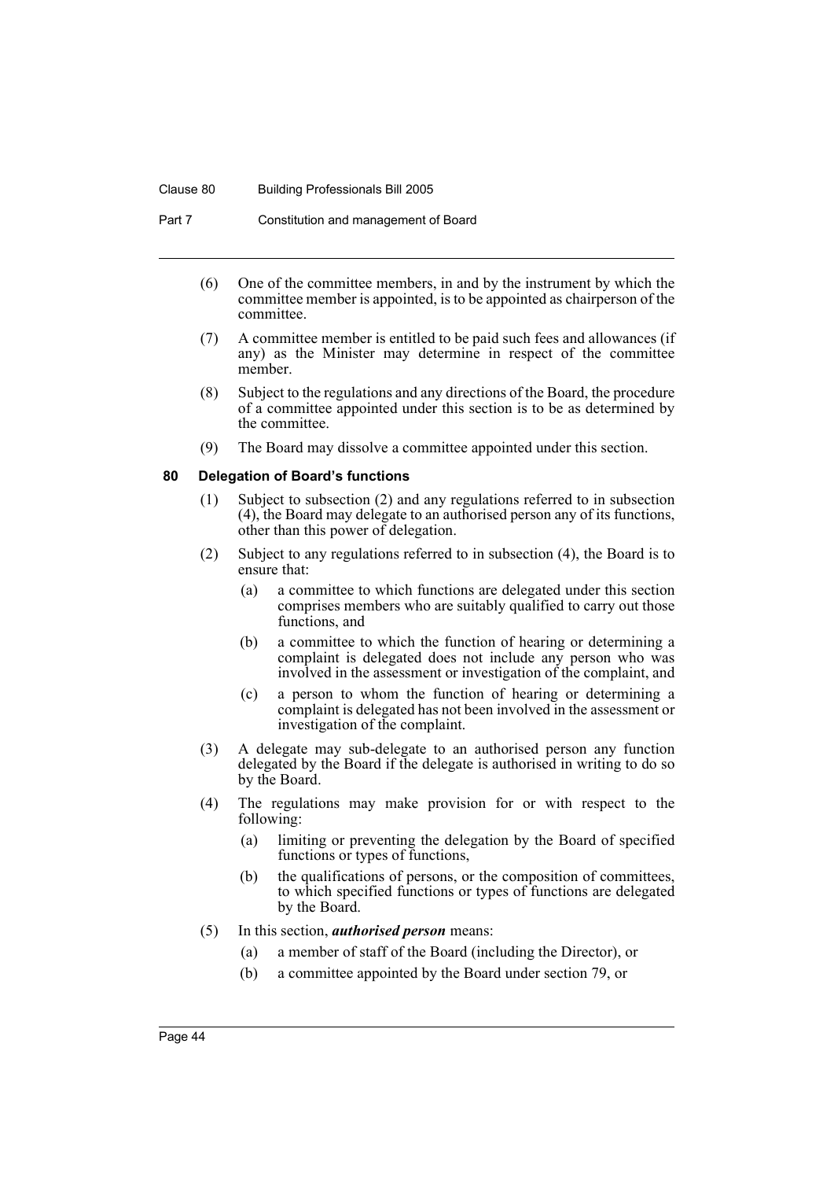(6) One of the committee members, in and by the instrument by which the committee member is appointed, is to be appointed as chairperson of the committee.

(7) A committee member is entitled to be paid such fees and allowances (if any) as the Minister may determine in respect of the committee member.

(8) Subject to the regulations and any directions of the Board, the procedure of a committee appointed under this section is to be as determined by the committee.

(9) The Board may dissolve a committee appointed under this section.

### 80 Delegation of Board's functions

(1) Subject to subsection (2) and any regulations referred to in subsection (4), the Board may delegate to an authorised person any of its functions, other than this power of delegation.

(2) Subject to any regulations referred to in subsection (4), the Board is to ensure that:

- (a) a committee to which functions are delegated under this section comprises members who are suitably qualified to carry out those functions, and
- (b) a committee to which the function of hearing or determining a complaint is delegated does not include any person who was involved in the assessment or investigation of the complaint, and
- (c) a person to whom the function of hearing or determining a complaint is delegated has not been involved in the assessment or investigation of the complaint.

(3) A delegate may sub-delegate to an authorised person any function delegated by the Board if the delegate is authorised in writing to do so by the Board.

(4) The regulations may make provision for or with respect to the following:

- (a) limiting or preventing the delegation by the Board of specified functions or types of functions,
- (b) the qualifications of persons, or the composition of committees, to which specified functions or types of functions are delegated by the Board.

(5) In this section, ***authorised person*** means:

- (a) a member of staff of the Board (including the Director), or
- (b) a committee appointed by the Board under section 79, or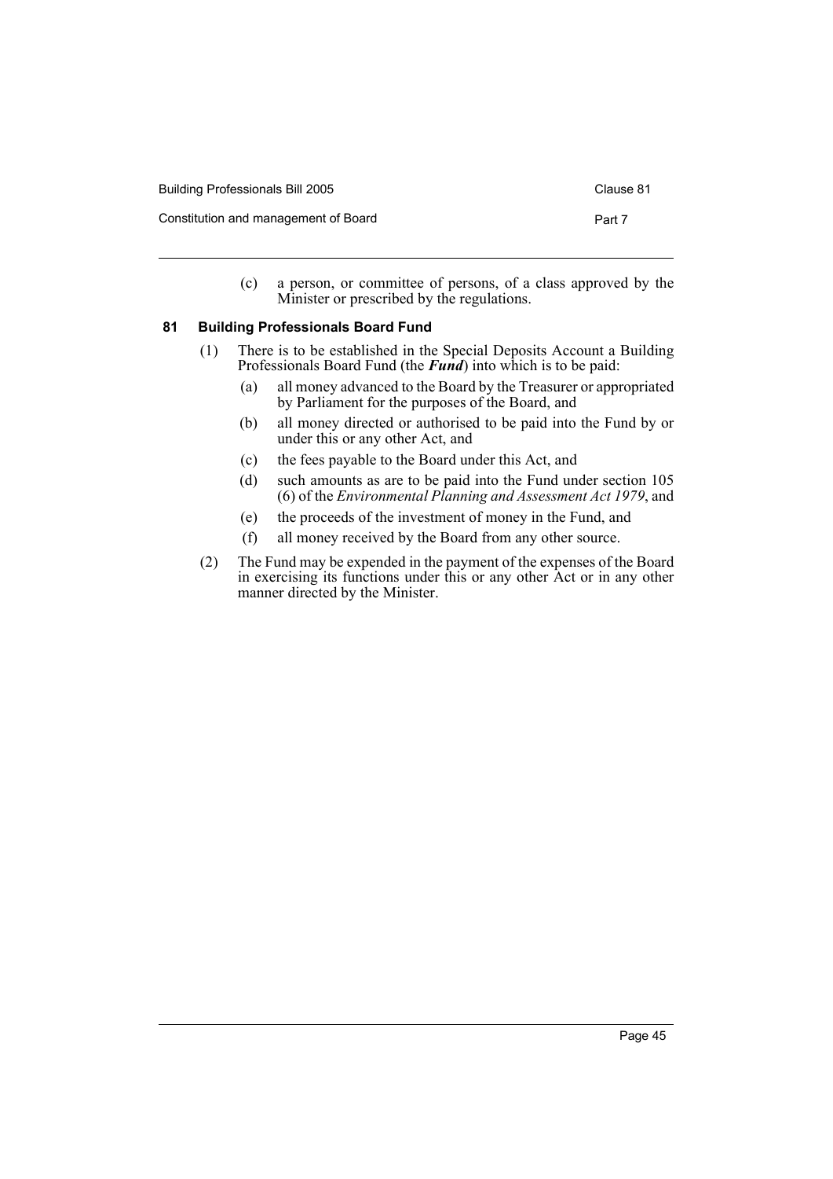(c) a person, or committee of persons, of a class approved by the Minister or prescribed by the regulations.

### 81 Building Professionals Board Fund

(1) There is to be established in the Special Deposits Account a Building Professionals Board Fund (the ***Fund***) into which is to be paid:

(a) all money advanced to the Board by the Treasurer or appropriated by Parliament for the purposes of the Board, and

(b) all money directed or authorised to be paid into the Fund by or under this or any other Act, and

(c) the fees payable to the Board under this Act, and

(d) such amounts as are to be paid into the Fund under section 105 (6) of the *Environmental Planning and Assessment Act 1979*, and

(e) the proceeds of the investment of money in the Fund, and

(f) all money received by the Board from any other source.

(2) The Fund may be expended in the payment of the expenses of the Board in exercising its functions under this or any other Act or in any other manner directed by the Minister.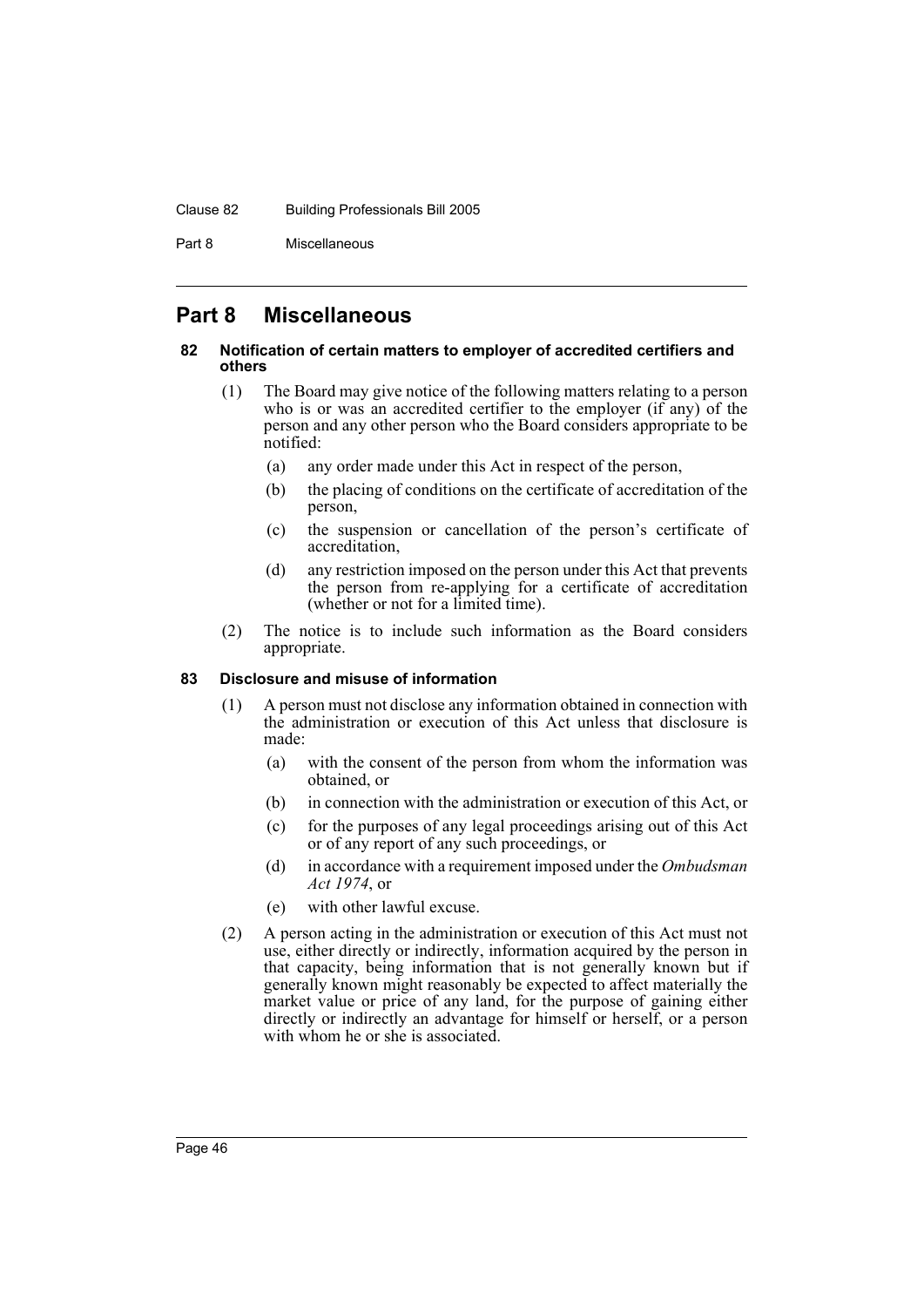# Part 8 Miscellaneous

### 82 Notification of certain matters to employer of accredited certifiers and others

(1) The Board may give notice of the following matters relating to a person who is or was an accredited certifier to the employer (if any) of the person and any other person who the Board considers appropriate to be notified:

- (a) any order made under this Act in respect of the person,
- (b) the placing of conditions on the certificate of accreditation of the person,
- (c) the suspension or cancellation of the person's certificate of accreditation,
- (d) any restriction imposed on the person under this Act that prevents the person from re-applying for a certificate of accreditation (whether or not for a limited time).

(2) The notice is to include such information as the Board considers appropriate.

### 83 Disclosure and misuse of information

(1) A person must not disclose any information obtained in connection with the administration or execution of this Act unless that disclosure is made:

- (a) with the consent of the person from whom the information was obtained, or
- (b) in connection with the administration or execution of this Act, or
- (c) for the purposes of any legal proceedings arising out of this Act or of any report of any such proceedings, or
- (d) in accordance with a requirement imposed under the *Ombudsman Act 1974*, or
- (e) with other lawful excuse.

(2) A person acting in the administration or execution of this Act must not use, either directly or indirectly, information acquired by the person in that capacity, being information that is not generally known but if generally known might reasonably be expected to affect materially the market value or price of any land, for the purpose of gaining either directly or indirectly an advantage for himself or herself, or a person with whom he or she is associated.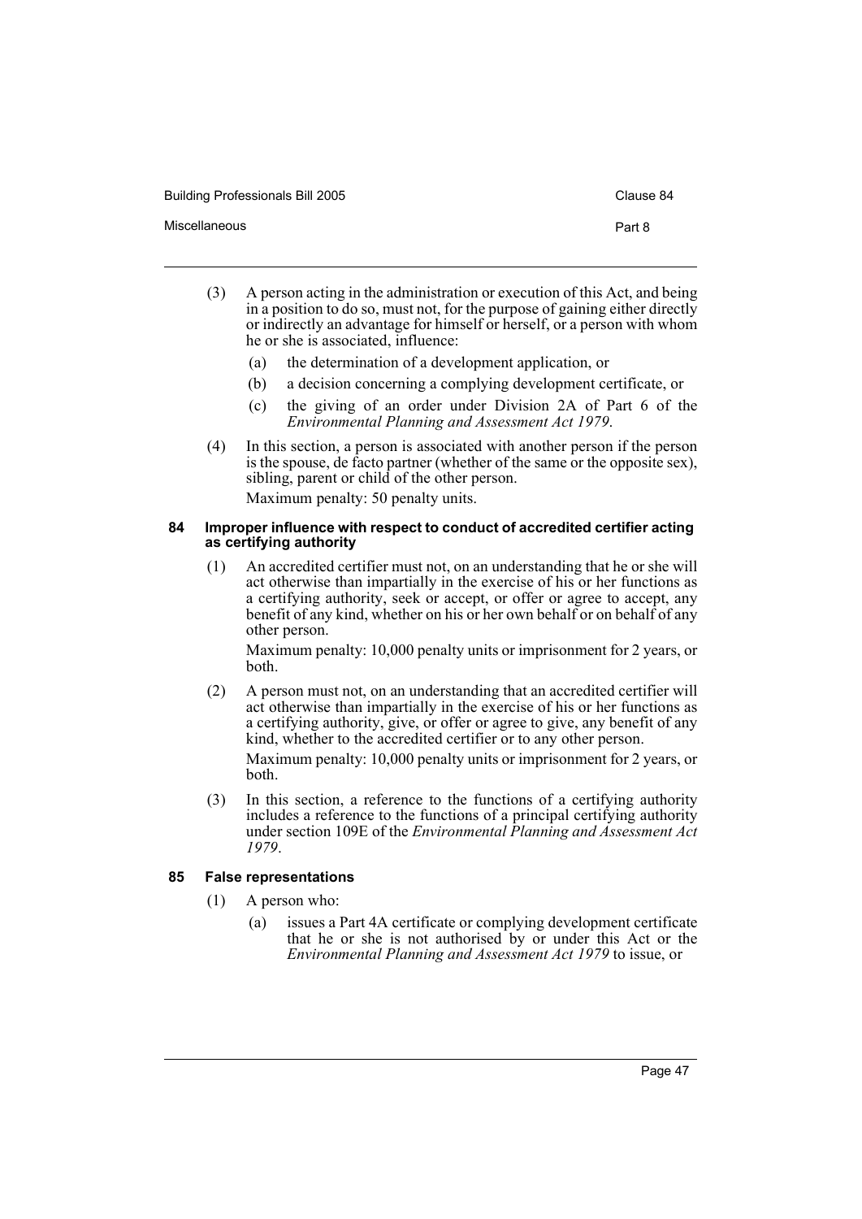(3) A person acting in the administration or execution of this Act, and being in a position to do so, must not, for the purpose of gaining either directly or indirectly an advantage for himself or herself, or a person with whom he or she is associated, influence:

- (a) the determination of a development application, or
- (b) a decision concerning a complying development certificate, or
- (c) the giving of an order under Division 2A of Part 6 of the *Environmental Planning and Assessment Act 1979*.

(4) In this section, a person is associated with another person if the person is the spouse, de facto partner (whether of the same or the opposite sex), sibling, parent or child of the other person.

Maximum penalty: 50 penalty units.

### 84 Improper influence with respect to conduct of accredited certifier acting as certifying authority

(1) An accredited certifier must not, on an understanding that he or she will act otherwise than impartially in the exercise of his or her functions as a certifying authority, seek or accept, or offer or agree to accept, any benefit of any kind, whether on his or her own behalf or on behalf of any other person.

Maximum penalty: 10,000 penalty units or imprisonment for 2 years, or both.

(2) A person must not, on an understanding that an accredited certifier will act otherwise than impartially in the exercise of his or her functions as a certifying authority, give, or offer or agree to give, any benefit of any kind, whether to the accredited certifier or to any other person.

Maximum penalty: 10,000 penalty units or imprisonment for 2 years, or both.

(3) In this section, a reference to the functions of a certifying authority includes a reference to the functions of a principal certifying authority under section 109E of the *Environmental Planning and Assessment Act 1979*.

### 85 False representations

(1) A person who:

- (a) issues a Part 4A certificate or complying development certificate that he or she is not authorised by or under this Act or the *Environmental Planning and Assessment Act 1979* to issue, or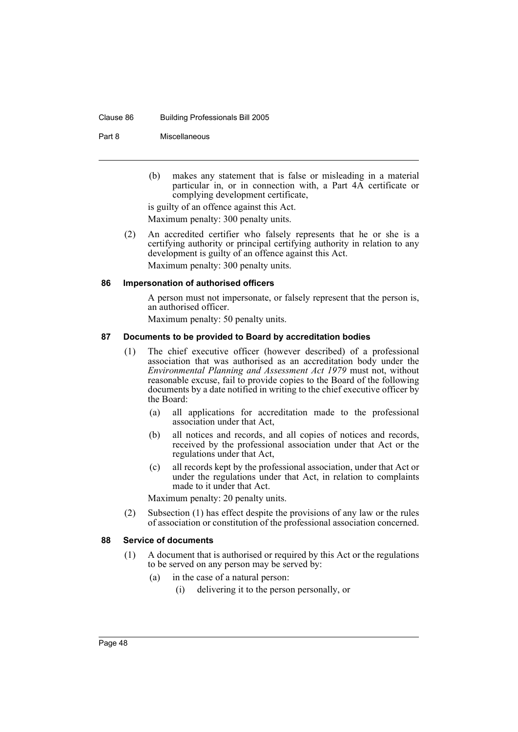(b) makes any statement that is false or misleading in a material particular in, or in connection with, a Part 4A certificate or complying development certificate,

is guilty of an offence against this Act.

Maximum penalty: 300 penalty units.

(2) An accredited certifier who falsely represents that he or she is a certifying authority or principal certifying authority in relation to any development is guilty of an offence against this Act.

Maximum penalty: 300 penalty units.

### 86 Impersonation of authorised officers

A person must not impersonate, or falsely represent that the person is, an authorised officer.

Maximum penalty: 50 penalty units.

### 87 Documents to be provided to Board by accreditation bodies

(1) The chief executive officer (however described) of a professional association that was authorised as an accreditation body under the *Environmental Planning and Assessment Act 1979* must not, without reasonable excuse, fail to provide copies to the Board of the following documents by a date notified in writing to the chief executive officer by the Board:

- (a) all applications for accreditation made to the professional association under that Act,
- (b) all notices and records, and all copies of notices and records, received by the professional association under that Act or the regulations under that Act,
- (c) all records kept by the professional association, under that Act or under the regulations under that Act, in relation to complaints made to it under that Act.

Maximum penalty: 20 penalty units.

(2) Subsection (1) has effect despite the provisions of any law or the rules of association or constitution of the professional association concerned.

### 88 Service of documents

(1) A document that is authorised or required by this Act or the regulations to be served on any person may be served by:

- (a) in the case of a natural person:
  - (i) delivering it to the person personally, or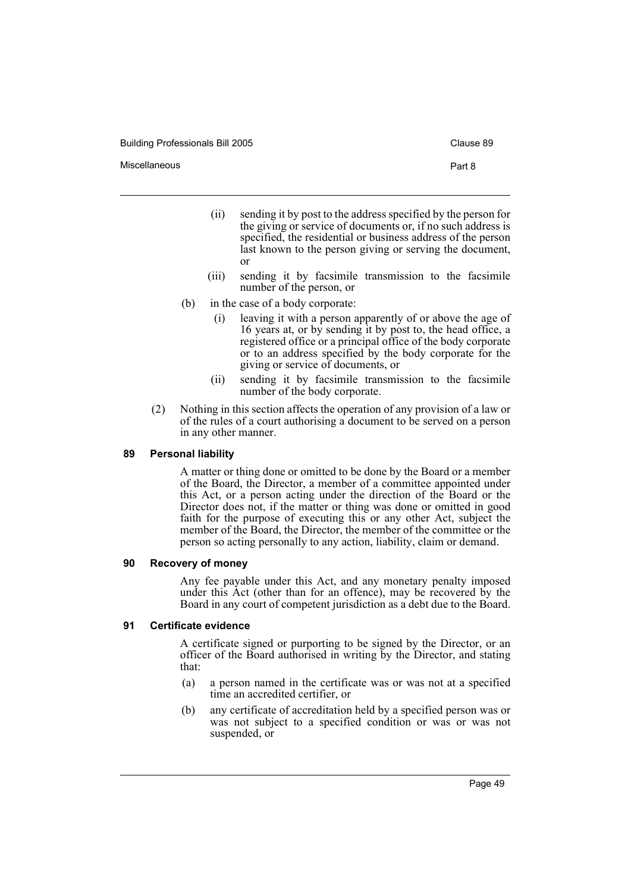(ii) sending it by post to the address specified by the person for the giving or service of documents or, if no such address is specified, the residential or business address of the person last known to the person giving or serving the document, or

(iii) sending it by facsimile transmission to the facsimile number of the person, or

(b) in the case of a body corporate:

(i) leaving it with a person apparently of or above the age of 16 years at, or by sending it by post to, the head office, a registered office or a principal office of the body corporate or to an address specified by the body corporate for the giving or service of documents, or

(ii) sending it by facsimile transmission to the facsimile number of the body corporate.

(2) Nothing in this section affects the operation of any provision of a law or of the rules of a court authorising a document to be served on a person in any other manner.

#### 89 Personal liability

A matter or thing done or omitted to be done by the Board or a member of the Board, the Director, a member of a committee appointed under this Act, or a person acting under the direction of the Board or the Director does not, if the matter or thing was done or omitted in good faith for the purpose of executing this or any other Act, subject the member of the Board, the Director, the member of the committee or the person so acting personally to any action, liability, claim or demand.

#### 90 Recovery of money

Any fee payable under this Act, and any monetary penalty imposed under this Act (other than for an offence), may be recovered by the Board in any court of competent jurisdiction as a debt due to the Board.

#### 91 Certificate evidence

A certificate signed or purporting to be signed by the Director, or an officer of the Board authorised in writing by the Director, and stating that:

(a) a person named in the certificate was or was not at a specified time an accredited certifier, or

(b) any certificate of accreditation held by a specified person was or was not subject to a specified condition or was or was not suspended, or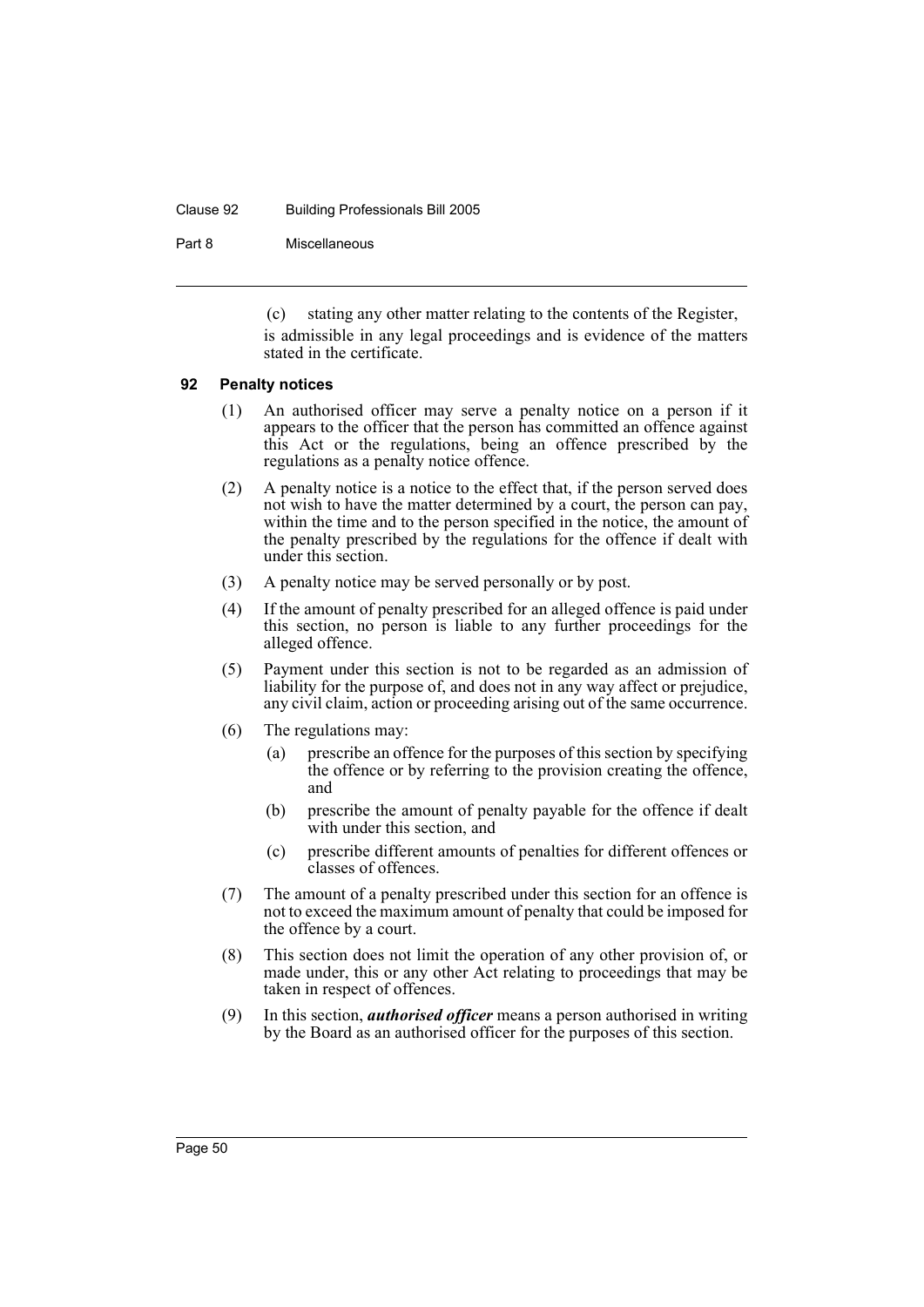(c) stating any other matter relating to the contents of the Register,

is admissible in any legal proceedings and is evidence of the matters stated in the certificate.

### 92 Penalty notices

(1) An authorised officer may serve a penalty notice on a person if it appears to the officer that the person has committed an offence against this Act or the regulations, being an offence prescribed by the regulations as a penalty notice offence.

(2) A penalty notice is a notice to the effect that, if the person served does not wish to have the matter determined by a court, the person can pay, within the time and to the person specified in the notice, the amount of the penalty prescribed by the regulations for the offence if dealt with under this section.

(3) A penalty notice may be served personally or by post.

(4) If the amount of penalty prescribed for an alleged offence is paid under this section, no person is liable to any further proceedings for the alleged offence.

(5) Payment under this section is not to be regarded as an admission of liability for the purpose of, and does not in any way affect or prejudice, any civil claim, action or proceeding arising out of the same occurrence.

(6) The regulations may:

- (a) prescribe an offence for the purposes of this section by specifying the offence or by referring to the provision creating the offence, and
- (b) prescribe the amount of penalty payable for the offence if dealt with under this section, and
- (c) prescribe different amounts of penalties for different offences or classes of offences.

(7) The amount of a penalty prescribed under this section for an offence is not to exceed the maximum amount of penalty that could be imposed for the offence by a court.

(8) This section does not limit the operation of any other provision of, or made under, this or any other Act relating to proceedings that may be taken in respect of offences.

(9) In this section, ***authorised officer*** means a person authorised in writing by the Board as an authorised officer for the purposes of this section.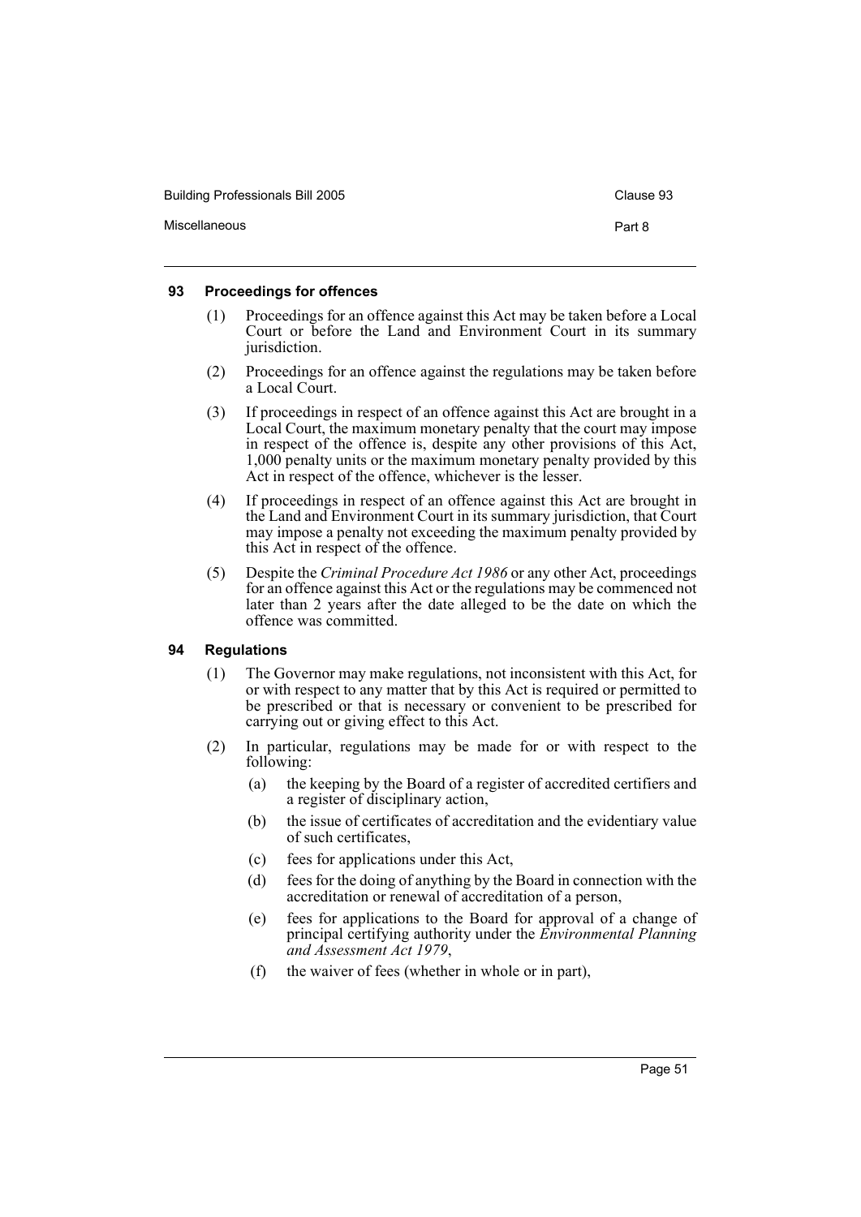### 93 Proceedings for offences

(1) Proceedings for an offence against this Act may be taken before a Local Court or before the Land and Environment Court in its summary jurisdiction.

(2) Proceedings for an offence against the regulations may be taken before a Local Court.

(3) If proceedings in respect of an offence against this Act are brought in a Local Court, the maximum monetary penalty that the court may impose in respect of the offence is, despite any other provisions of this Act, 1,000 penalty units or the maximum monetary penalty provided by this Act in respect of the offence, whichever is the lesser.

(4) If proceedings in respect of an offence against this Act are brought in the Land and Environment Court in its summary jurisdiction, that Court may impose a penalty not exceeding the maximum penalty provided by this Act in respect of the offence.

(5) Despite the *Criminal Procedure Act 1986* or any other Act, proceedings for an offence against this Act or the regulations may be commenced not later than 2 years after the date alleged to be the date on which the offence was committed.

### 94 Regulations

(1) The Governor may make regulations, not inconsistent with this Act, for or with respect to any matter that by this Act is required or permitted to be prescribed or that is necessary or convenient to be prescribed for carrying out or giving effect to this Act.

(2) In particular, regulations may be made for or with respect to the following:

- (a) the keeping by the Board of a register of accredited certifiers and a register of disciplinary action,
- (b) the issue of certificates of accreditation and the evidentiary value of such certificates,
- (c) fees for applications under this Act,
- (d) fees for the doing of anything by the Board in connection with the accreditation or renewal of accreditation of a person,
- (e) fees for applications to the Board for approval of a change of principal certifying authority under the *Environmental Planning and Assessment Act 1979*,
- (f) the waiver of fees (whether in whole or in part),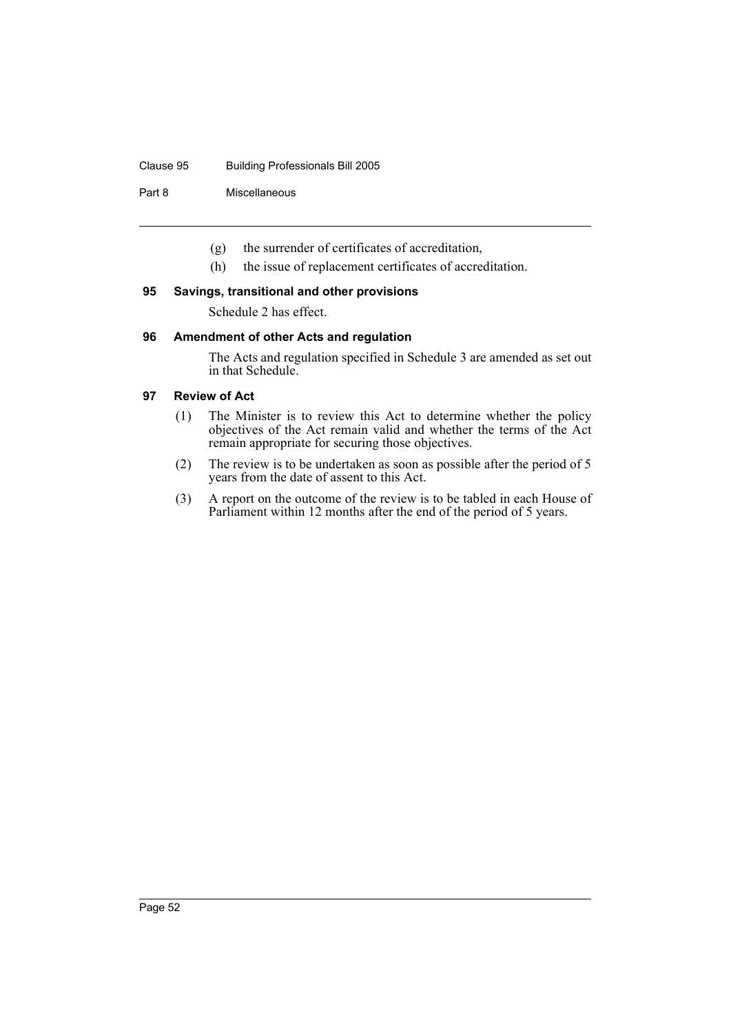(g) the surrender of certificates of accreditation,

(h) the issue of replacement certificates of accreditation.

### 95 Savings, transitional and other provisions

Schedule 2 has effect.

### 96 Amendment of other Acts and regulation

The Acts and regulation specified in Schedule 3 are amended as set out in that Schedule.

### 97 Review of Act

(1) The Minister is to review this Act to determine whether the policy objectives of the Act remain valid and whether the terms of the Act remain appropriate for securing those objectives.

(2) The review is to be undertaken as soon as possible after the period of 5 years from the date of assent to this Act.

(3) A report on the outcome of the review is to be tabled in each House of Parliament within 12 months after the end of the period of 5 years.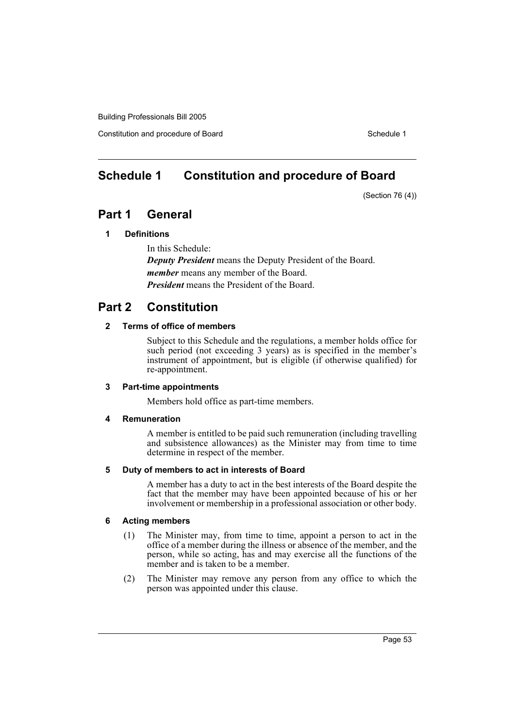# Schedule 1 Constitution and procedure of Board

(Section 76 (4))

## Part 1 General

### 1 Definitions

In this Schedule:

***Deputy President*** means the Deputy President of the Board.

***member*** means any member of the Board.

***President*** means the President of the Board.

## Part 2 Constitution

### 2 Terms of office of members

Subject to this Schedule and the regulations, a member holds office for such period (not exceeding 3 years) as is specified in the member's instrument of appointment, but is eligible (if otherwise qualified) for re-appointment.

### 3 Part-time appointments

Members hold office as part-time members.

### 4 Remuneration

A member is entitled to be paid such remuneration (including travelling and subsistence allowances) as the Minister may from time to time determine in respect of the member.

### 5 Duty of members to act in interests of Board

A member has a duty to act in the best interests of the Board despite the fact that the member may have been appointed because of his or her involvement or membership in a professional association or other body.

### 6 Acting members

(1) The Minister may, from time to time, appoint a person to act in the office of a member during the illness or absence of the member, and the person, while so acting, has and may exercise all the functions of the member and is taken to be a member.

(2) The Minister may remove any person from any office to which the person was appointed under this clause.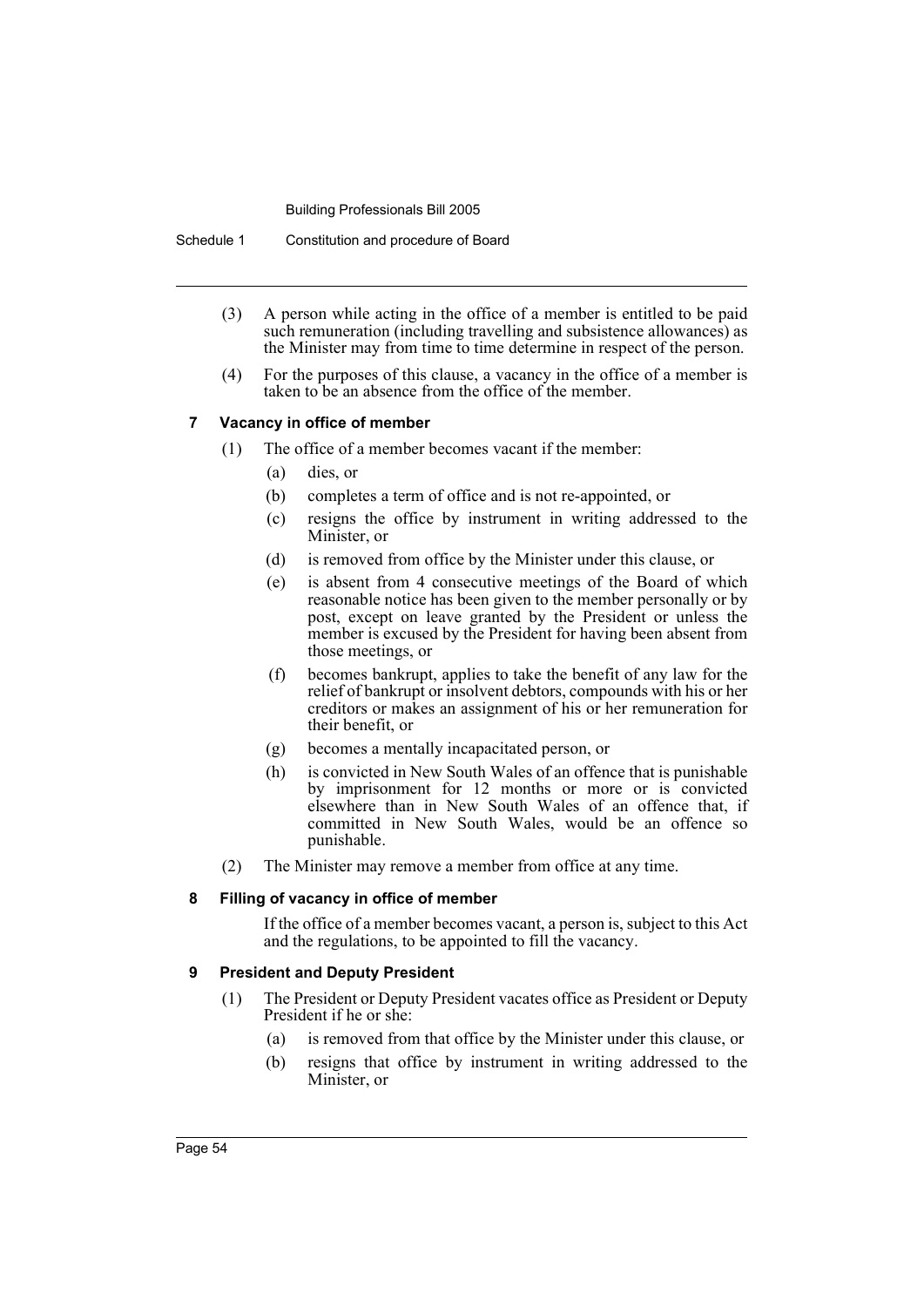(3) A person while acting in the office of a member is entitled to be paid such remuneration (including travelling and subsistence allowances) as the Minister may from time to time determine in respect of the person.

(4) For the purposes of this clause, a vacancy in the office of a member is taken to be an absence from the office of the member.

### 7 Vacancy in office of member

(1) The office of a member becomes vacant if the member:

- (a) dies, or
- (b) completes a term of office and is not re-appointed, or
- (c) resigns the office by instrument in writing addressed to the Minister, or
- (d) is removed from office by the Minister under this clause, or
- (e) is absent from 4 consecutive meetings of the Board of which reasonable notice has been given to the member personally or by post, except on leave granted by the President or unless the member is excused by the President for having been absent from those meetings, or
- (f) becomes bankrupt, applies to take the benefit of any law for the relief of bankrupt or insolvent debtors, compounds with his or her creditors or makes an assignment of his or her remuneration for their benefit, or
- (g) becomes a mentally incapacitated person, or
- (h) is convicted in New South Wales of an offence that is punishable by imprisonment for 12 months or more or is convicted elsewhere than in New South Wales of an offence that, if committed in New South Wales, would be an offence so punishable.

(2) The Minister may remove a member from office at any time.

### 8 Filling of vacancy in office of member

If the office of a member becomes vacant, a person is, subject to this Act and the regulations, to be appointed to fill the vacancy.

### 9 President and Deputy President

(1) The President or Deputy President vacates office as President or Deputy President if he or she:

- (a) is removed from that office by the Minister under this clause, or
- (b) resigns that office by instrument in writing addressed to the Minister, or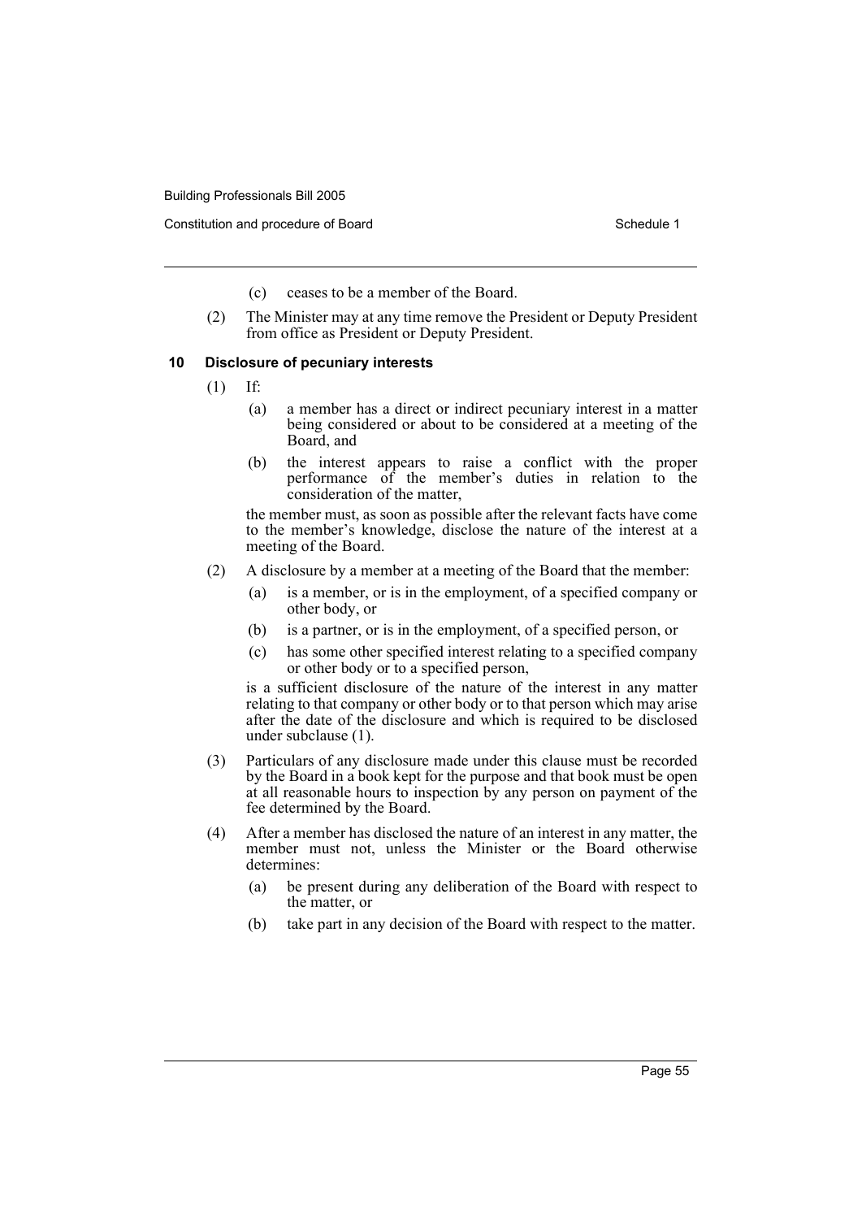(c) ceases to be a member of the Board.

(2) The Minister may at any time remove the President or Deputy President from office as President or Deputy President.

### 10 Disclosure of pecuniary interests

(1) If:

(a) a member has a direct or indirect pecuniary interest in a matter being considered or about to be considered at a meeting of the Board, and

(b) the interest appears to raise a conflict with the proper performance of the member's duties in relation to the consideration of the matter,

the member must, as soon as possible after the relevant facts have come to the member's knowledge, disclose the nature of the interest at a meeting of the Board.

(2) A disclosure by a member at a meeting of the Board that the member:

(a) is a member, or is in the employment, of a specified company or other body, or

(b) is a partner, or is in the employment, of a specified person, or

(c) has some other specified interest relating to a specified company or other body or to a specified person,

is a sufficient disclosure of the nature of the interest in any matter relating to that company or other body or to that person which may arise after the date of the disclosure and which is required to be disclosed under subclause (1).

(3) Particulars of any disclosure made under this clause must be recorded by the Board in a book kept for the purpose and that book must be open at all reasonable hours to inspection by any person on payment of the fee determined by the Board.

(4) After a member has disclosed the nature of an interest in any matter, the member must not, unless the Minister or the Board otherwise determines:

(a) be present during any deliberation of the Board with respect to the matter, or

(b) take part in any decision of the Board with respect to the matter.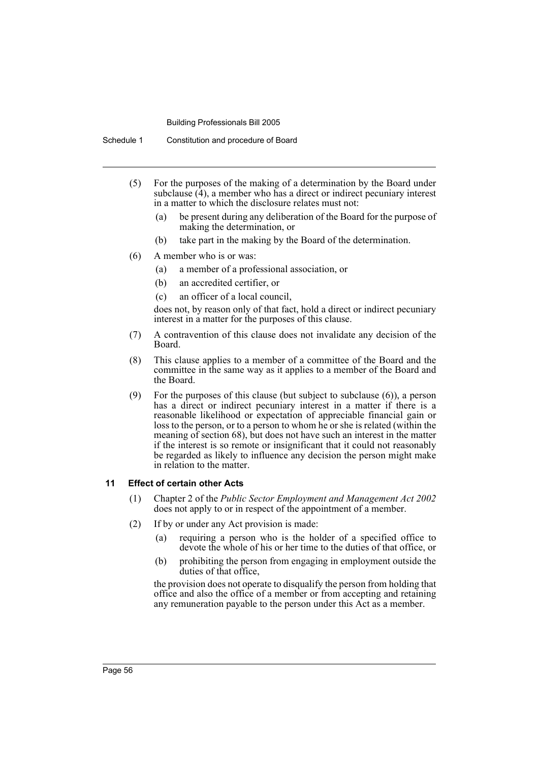(5) For the purposes of the making of a determination by the Board under subclause (4), a member who has a direct or indirect pecuniary interest in a matter to which the disclosure relates must not:

- (a) be present during any deliberation of the Board for the purpose of making the determination, or
- (b) take part in the making by the Board of the determination.

(6) A member who is or was:

- (a) a member of a professional association, or
- (b) an accredited certifier, or
- (c) an officer of a local council,

does not, by reason only of that fact, hold a direct or indirect pecuniary interest in a matter for the purposes of this clause.

(7) A contravention of this clause does not invalidate any decision of the Board.

(8) This clause applies to a member of a committee of the Board and the committee in the same way as it applies to a member of the Board and the Board.

(9) For the purposes of this clause (but subject to subclause (6)), a person has a direct or indirect pecuniary interest in a matter if there is a reasonable likelihood or expectation of appreciable financial gain or loss to the person, or to a person to whom he or she is related (within the meaning of section 68), but does not have such an interest in the matter if the interest is so remote or insignificant that it could not reasonably be regarded as likely to influence any decision the person might make in relation to the matter.

### 11 Effect of certain other Acts

(1) Chapter 2 of the *Public Sector Employment and Management Act 2002* does not apply to or in respect of the appointment of a member.

(2) If by or under any Act provision is made:

- (a) requiring a person who is the holder of a specified office to devote the whole of his or her time to the duties of that office, or
- (b) prohibiting the person from engaging in employment outside the duties of that office,

the provision does not operate to disqualify the person from holding that office and also the office of a member or from accepting and retaining any remuneration payable to the person under this Act as a member.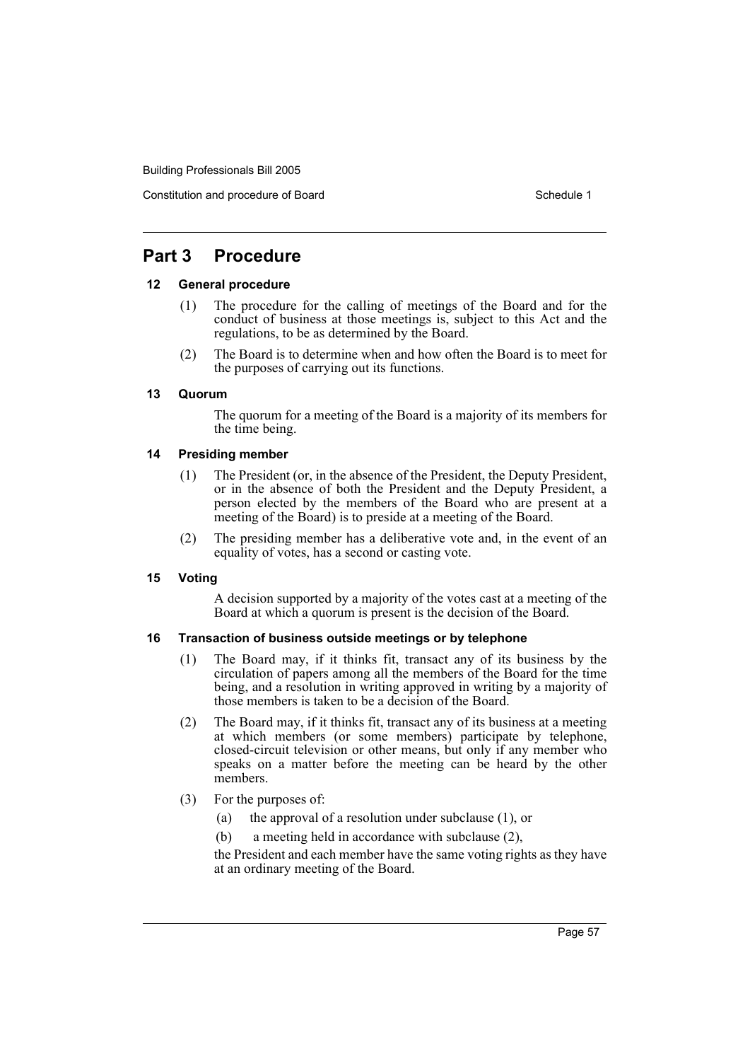## Part 3 Procedure

### 12 General procedure

(1) The procedure for the calling of meetings of the Board and for the conduct of business at those meetings is, subject to this Act and the regulations, to be as determined by the Board.

(2) The Board is to determine when and how often the Board is to meet for the purposes of carrying out its functions.

### 13 Quorum

The quorum for a meeting of the Board is a majority of its members for the time being.

### 14 Presiding member

(1) The President (or, in the absence of the President, the Deputy President, or in the absence of both the President and the Deputy President, a person elected by the members of the Board who are present at a meeting of the Board) is to preside at a meeting of the Board.

(2) The presiding member has a deliberative vote and, in the event of an equality of votes, has a second or casting vote.

### 15 Voting

A decision supported by a majority of the votes cast at a meeting of the Board at which a quorum is present is the decision of the Board.

### 16 Transaction of business outside meetings or by telephone

(1) The Board may, if it thinks fit, transact any of its business by the circulation of papers among all the members of the Board for the time being, and a resolution in writing approved in writing by a majority of those members is taken to be a decision of the Board.

(2) The Board may, if it thinks fit, transact any of its business at a meeting at which members (or some members) participate by telephone, closed-circuit television or other means, but only if any member who speaks on a matter before the meeting can be heard by the other members.

(3) For the purposes of:

(a) the approval of a resolution under subclause (1), or

(b) a meeting held in accordance with subclause (2),

the President and each member have the same voting rights as they have at an ordinary meeting of the Board.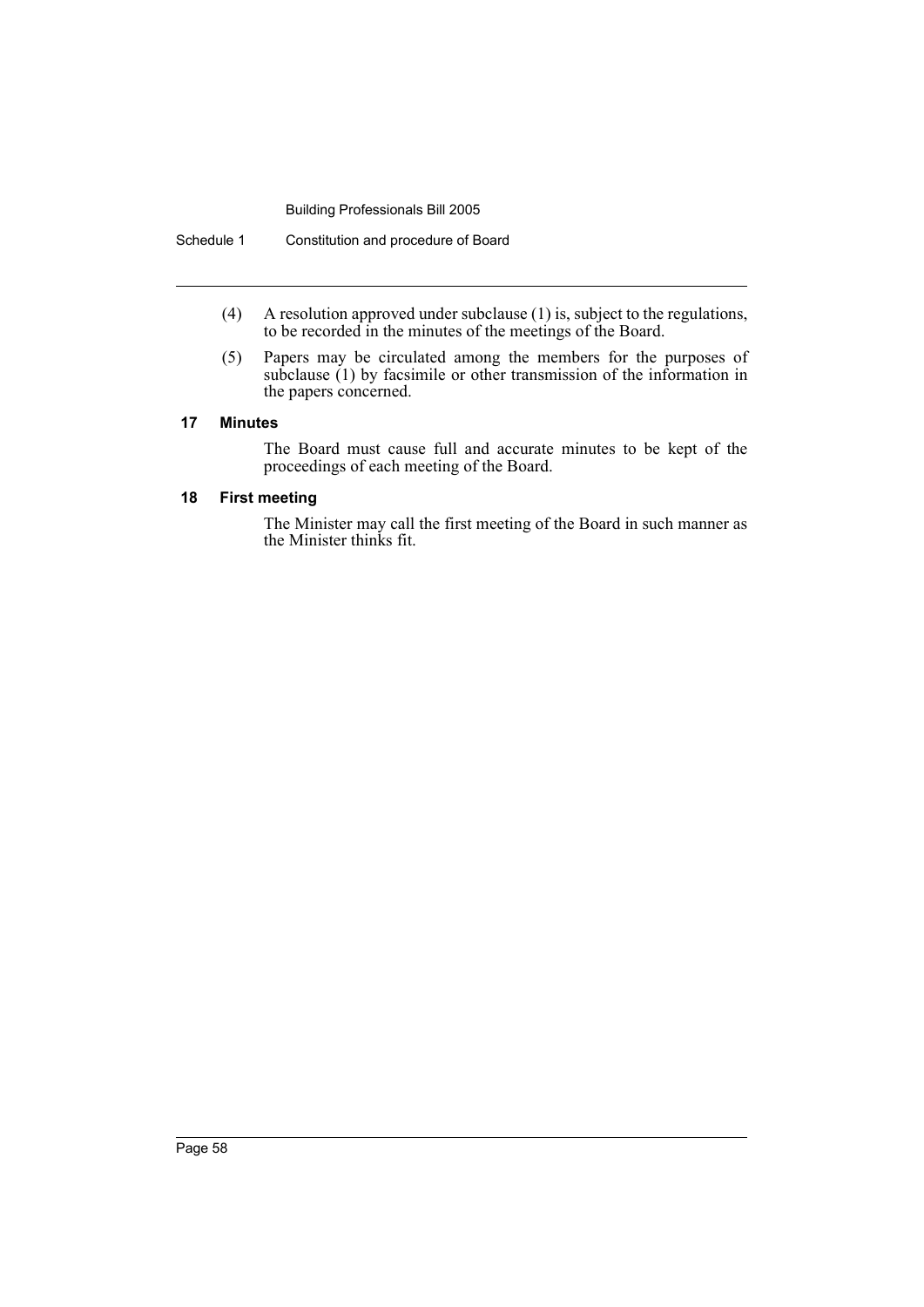(4) A resolution approved under subclause (1) is, subject to the regulations, to be recorded in the minutes of the meetings of the Board.

(5) Papers may be circulated among the members for the purposes of subclause (1) by facsimile or other transmission of the information in the papers concerned.

### 17 Minutes

The Board must cause full and accurate minutes to be kept of the proceedings of each meeting of the Board.

### 18 First meeting

The Minister may call the first meeting of the Board in such manner as the Minister thinks fit.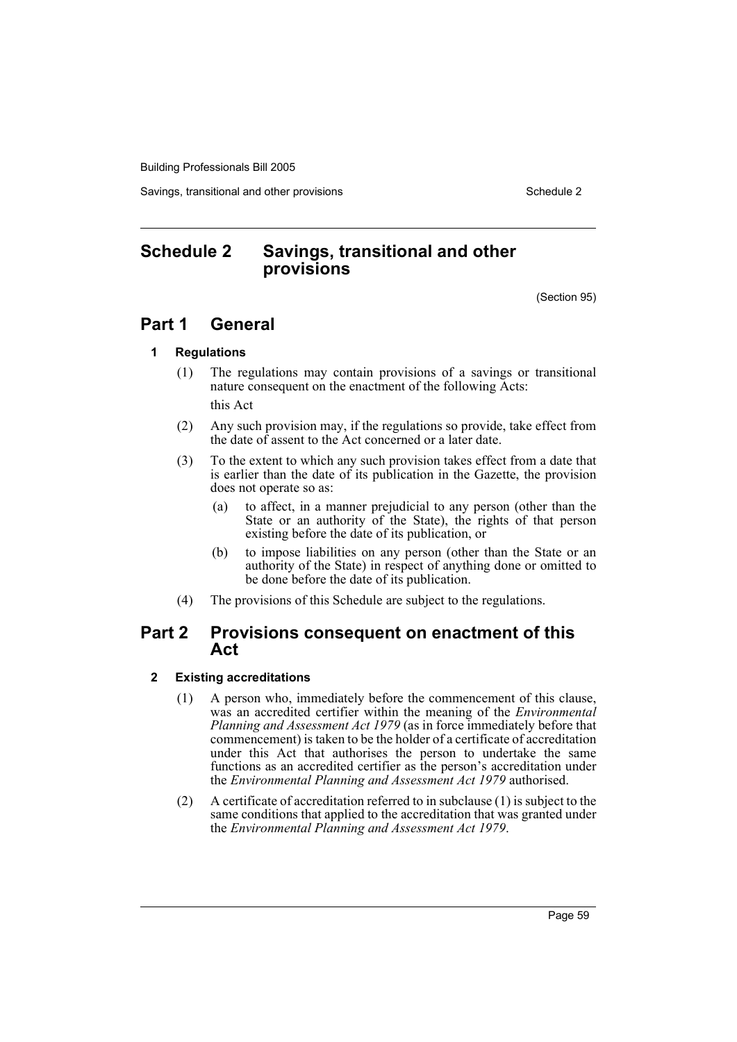# Schedule 2 Savings, transitional and other provisions

(Section 95)

## Part 1 General

### 1 Regulations

(1) The regulations may contain provisions of a savings or transitional nature consequent on the enactment of the following Acts:

this Act

(2) Any such provision may, if the regulations so provide, take effect from the date of assent to the Act concerned or a later date.

(3) To the extent to which any such provision takes effect from a date that is earlier than the date of its publication in the Gazette, the provision does not operate so as:

(a) to affect, in a manner prejudicial to any person (other than the State or an authority of the State), the rights of that person existing before the date of its publication, or

(b) to impose liabilities on any person (other than the State or an authority of the State) in respect of anything done or omitted to be done before the date of its publication.

(4) The provisions of this Schedule are subject to the regulations.

## Part 2 Provisions consequent on enactment of this Act

### 2 Existing accreditations

(1) A person who, immediately before the commencement of this clause, was an accredited certifier within the meaning of the *Environmental Planning and Assessment Act 1979* (as in force immediately before that commencement) is taken to be the holder of a certificate of accreditation under this Act that authorises the person to undertake the same functions as an accredited certifier as the person's accreditation under the *Environmental Planning and Assessment Act 1979* authorised.

(2) A certificate of accreditation referred to in subclause (1) is subject to the same conditions that applied to the accreditation that was granted under the *Environmental Planning and Assessment Act 1979*.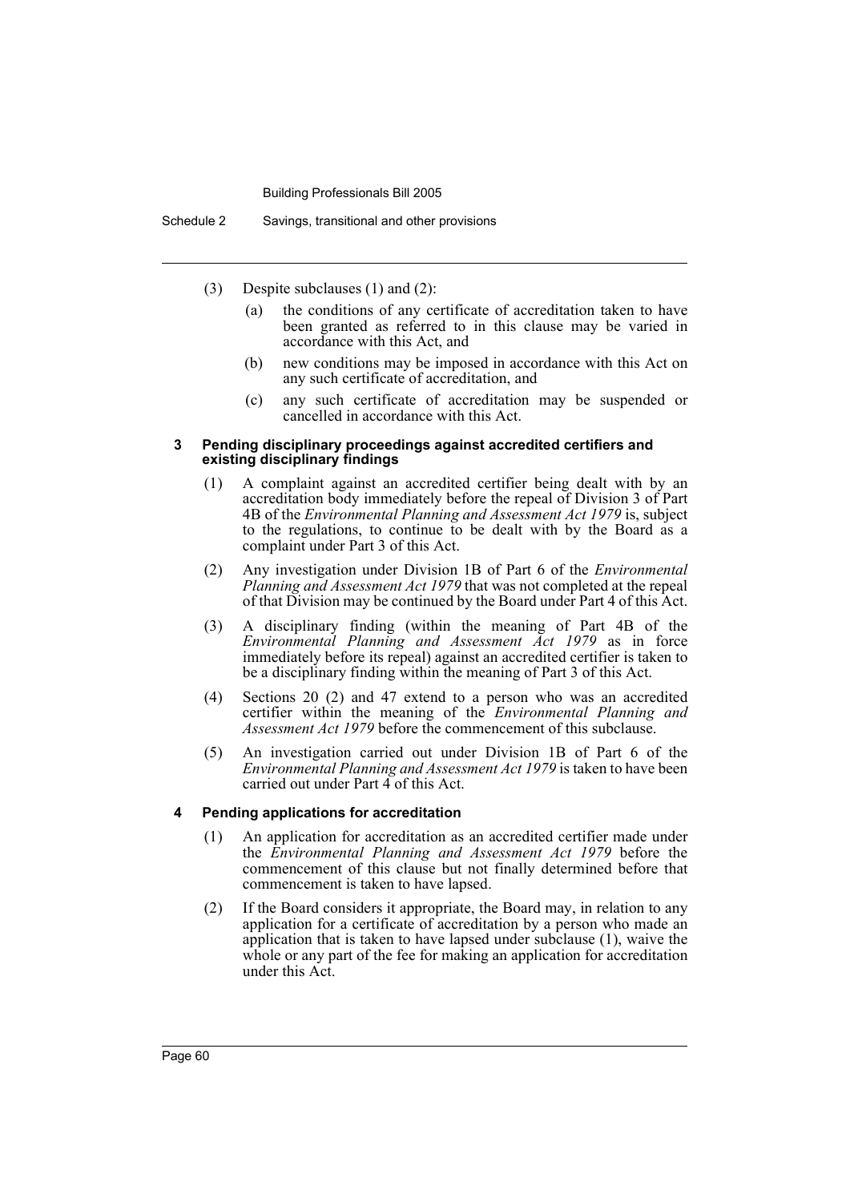(3) Despite subclauses (1) and (2):

   (a) the conditions of any certificate of accreditation taken to have been granted as referred to in this clause may be varied in accordance with this Act, and

   (b) new conditions may be imposed in accordance with this Act on any such certificate of accreditation, and

   (c) any such certificate of accreditation may be suspended or cancelled in accordance with this Act.

#### 3 Pending disciplinary proceedings against accredited certifiers and existing disciplinary findings

(1) A complaint against an accredited certifier being dealt with by an accreditation body immediately before the repeal of Division 3 of Part 4B of the *Environmental Planning and Assessment Act 1979* is, subject to the regulations, to continue to be dealt with by the Board as a complaint under Part 3 of this Act.

(2) Any investigation under Division 1B of Part 6 of the *Environmental Planning and Assessment Act 1979* that was not completed at the repeal of that Division may be continued by the Board under Part 4 of this Act.

(3) A disciplinary finding (within the meaning of Part 4B of the *Environmental Planning and Assessment Act 1979* as in force immediately before its repeal) against an accredited certifier is taken to be a disciplinary finding within the meaning of Part 3 of this Act.

(4) Sections 20 (2) and 47 extend to a person who was an accredited certifier within the meaning of the *Environmental Planning and Assessment Act 1979* before the commencement of this subclause.

(5) An investigation carried out under Division 1B of Part 6 of the *Environmental Planning and Assessment Act 1979* is taken to have been carried out under Part 4 of this Act.

#### 4 Pending applications for accreditation

(1) An application for accreditation as an accredited certifier made under the *Environmental Planning and Assessment Act 1979* before the commencement of this clause but not finally determined before that commencement is taken to have lapsed.

(2) If the Board considers it appropriate, the Board may, in relation to any application for a certificate of accreditation by a person who made an application that is taken to have lapsed under subclause (1), waive the whole or any part of the fee for making an application for accreditation under this Act.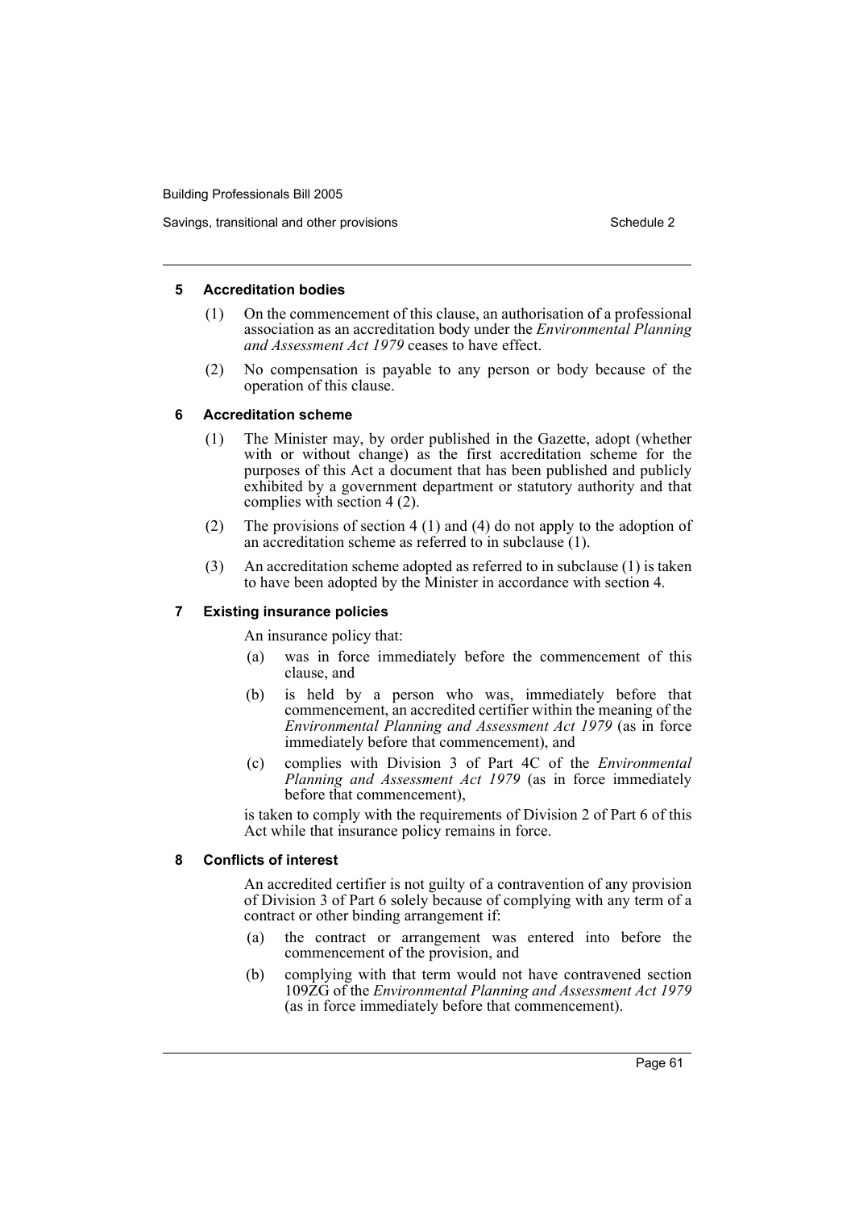#### 5 Accreditation bodies

(1) On the commencement of this clause, an authorisation of a professional association as an accreditation body under the *Environmental Planning and Assessment Act 1979* ceases to have effect.

(2) No compensation is payable to any person or body because of the operation of this clause.

#### 6 Accreditation scheme

(1) The Minister may, by order published in the Gazette, adopt (whether with or without change) as the first accreditation scheme for the purposes of this Act a document that has been published and publicly exhibited by a government department or statutory authority and that complies with section 4 (2).

(2) The provisions of section 4 (1) and (4) do not apply to the adoption of an accreditation scheme as referred to in subclause (1).

(3) An accreditation scheme adopted as referred to in subclause (1) is taken to have been adopted by the Minister in accordance with section 4.

#### 7 Existing insurance policies

An insurance policy that:

(a) was in force immediately before the commencement of this clause, and

(b) is held by a person who was, immediately before that commencement, an accredited certifier within the meaning of the *Environmental Planning and Assessment Act 1979* (as in force immediately before that commencement), and

(c) complies with Division 3 of Part 4C of the *Environmental Planning and Assessment Act 1979* (as in force immediately before that commencement),

is taken to comply with the requirements of Division 2 of Part 6 of this Act while that insurance policy remains in force.

#### 8 Conflicts of interest

An accredited certifier is not guilty of a contravention of any provision of Division 3 of Part 6 solely because of complying with any term of a contract or other binding arrangement if:

(a) the contract or arrangement was entered into before the commencement of the provision, and

(b) complying with that term would not have contravened section 109ZG of the *Environmental Planning and Assessment Act 1979* (as in force immediately before that commencement).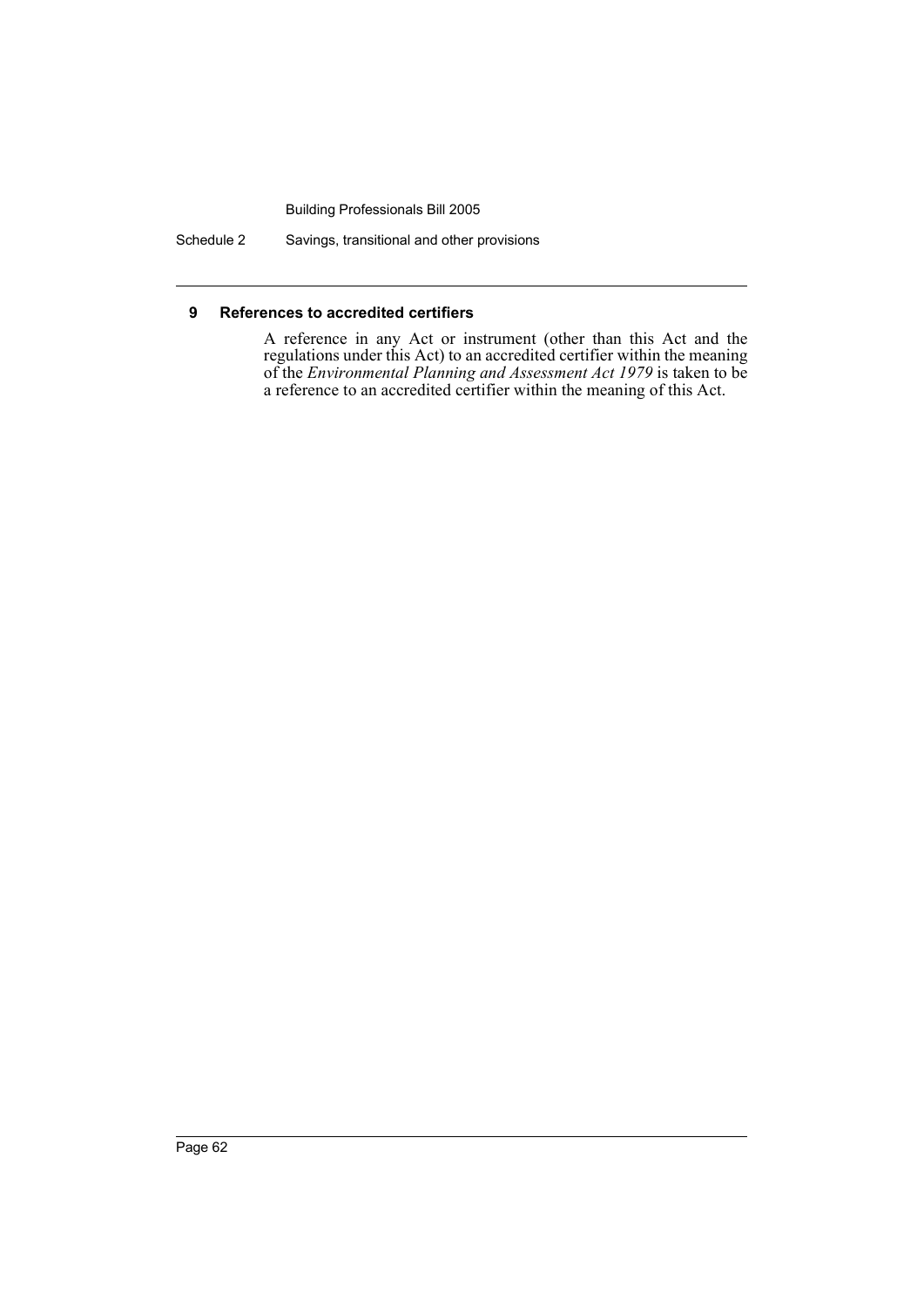### 9 References to accredited certifiers

A reference in any Act or instrument (other than this Act and the regulations under this Act) to an accredited certifier within the meaning of the *Environmental Planning and Assessment Act 1979* is taken to be a reference to an accredited certifier within the meaning of this Act.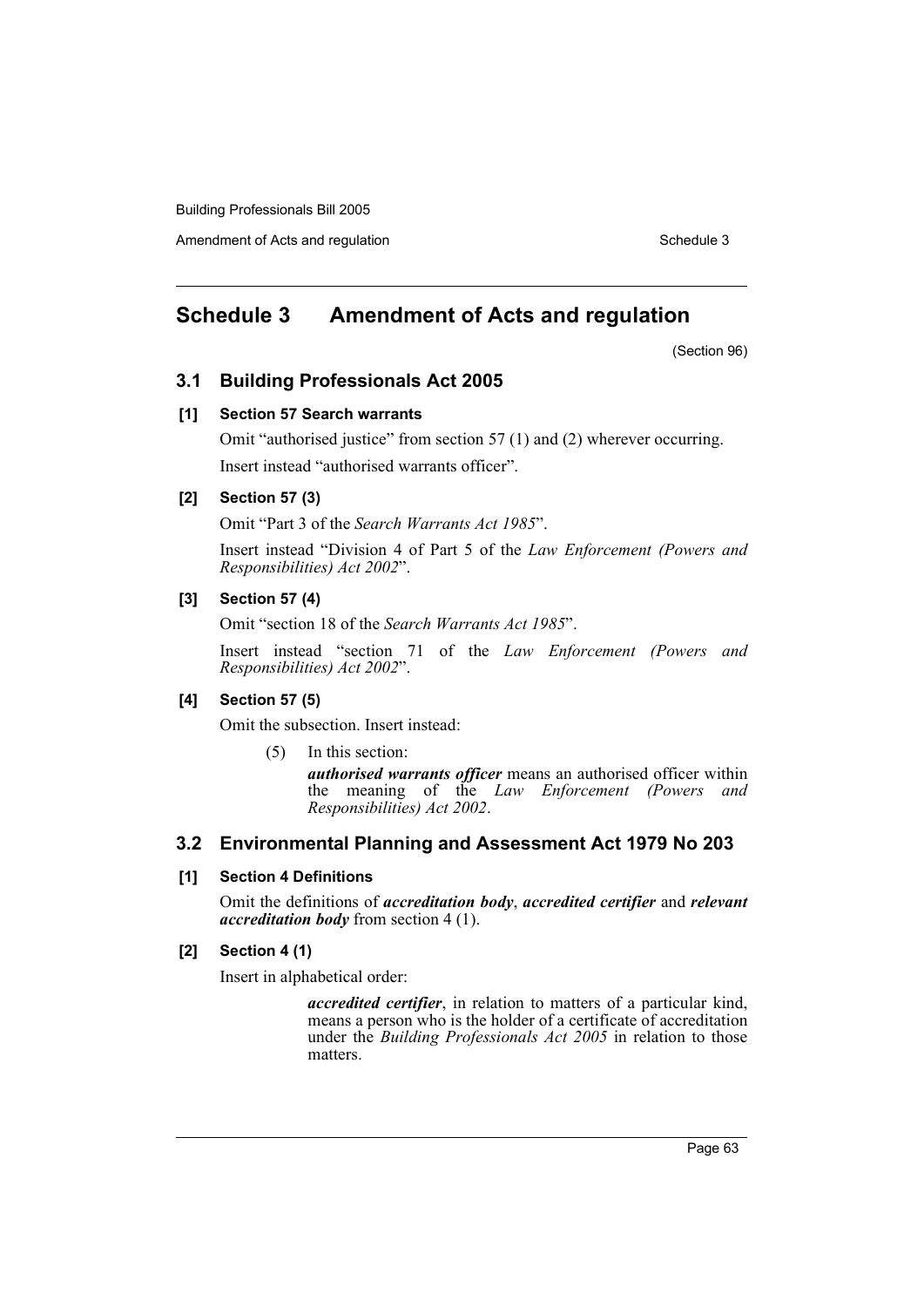# Schedule 3 Amendment of Acts and regulation

(Section 96)

## 3.1 Building Professionals Act 2005

### [1] Section 57 Search warrants

Omit "authorised justice" from section 57 (1) and (2) wherever occurring.

Insert instead "authorised warrants officer".

### [2] Section 57 (3)

Omit "Part 3 of the *Search Warrants Act 1985*".

Insert instead "Division 4 of Part 5 of the *Law Enforcement (Powers and Responsibilities) Act 2002*".

### [3] Section 57 (4)

Omit "section 18 of the *Search Warrants Act 1985*".

Insert instead "section 71 of the *Law Enforcement (Powers and Responsibilities) Act 2002*".

### [4] Section 57 (5)

Omit the subsection. Insert instead:

> (5) In this section:
>
> ***authorised warrants officer*** means an authorised officer within the meaning of the *Law Enforcement (Powers and Responsibilities) Act 2002*.

## 3.2 Environmental Planning and Assessment Act 1979 No 203

### [1] Section 4 Definitions

Omit the definitions of ***accreditation body***, ***accredited certifier*** and ***relevant accreditation body*** from section 4 (1).

### [2] Section 4 (1)

Insert in alphabetical order:

> ***accredited certifier***, in relation to matters of a particular kind, means a person who is the holder of a certificate of accreditation under the *Building Professionals Act 2005* in relation to those matters.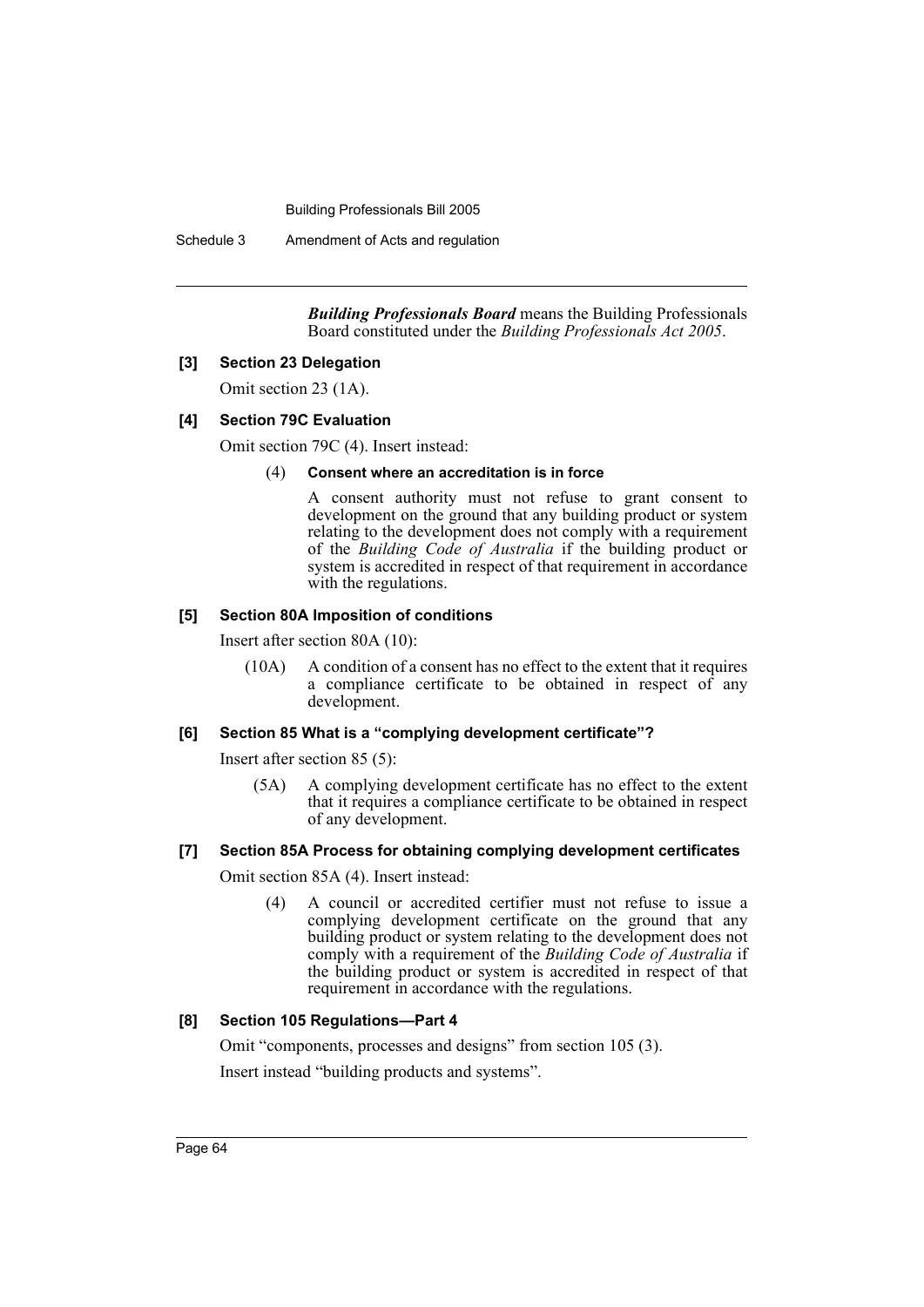***Building Professionals Board*** means the Building Professionals Board constituted under the *Building Professionals Act 2005*.

**[3] Section 23 Delegation**

Omit section 23 (1A).

**[4] Section 79C Evaluation**

Omit section 79C (4). Insert instead:

(4) **Consent where an accreditation is in force**

A consent authority must not refuse to grant consent to development on the ground that any building product or system relating to the development does not comply with a requirement of the *Building Code of Australia* if the building product or system is accredited in respect of that requirement in accordance with the regulations.

**[5] Section 80A Imposition of conditions**

Insert after section 80A (10):

(10A) A condition of a consent has no effect to the extent that it requires a compliance certificate to be obtained in respect of any development.

**[6] Section 85 What is a "complying development certificate"?**

Insert after section 85 (5):

(5A) A complying development certificate has no effect to the extent that it requires a compliance certificate to be obtained in respect of any development.

**[7] Section 85A Process for obtaining complying development certificates**

Omit section 85A (4). Insert instead:

(4) A council or accredited certifier must not refuse to issue a complying development certificate on the ground that any building product or system relating to the development does not comply with a requirement of the *Building Code of Australia* if the building product or system is accredited in respect of that requirement in accordance with the regulations.

**[8] Section 105 Regulations—Part 4**

Omit "components, processes and designs" from section 105 (3).

Insert instead "building products and systems".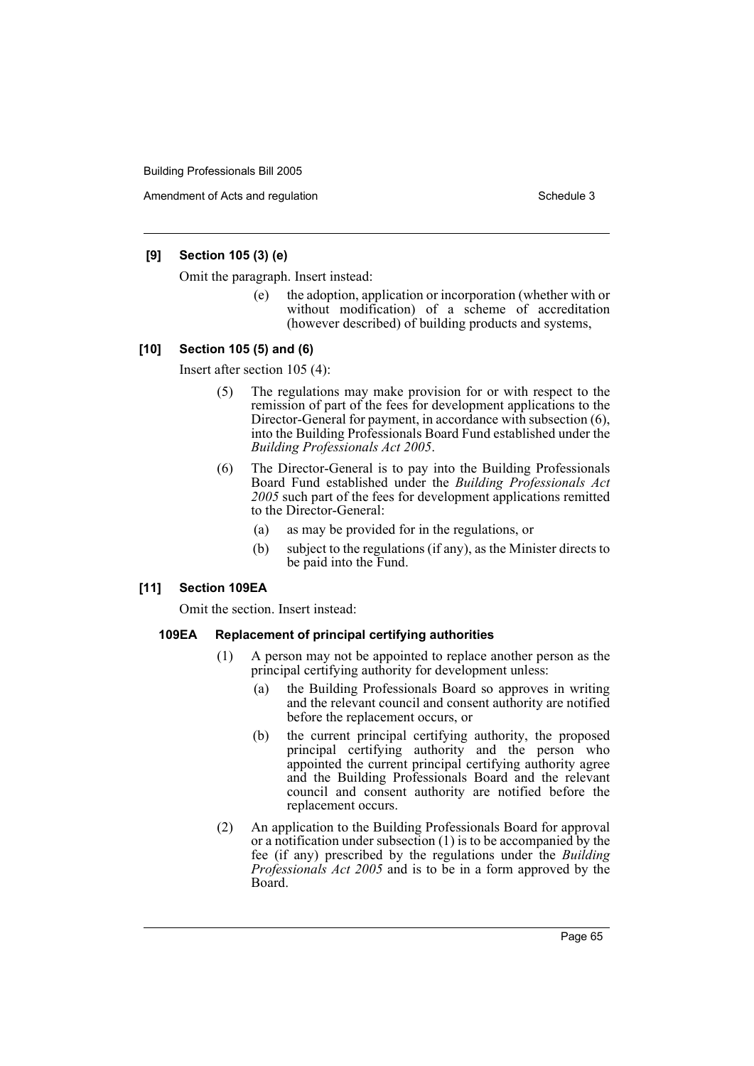**[9] Section 105 (3) (e)**

Omit the paragraph. Insert instead:

> (e) the adoption, application or incorporation (whether with or without modification) of a scheme of accreditation (however described) of building products and systems,

**[10] Section 105 (5) and (6)**

Insert after section 105 (4):

> (5) The regulations may make provision for or with respect to the remission of part of the fees for development applications to the Director-General for payment, in accordance with subsection (6), into the Building Professionals Board Fund established under the *Building Professionals Act 2005*.
>
> (6) The Director-General is to pay into the Building Professionals Board Fund established under the *Building Professionals Act 2005* such part of the fees for development applications remitted to the Director-General:
>
> (a) as may be provided for in the regulations, or
>
> (b) subject to the regulations (if any), as the Minister directs to be paid into the Fund.

**[11] Section 109EA**

Omit the section. Insert instead:

**109EA Replacement of principal certifying authorities**

> (1) A person may not be appointed to replace another person as the principal certifying authority for development unless:
>
> (a) the Building Professionals Board so approves in writing and the relevant council and consent authority are notified before the replacement occurs, or
>
> (b) the current principal certifying authority, the proposed principal certifying authority and the person who appointed the current principal certifying authority agree and the Building Professionals Board and the relevant council and consent authority are notified before the replacement occurs.
>
> (2) An application to the Building Professionals Board for approval or a notification under subsection (1) is to be accompanied by the fee (if any) prescribed by the regulations under the *Building Professionals Act 2005* and is to be in a form approved by the Board.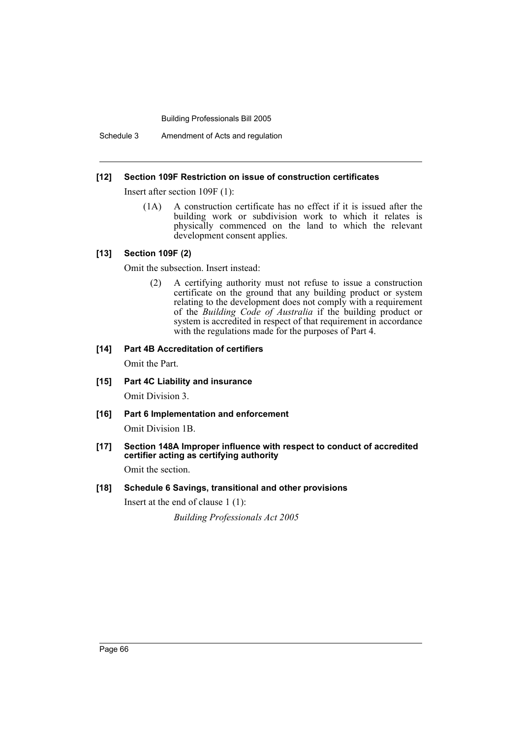**[12] Section 109F Restriction on issue of construction certificates**

Insert after section 109F (1):

> (1A) A construction certificate has no effect if it is issued after the building work or subdivision work to which it relates is physically commenced on the land to which the relevant development consent applies.

**[13] Section 109F (2)**

Omit the subsection. Insert instead:

> (2) A certifying authority must not refuse to issue a construction certificate on the ground that any building product or system relating to the development does not comply with a requirement of the *Building Code of Australia* if the building product or system is accredited in respect of that requirement in accordance with the regulations made for the purposes of Part 4.

**[14] Part 4B Accreditation of certifiers**

Omit the Part.

**[15] Part 4C Liability and insurance**

Omit Division 3.

**[16] Part 6 Implementation and enforcement**

Omit Division 1B.

**[17] Section 148A Improper influence with respect to conduct of accredited certifier acting as certifying authority**

Omit the section.

**[18] Schedule 6 Savings, transitional and other provisions**

Insert at the end of clause 1 (1):

> *Building Professionals Act 2005*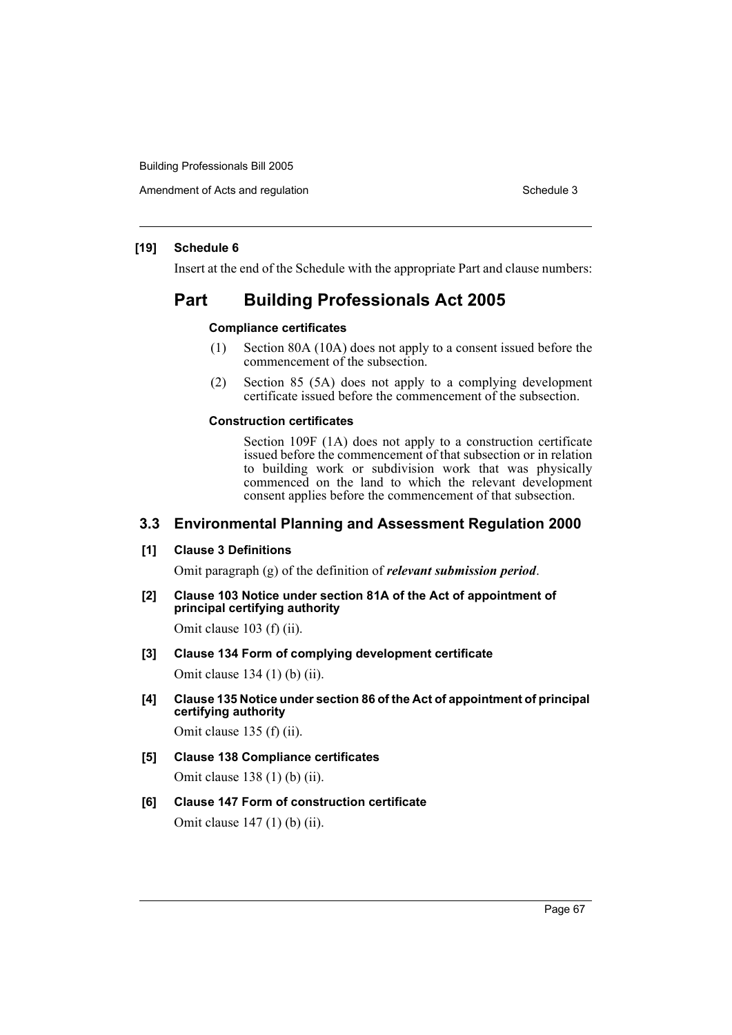**[19] Schedule 6**

Insert at the end of the Schedule with the appropriate Part and clause numbers:

## Part Building Professionals Act 2005

**Compliance certificates**

(1) Section 80A (10A) does not apply to a consent issued before the commencement of the subsection.

(2) Section 85 (5A) does not apply to a complying development certificate issued before the commencement of the subsection.

**Construction certificates**

Section 109F (1A) does not apply to a construction certificate issued before the commencement of that subsection or in relation to building work or subdivision work that was physically commenced on the land to which the relevant development consent applies before the commencement of that subsection.

### 3.3 Environmental Planning and Assessment Regulation 2000

**[1] Clause 3 Definitions**

Omit paragraph (g) of the definition of ***relevant submission period***.

**[2] Clause 103 Notice under section 81A of the Act of appointment of principal certifying authority**

Omit clause 103 (f) (ii).

**[3] Clause 134 Form of complying development certificate**

Omit clause 134 (1) (b) (ii).

**[4] Clause 135 Notice under section 86 of the Act of appointment of principal certifying authority**

Omit clause 135 (f) (ii).

**[5] Clause 138 Compliance certificates**

Omit clause 138 (1) (b) (ii).

**[6] Clause 147 Form of construction certificate**

Omit clause 147 (1) (b) (ii).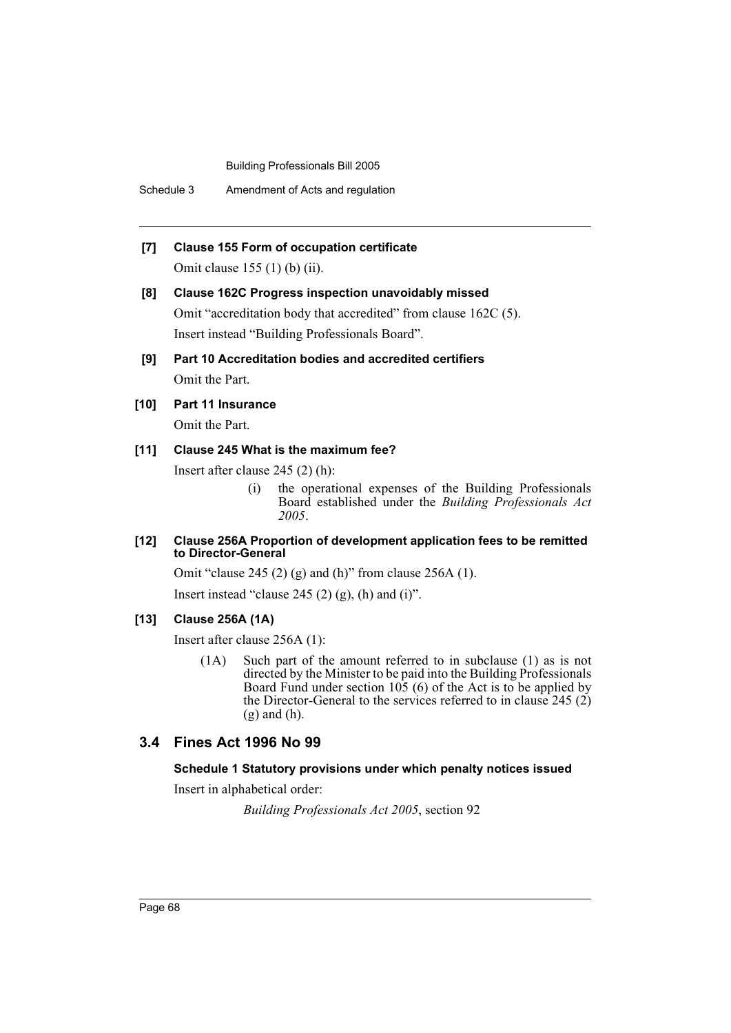**[7] Clause 155 Form of occupation certificate**

Omit clause 155 (1) (b) (ii).

**[8] Clause 162C Progress inspection unavoidably missed**

Omit "accreditation body that accredited" from clause 162C (5).

Insert instead "Building Professionals Board".

**[9] Part 10 Accreditation bodies and accredited certifiers**

Omit the Part.

**[10] Part 11 Insurance**

Omit the Part.

**[11] Clause 245 What is the maximum fee?**

Insert after clause 245 (2) (h):

> (i) the operational expenses of the Building Professionals Board established under the *Building Professionals Act 2005*.

**[12] Clause 256A Proportion of development application fees to be remitted to Director-General**

Omit "clause 245 (2) (g) and (h)" from clause 256A (1).

Insert instead "clause 245 (2) (g), (h) and (i)".

**[13] Clause 256A (1A)**

Insert after clause 256A (1):

> (1A) Such part of the amount referred to in subclause (1) as is not directed by the Minister to be paid into the Building Professionals Board Fund under section 105 (6) of the Act is to be applied by the Director-General to the services referred to in clause 245 (2) (g) and (h).

## 3.4 Fines Act 1996 No 99

**Schedule 1 Statutory provisions under which penalty notices issued**

Insert in alphabetical order:

*Building Professionals Act 2005*, section 92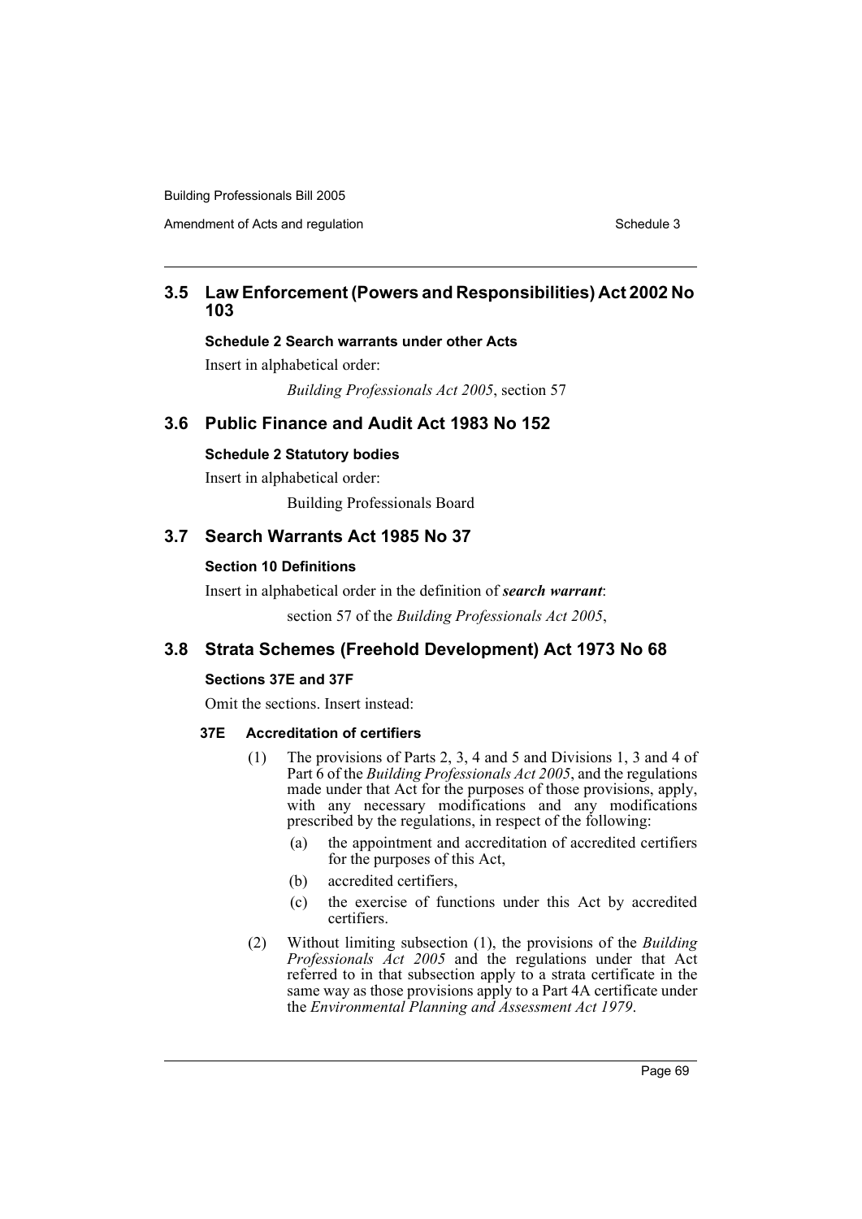## 3.5 Law Enforcement (Powers and Responsibilities) Act 2002 No 103

### Schedule 2 Search warrants under other Acts

Insert in alphabetical order:

*Building Professionals Act 2005*, section 57

## 3.6 Public Finance and Audit Act 1983 No 152

### Schedule 2 Statutory bodies

Insert in alphabetical order:

Building Professionals Board

## 3.7 Search Warrants Act 1985 No 37

### Section 10 Definitions

Insert in alphabetical order in the definition of ***search warrant***:

section 57 of the *Building Professionals Act 2005*,

## 3.8 Strata Schemes (Freehold Development) Act 1973 No 68

### Sections 37E and 37F

Omit the sections. Insert instead:

**37E Accreditation of certifiers**

(1) The provisions of Parts 2, 3, 4 and 5 and Divisions 1, 3 and 4 of Part 6 of the *Building Professionals Act 2005*, and the regulations made under that Act for the purposes of those provisions, apply, with any necessary modifications and any modifications prescribed by the regulations, in respect of the following:

(a) the appointment and accreditation of accredited certifiers for the purposes of this Act,

(b) accredited certifiers,

(c) the exercise of functions under this Act by accredited certifiers.

(2) Without limiting subsection (1), the provisions of the *Building Professionals Act 2005* and the regulations under that Act referred to in that subsection apply to a strata certificate in the same way as those provisions apply to a Part 4A certificate under the *Environmental Planning and Assessment Act 1979*.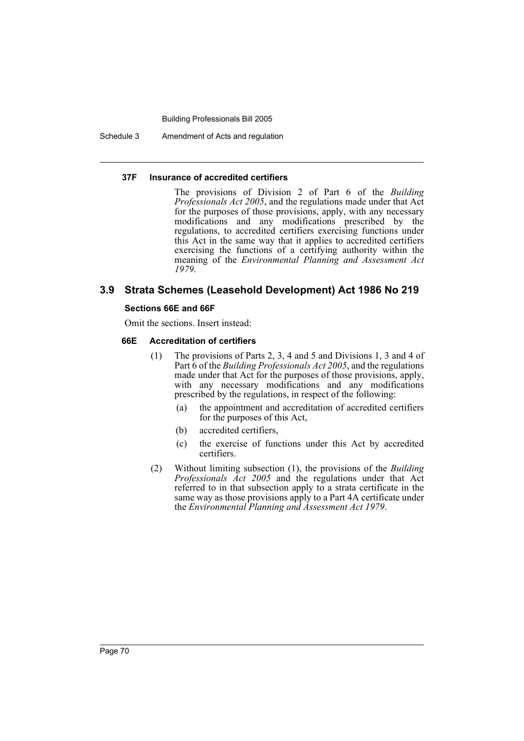#### 37F Insurance of accredited certifiers

The provisions of Division 2 of Part 6 of the *Building Professionals Act 2005*, and the regulations made under that Act for the purposes of those provisions, apply, with any necessary modifications and any modifications prescribed by the regulations, to accredited certifiers exercising functions under this Act in the same way that it applies to accredited certifiers exercising the functions of a certifying authority within the meaning of the *Environmental Planning and Assessment Act 1979*.

## 3.9 Strata Schemes (Leasehold Development) Act 1986 No 219

### Sections 66E and 66F

Omit the sections. Insert instead:

#### 66E Accreditation of certifiers

(1) The provisions of Parts 2, 3, 4 and 5 and Divisions 1, 3 and 4 of Part 6 of the *Building Professionals Act 2005*, and the regulations made under that Act for the purposes of those provisions, apply, with any necessary modifications and any modifications prescribed by the regulations, in respect of the following:

- (a) the appointment and accreditation of accredited certifiers for the purposes of this Act,
- (b) accredited certifiers,
- (c) the exercise of functions under this Act by accredited certifiers.

(2) Without limiting subsection (1), the provisions of the *Building Professionals Act 2005* and the regulations under that Act referred to in that subsection apply to a strata certificate in the same way as those provisions apply to a Part 4A certificate under the *Environmental Planning and Assessment Act 1979*.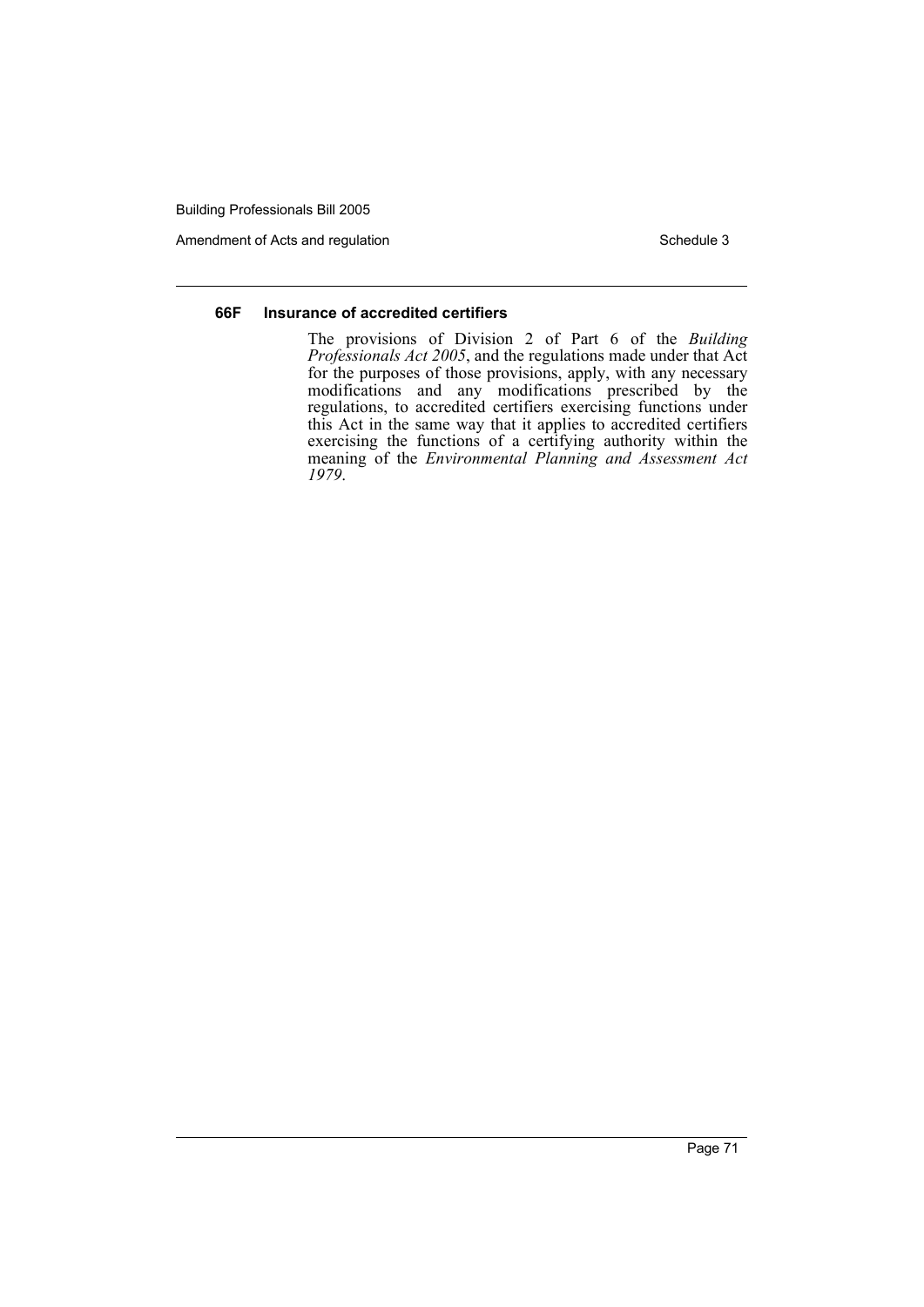#### 66F Insurance of accredited certifiers

The provisions of Division 2 of Part 6 of the *Building Professionals Act 2005*, and the regulations made under that Act for the purposes of those provisions, apply, with any necessary modifications and any modifications prescribed by the regulations, to accredited certifiers exercising functions under this Act in the same way that it applies to accredited certifiers exercising the functions of a certifying authority within the meaning of the *Environmental Planning and Assessment Act 1979*.